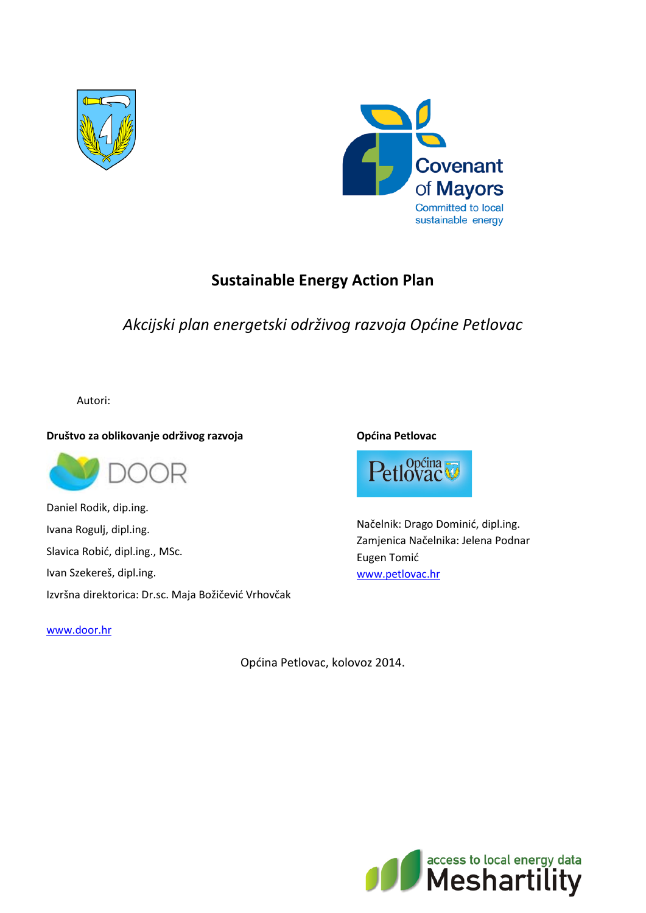Covenant of Mayors
Committed to local sustainable energy

# Sustainable Energy Action Plan

*Akcijski plan energetski održivog razvoja Općine Petlovac*

Autori:

**Društvo za oblikovanje održivog razvoja**

DOOR

Daniel Rodik, dip.ing.

Ivana Rogulj, dipl.ing.

Slavica Robić, dipl.ing., MSc.

Ivan Szekereš, dipl.ing.

Izvršna direktorica: Dr.sc. Maja Božičević Vrhovčak

www.door.hr

**Općina Petlovac**

Općina Petlovac

Načelnik: Drago Dominić, dipl.ing.
Zamjenica Načelnika: Jelena Podnar
Eugen Tomić
www.petlovac.hr

Općina Petlovac, kolovoz 2014.

access to local energy data
Meshartility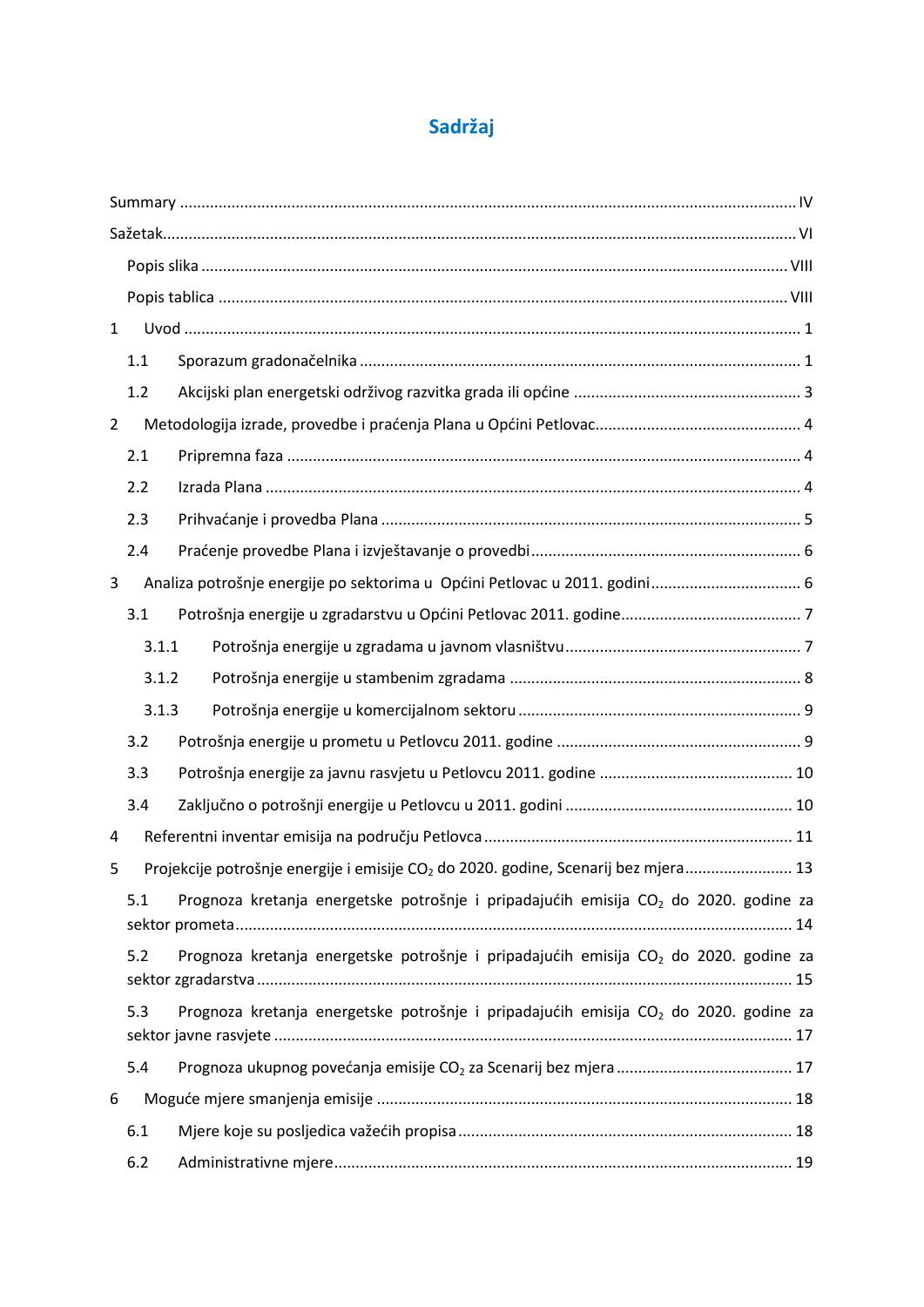# Sadržaj

Summary ........................................................................................................................................ IV

Sažetak............................................................................................................................................ VI

Popis slika ................................................................................................................................... VIII

Popis tablica ................................................................................................................................ VIII

1 Uvod ............................................................................................................................................ 1

1.1 Sporazum gradonačelnika ...................................................................................................... 1

1.2 Akcijski plan energetski održivog razvitka grada ili općine ................................................... 3

2 Metodologija izrade, provedbe i praćenja Plana u Općini Petlovac.............................................. 4

2.1 Pripremna faza ...................................................................................................................... 4

2.2 Izrada Plana .......................................................................................................................... 4

2.3 Prihvaćanje i provedba Plana ................................................................................................ 5

2.4 Praćenje provedbe Plana i izvještavanje o provedbi.............................................................. 6

3 Analiza potrošnje energije po sektorima u Općini Petlovac u 2011. godini.................................. 6

3.1 Potrošnja energije u zgradarstvu u Općini Petlovac 2011. godine.......................................... 7

3.1.1 Potrošnja energije u zgradama u javnom vlasništvu...................................................... 7

3.1.2 Potrošnja energije u stambenim zgradama ................................................................... 8

3.1.3 Potrošnja energije u komercijalnom sektoru ................................................................. 9

3.2 Potrošnja energije u prometu u Petlovcu 2011. godine ........................................................ 9

3.3 Potrošnja energije za javnu rasvjetu u Petlovcu 2011. godine ............................................ 10

3.4 Zaključno o potrošnji energije u Petlovcu u 2011. godini .................................................... 10

4 Referentni inventar emisija na području Petlovca ...................................................................... 11

5 Projekcije potrošnje energije i emisije $CO_2$ do 2020. godine, Scenarij bez mjera........................ 13

5.1 Prognoza kretanja energetske potrošnje i pripadajućih emisija $CO_2$ do 2020. godine za sektor prometa ............................................................................................................................. 14

5.2 Prognoza kretanja energetske potrošnje i pripadajućih emisija $CO_2$ do 2020. godine za sektor zgradarstva ......................................................................................................................... 15

5.3 Prognoza kretanja energetske potrošnje i pripadajućih emisija $CO_2$ do 2020. godine za sektor javne rasvjete ..................................................................................................................... 17

5.4 Prognoza ukupnog povećanja emisije $CO_2$ za Scenarij bez mjera ........................................ 17

6 Moguće mjere smanjenja emisije ............................................................................................... 18

6.1 Mjere koje su posljedica važećih propisa ............................................................................ 18

6.2 Administrativne mjere........................................................................................................ 19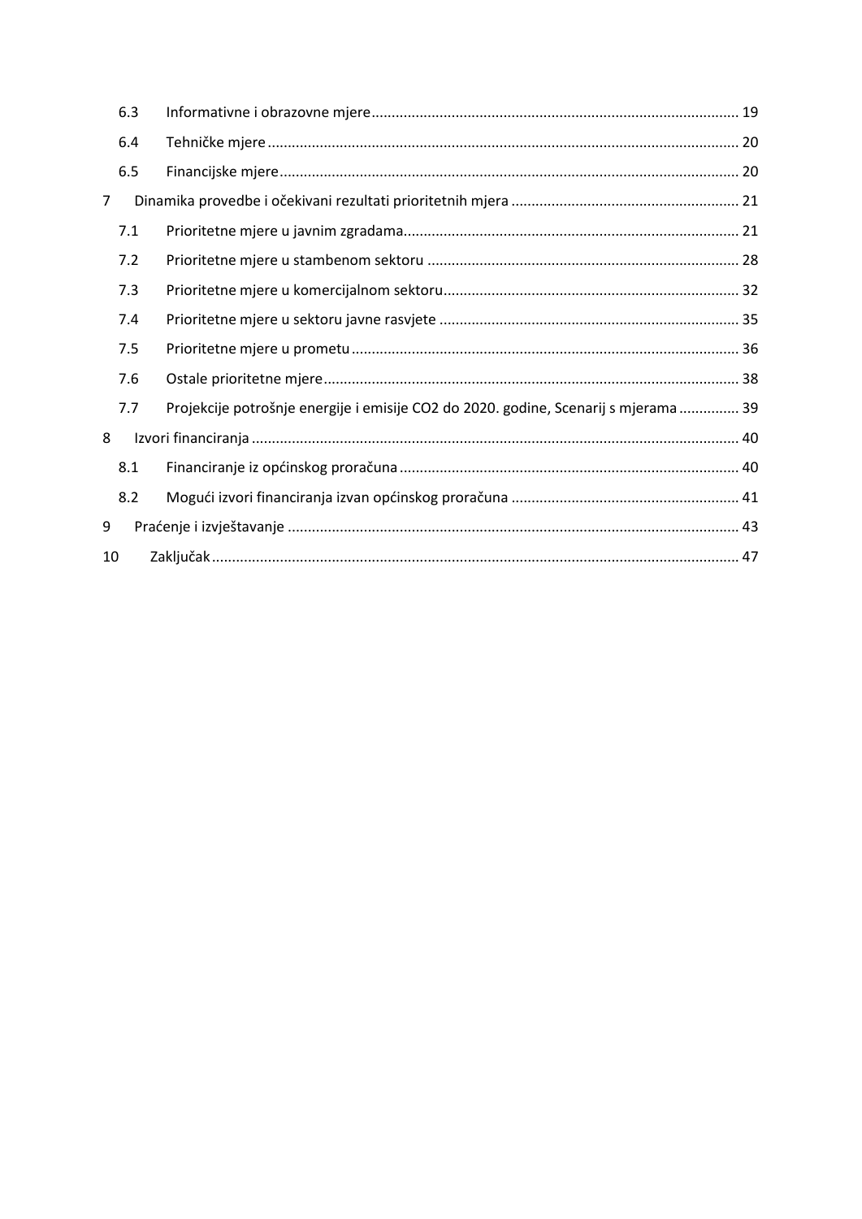6.3 Informativne i obrazovne mjere ........ 19

6.4 Tehničke mjere ........ 20

6.5 Financijske mjere ........ 20

7 Dinamika provedbe i očekivani rezultati prioritetnih mjera ........ 21

7.1 Prioritetne mjere u javnim zgradama ........ 21

7.2 Prioritetne mjere u stambenom sektoru ........ 28

7.3 Prioritetne mjere u komercijalnom sektoru ........ 32

7.4 Prioritetne mjere u sektoru javne rasvjete ........ 35

7.5 Prioritetne mjere u prometu ........ 36

7.6 Ostale prioritetne mjere ........ 38

7.7 Projekcije potrošnje energije i emisije $CO_2$ do 2020. godine, Scenarij s mjerama ........ 39

8 Izvori financiranja ........ 40

8.1 Financiranje iz općinskog proračuna ........ 40

8.2 Mogući izvori financiranja izvan općinskog proračuna ........ 41

9 Praćenje i izvještavanje ........ 43

10 Zaključak ........ 47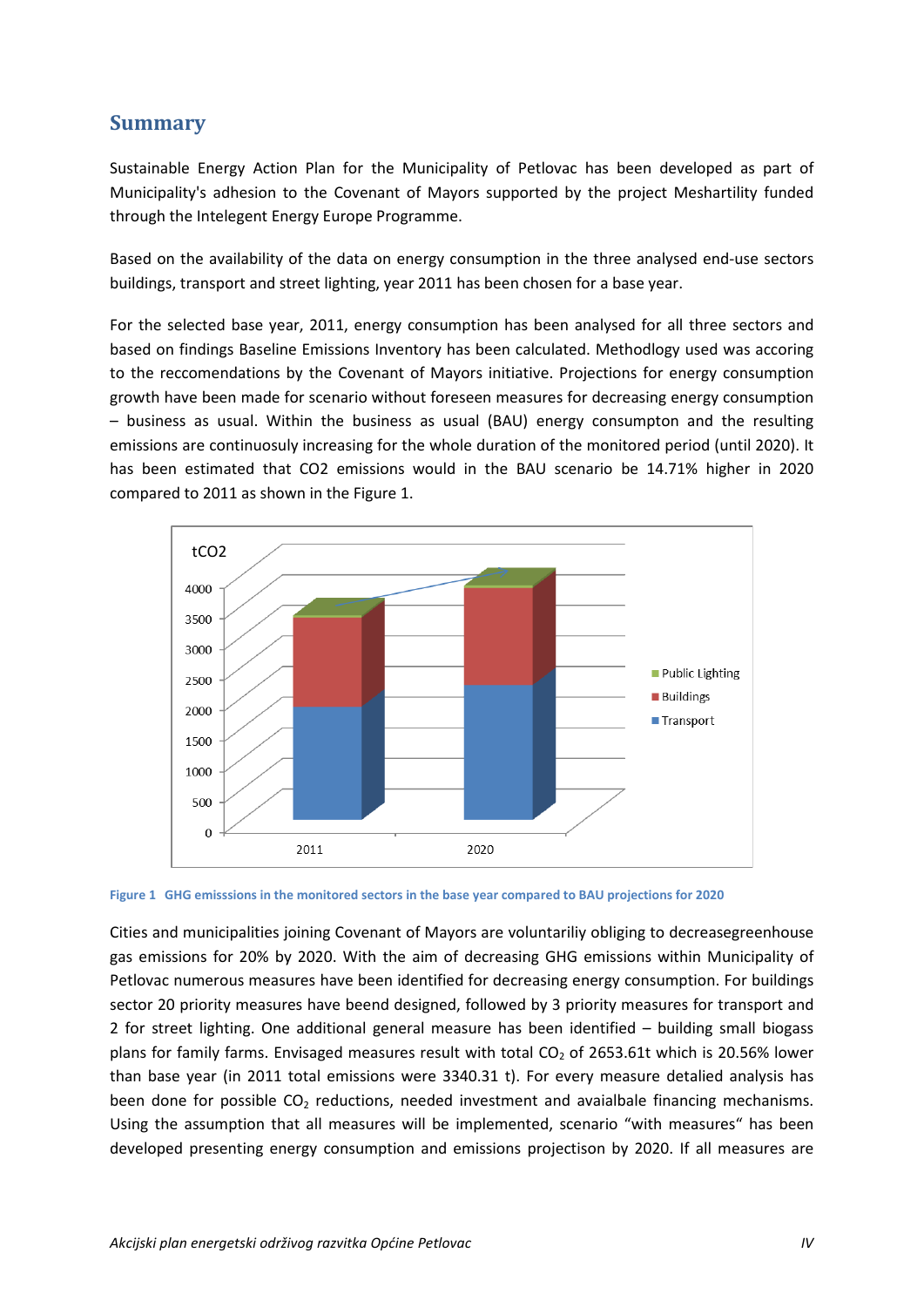## Summary

Sustainable Energy Action Plan for the Municipality of Petlovac has been developed as part of Municipality's adhesion to the Covenant of Mayors supported by the project Meshartility funded through the Intelegent Energy Europe Programme.

Based on the availability of the data on energy consumption in the three analysed end-use sectors buildings, transport and street lighting, year 2011 has been chosen for a base year.

For the selected base year, 2011, energy consumption has been analysed for all three sectors and based on findings Baseline Emissions Inventory has been calculated. Methodlogy used was accoring to the reccomendations by the Covenant of Mayors initiative. Projections for energy consumption growth have been made for scenario without foreseen measures for decreasing energy consumption – business as usual. Within the business as usual (BAU) energy consumpton and the resulting emissions are continuosuly increasing for the whole duration of the monitored period (until 2020). It has been estimated that CO2 emissions would in the BAU scenario be 14.71% higher in 2020 compared to 2011 as shown in the Figure 1.

Figure 1 GHG emisssions in the monitored sectors in the base year compared to BAU projections for 2020

Cities and municipalities joining Covenant of Mayors are voluntariliy obliging to decreasegreenhouse gas emissions for 20% by 2020. With the aim of decreasing GHG emissions within Municipality of Petlovac numerous measures have been identified for decreasing energy consumption. For buildings sector 20 priority measures have beend designed, followed by 3 priority measures for transport and 2 for street lighting. One additional general measure has been identified – building small biogass plans for family farms. Envisaged measures result with total $CO_2$ of 2653.61t which is 20.56% lower than base year (in 2011 total emissions were 3340.31 t). For every measure detalied analysis has been done for possible $CO_2$ reductions, needed investment and avaialbale financing mechanisms. Using the assumption that all measures will be implemented, scenario "with measures" has been developed presenting energy consumption and emissions projectison by 2020. If all measures are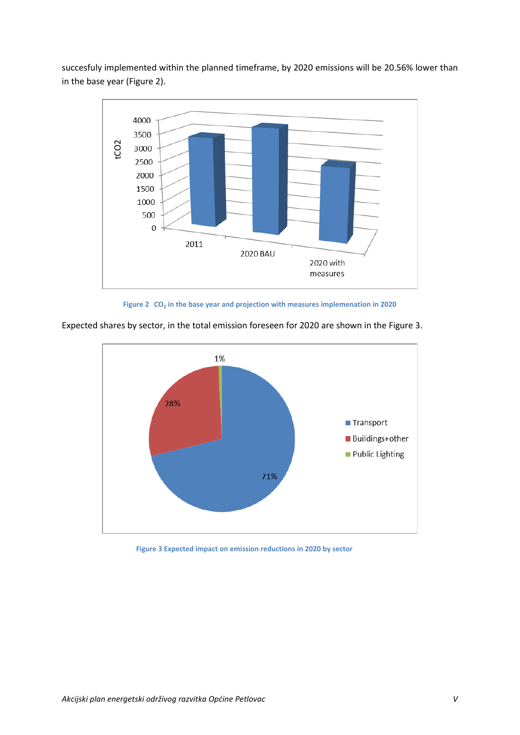succesfuly implemented within the planned timeframe, by 2020 emissions will be 20.56% lower than in the base year (Figure 2).

Figure 2 $CO_2$ in the base year and projection with measures implemenation in 2020

Expected shares by sector, in the total emission foreseen for 2020 are shown in the Figure 3.

Figure 3 Expected impact on emission reductions in 2020 by sector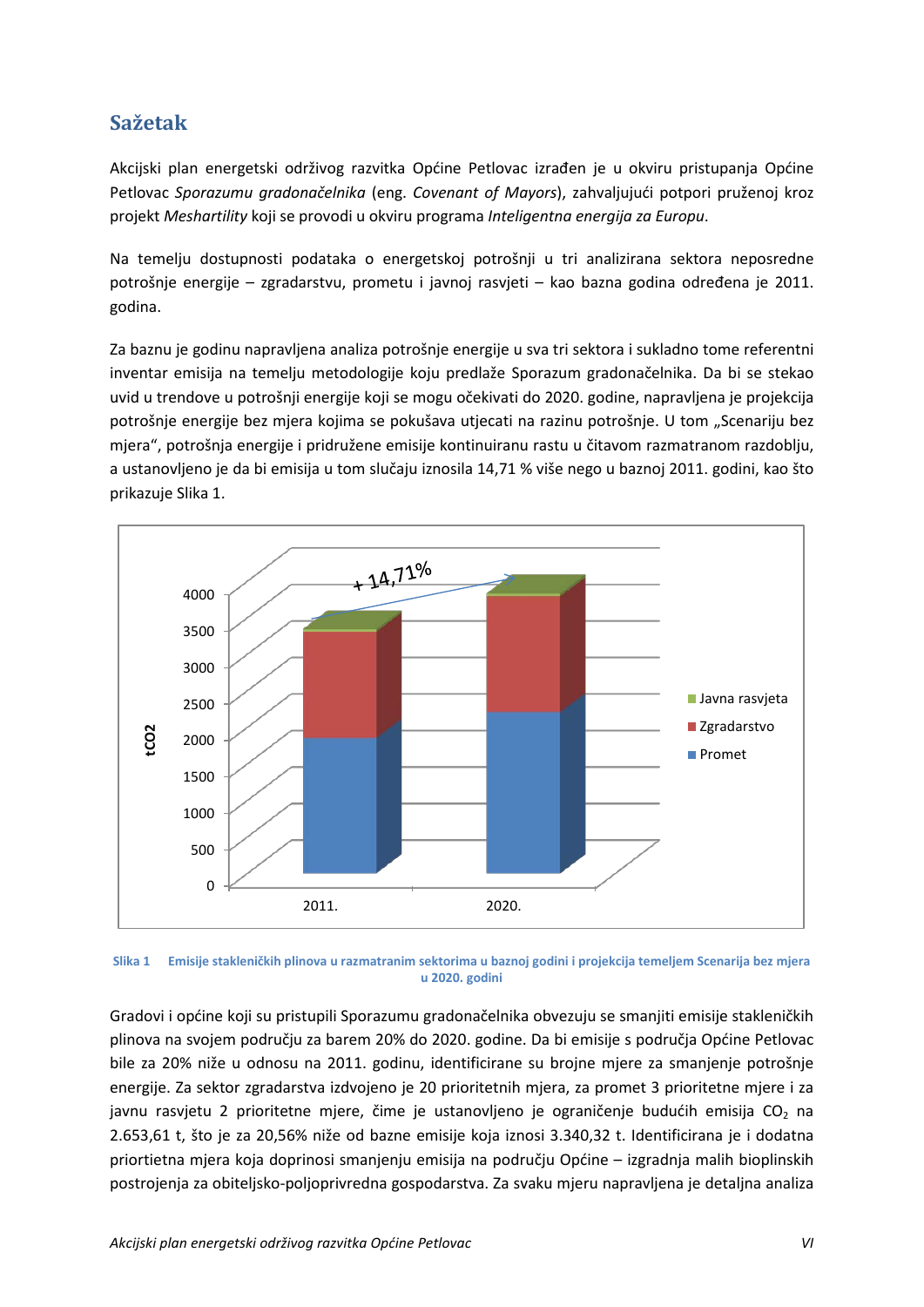# Sažetak

Akcijski plan energetski održivog razvitka Općine Petlovac izrađen je u okviru pristupanja Općine Petlovac *Sporazumu gradonačelnika* (eng. *Covenant of Mayors*), zahvaljujući potpori pruženoj kroz projekt *Meshartility* koji se provodi u okviru programa *Inteligentna energija za Europu*.

Na temelju dostupnosti podataka o energetskoj potrošnji u tri analizirana sektora neposredne potrošnje energije – zgradarstvu, prometu i javnoj rasvjeti – kao bazna godina određena je 2011. godina.

Za baznu je godinu napravljena analiza potrošnje energije u sva tri sektora i sukladno tome referentni inventar emisija na temelju metodologije koju predlaže Sporazum gradonačelnika. Da bi se stekao uvid u trendove u potrošnji energije koji se mogu očekivati do 2020. godine, napravljena je projekcija potrošnje energije bez mjera kojima se pokušava utjecati na razinu potrošnje. U tom „Scenariju bez mjera“, potrošnja energije i pridružene emisije kontinuiranu rastu u čitavom razmatranom razdoblju, a ustanovljeno je da bi emisija u tom slučaju iznosila 14,71 % više nego u baznoj 2011. godini, kao što prikazuje Slika 1.

Slika 1 Emisije stakleničkih plinova u razmatranim sektorima u baznoj godini i projekcija temeljem Scenarija bez mjera u 2020. godini

Gradovi i općine koji su pristupili Sporazumu gradonačelnika obvezuju se smanjiti emisije stakleničkih plinova na svojem području za barem 20% do 2020. godine. Da bi emisije s područja Općine Petlovac bile za 20% niže u odnosu na 2011. godinu, identificirane su brojne mjere za smanjenje potrošnje energije. Za sektor zgradarstva izdvojeno je 20 prioritetnih mjera, za promet 3 prioritetne mjere i za javnu rasvjetu 2 prioritetne mjere, čime je ustanovljeno je ograničenje budućih emisija $CO_2$ na 2.653,61 t, što je za 20,56% niže od bazne emisije koja iznosi 3.340,32 t. Identificirana je i dodatna priortietna mjera koja doprinosi smanjenju emisija na području Općine – izgradnja malih bioplinskih postrojenja za obiteljsko-poljoprivredna gospodarstva. Za svaku mjeru napravljena je detaljna analiza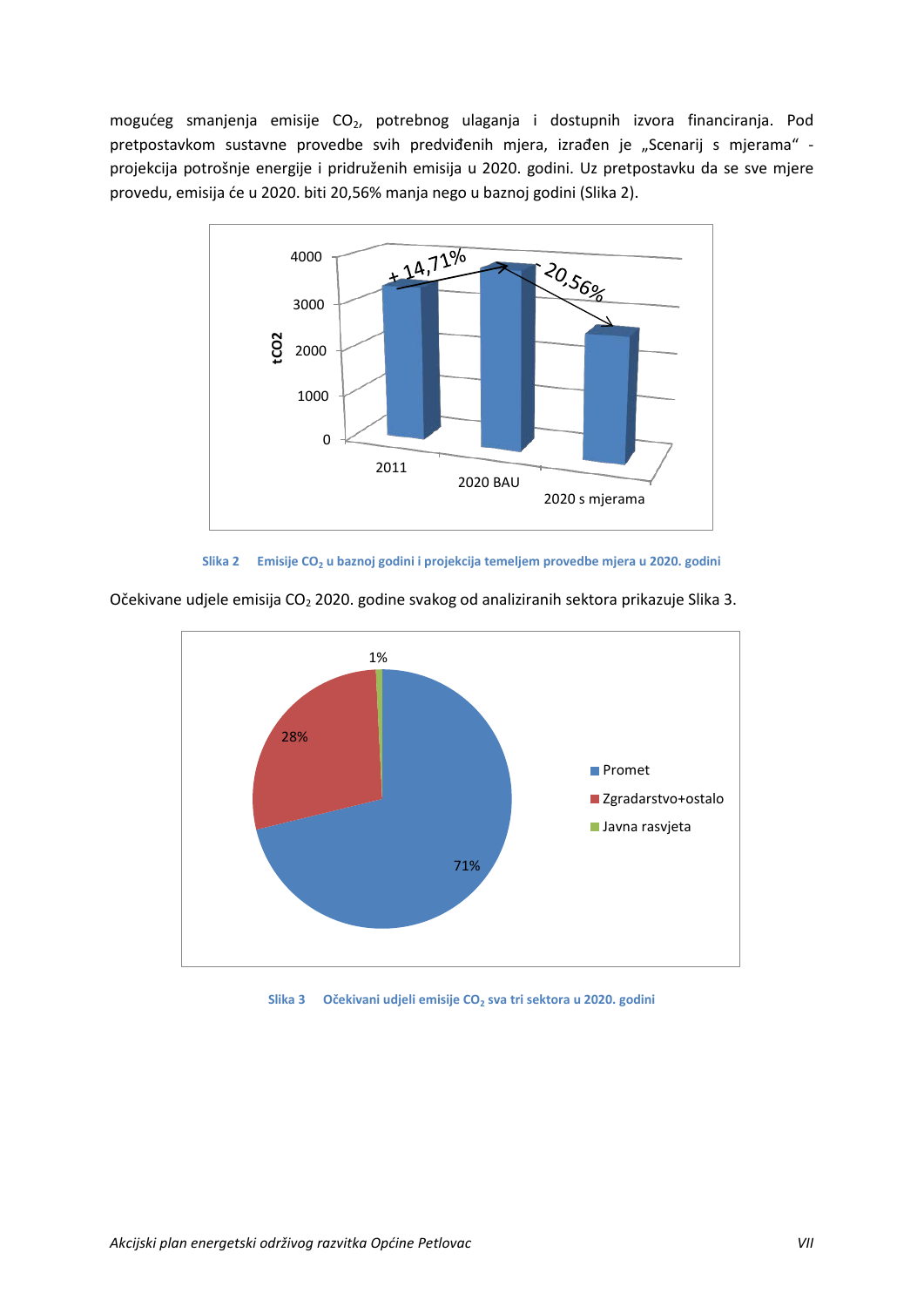mogućeg smanjenja emisije $CO_2$, potrebnog ulaganja i dostupnih izvora financiranja. Pod pretpostavkom sustavne provedbe svih predviđenih mjera, izrađen je „Scenarij s mjerama“ - projekcija potrošnje energije i pridruženih emisija u 2020. godini. Uz pretpostavku da se sve mjere provedu, emisija će u 2020. biti 20,56% manja nego u baznoj godini (Slika 2).

Slika 2 Emisije $CO_2$ u baznoj godini i projekcija temeljem provedbe mjera u 2020. godini

Očekivane udjele emisija $CO_2$ 2020. godine svakog od analiziranih sektora prikazuje Slika 3.

Slika 3 Očekivani udjeli emisije $CO_2$ sva tri sektora u 2020. godini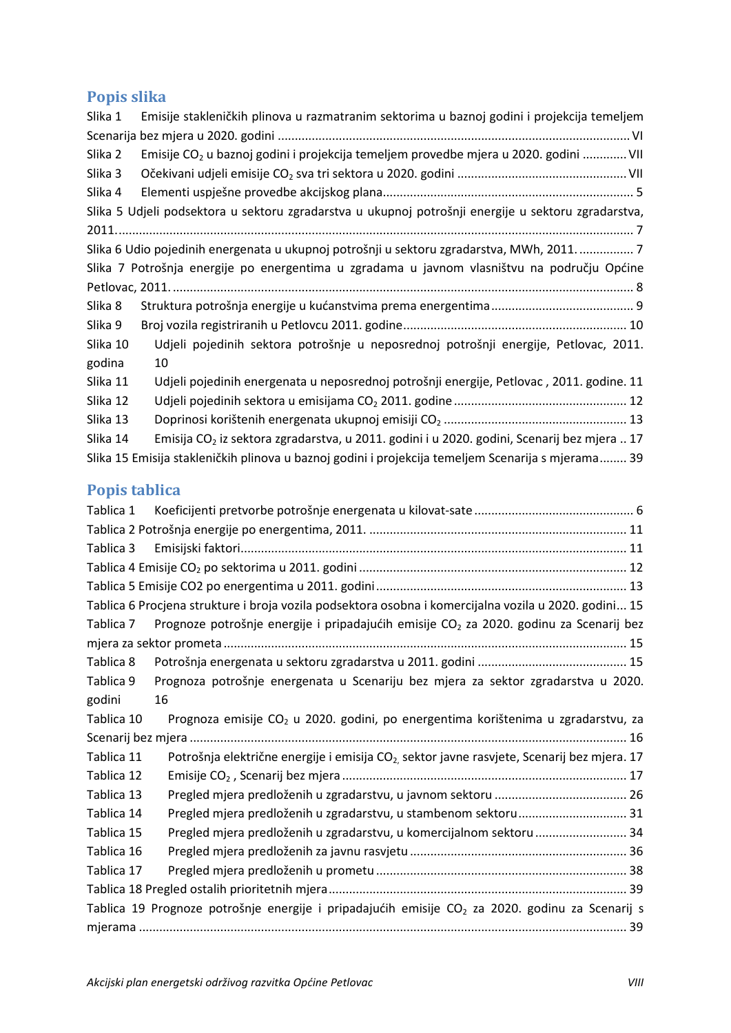## Popis slika

Slika 1 Emisije stakleničkih plinova u razmatranim sektorima u baznoj godini i projekcija temeljem Scenarija bez mjera u 2020. godini ....... VI

Slika 2 Emisije $CO_2$ u baznoj godini i projekcija temeljem provedbe mjera u 2020. godini ....... VII

Slika 3 Očekivani udjeli emisije $CO_2$ sva tri sektora u 2020. godini ....... VII

Slika 4 Elementi uspješne provedbe akcijskog plana ....... 5

Slika 5 Udjeli podsektora u sektoru zgradarstva u ukupnoj potrošnji energije u sektoru zgradarstva, 2011. ....... 7

Slika 6 Udio pojedinih energenata u ukupnoj potrošnji u sektoru zgradarstva, MWh, 2011. ....... 7

Slika 7 Potrošnja energije po energentima u zgradama u javnom vlasništvu na području Općine Petlovac, 2011. ....... 8

Slika 8 Struktura potrošnja energije u kućanstvima prema energentima ....... 9

Slika 9 Broj vozila registriranih u Petlovcu 2011. godine ....... 10

Slika 10 Udjeli pojedinih sektora potrošnje u neposrednoj potrošnji energije, Petlovac, 2011. godina 10

Slika 11 Udjeli pojedinih energenata u neposrednoj potrošnji energije, Petlovac , 2011. godine. 11

Slika 12 Udjeli pojedinih sektora u emisijama $CO_2$ 2011. godine ....... 12

Slika 13 Doprinosi korištenih energenata ukupnoj emisiji $CO_2$ ....... 13

Slika 14 Emisija $CO_2$ iz sektora zgradarstva, u 2011. godini i u 2020. godini, Scenarij bez mjera .. 17

Slika 15 Emisija stakleničkih plinova u baznoj godini i projekcija temeljem Scenarija s mjerama ....... 39

## Popis tablica

Tablica 1 Koeficijenti pretvorbe potrošnje energenata u kilovat-sate ....... 6

Tablica 2 Potrošnja energije po energentima, 2011. ....... 11

Tablica 3 Emisijski faktori ....... 11

Tablica 4 Emisije $CO_2$ po sektorima u 2011. godini ....... 12

Tablica 5 Emisije CO2 po energentima u 2011. godini ....... 13

Tablica 6 Procjena strukture i broja vozila podsektora osobna i komercijalna vozila u 2020. godini... 15

Tablica 7 Prognoze potrošnje energije i pripadajućih emisije $CO_2$ za 2020. godinu za Scenarij bez mjera za sektor prometa ....... 15

Tablica 8 Potrošnja energenata u sektoru zgradarstva u 2011. godini ....... 15

Tablica 9 Prognoza potrošnje energenata u Scenariju bez mjera za sektor zgradarstva u 2020. godini 16

Tablica 10 Prognoza emisije $CO_2$ u 2020. godini, po energentima korištenima u zgradarstvu, za Scenarij bez mjera ....... 16

Tablica 11 Potrošnja električne energije i emisija $CO_2$, sektor javne rasvjete, Scenarij bez mjera. 17

Tablica 12 Emisije $CO_2$ , Scenarij bez mjera ....... 17

Tablica 13 Pregled mjera predloženih u zgradarstvu, u javnom sektoru ....... 26

Tablica 14 Pregled mjera predloženih u zgradarstvu, u stambenom sektoru ....... 31

Tablica 15 Pregled mjera predloženih u zgradarstvu, u komercijalnom sektoru ....... 34

Tablica 16 Pregled mjera predloženih za javnu rasvjetu ....... 36

Tablica 17 Pregled mjera predloženih u prometu ....... 38

Tablica 18 Pregled ostalih prioritetnih mjera ....... 39

Tablica 19 Prognoze potrošnje energije i pripadajućih emisije $CO_2$ za 2020. godinu za Scenarij s mjerama ....... 39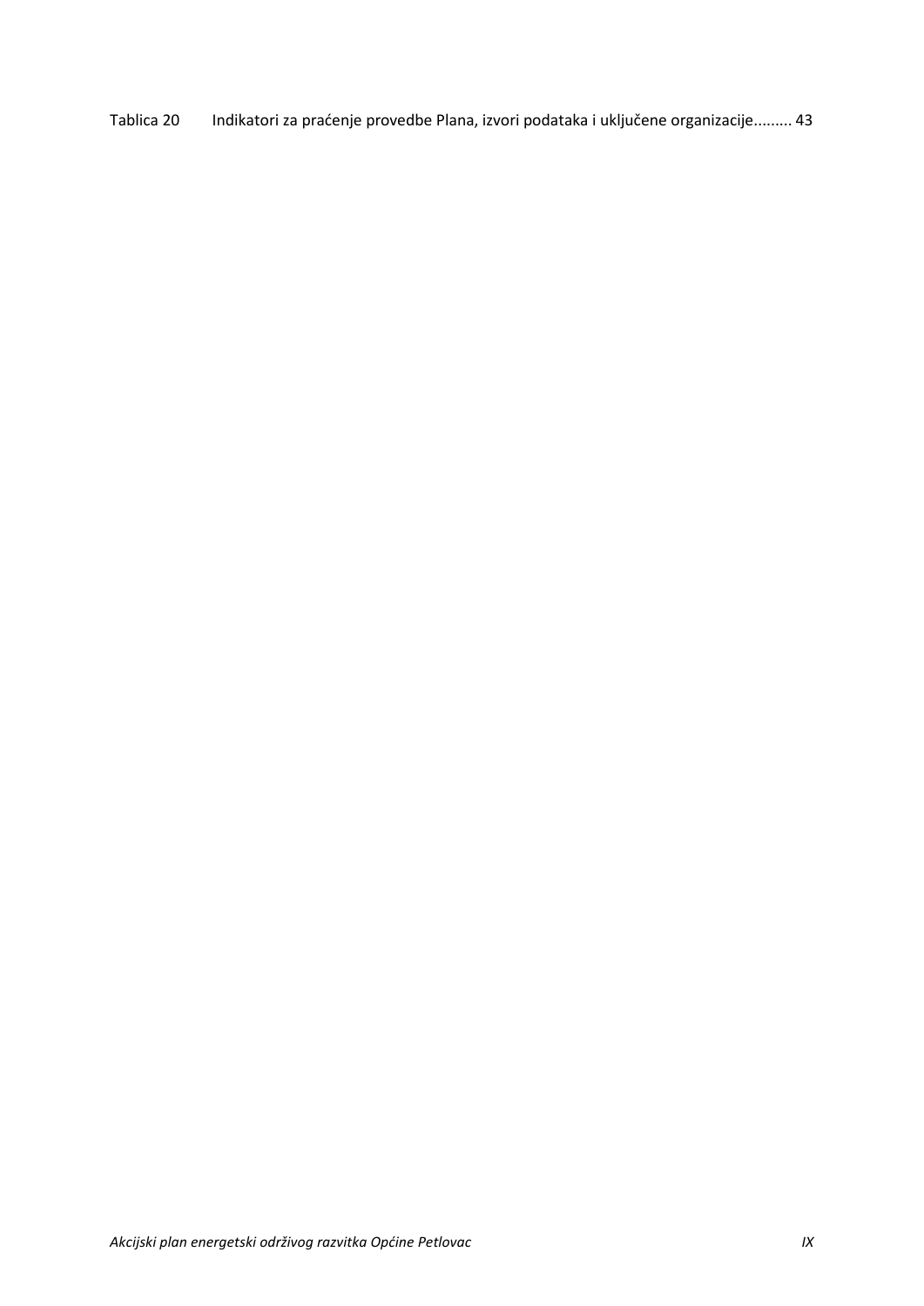Tablica 20 Indikatori za praćenje provedbe Plana, izvori podataka i uključene organizacije......... 43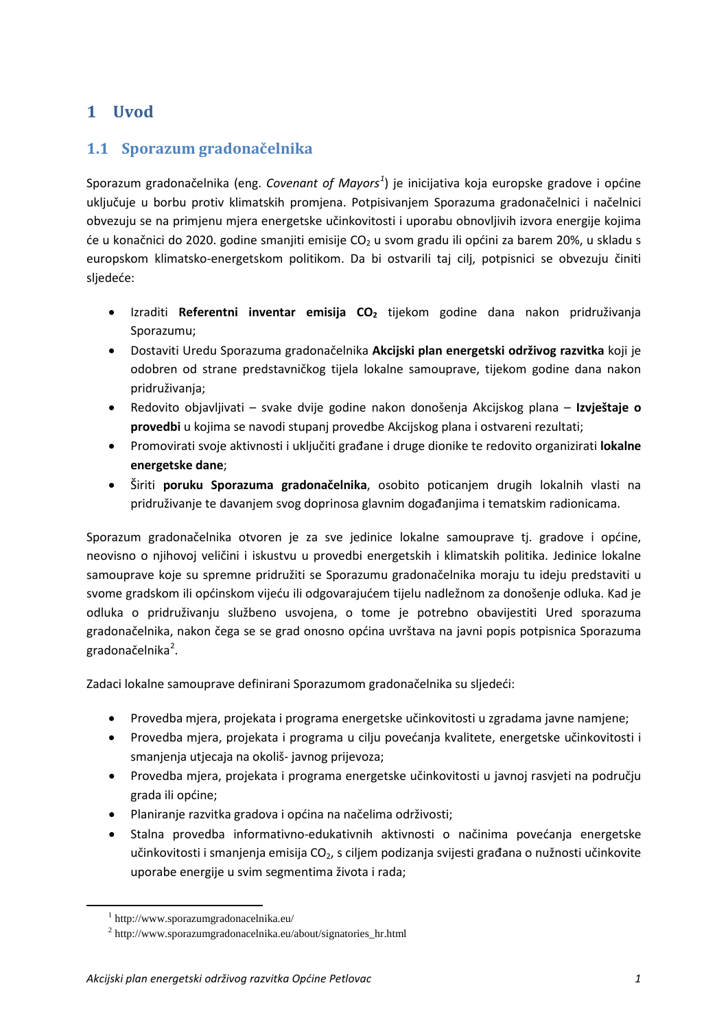# 1 Uvod

## 1.1 Sporazum gradonačelnika

Sporazum gradonačelnika (eng. *Covenant of Mayors*[1]) je inicijativa koja europske gradove i općine uključuje u borbu protiv klimatskih promjena. Potpisivanjem Sporazuma gradonačelnici i načelnici obvezuju se na primjenu mjera energetske učinkovitosti i uporabu obnovljivih izvora energije kojima će u konačnici do 2020. godine smanjiti emisije $CO_2$ u svom gradu ili općini za barem 20%, u skladu s europskom klimatsko-energetskom politikom. Da bi ostvarili taj cilj, potpisnici se obvezuju činiti sljedeće:

- Izraditi **Referentni inventar emisija $CO_2$** tijekom godine dana nakon pridruživanja Sporazumu;
- Dostaviti Uredu Sporazuma gradonačelnika **Akcijski plan energetski održivog razvitka** koji je odobren od strane predstavničkog tijela lokalne samouprave, tijekom godine dana nakon pridruživanja;
- Redovito objavljivati – svake dvije godine nakon donošenja Akcijskog plana – **Izvještaje o provedbi** u kojima se navodi stupanj provedbe Akcijskog plana i ostvareni rezultati;
- Promovirati svoje aktivnosti i uključiti građane i druge dionike te redovito organizirati **lokalne energetske dane**;
- Širiti **poruku Sporazuma gradonačelnika**, osobito poticanjem drugih lokalnih vlasti na pridruživanje te davanjem svog doprinosa glavnim događanjima i tematskim radionicama.

Sporazum gradonačelnika otvoren je za sve jedinice lokalne samouprave tj. gradove i općine, neovisno o njihovoj veličini i iskustvu u provedbi energetskih i klimatskih politika. Jedinice lokalne samouprave koje su spremne pridružiti se Sporazumu gradonačelnika moraju tu ideju predstaviti u svome gradskom ili općinskom vijeću ili odgovarajućem tijelu nadležnom za donošenje odluka. Kad je odluka o pridruživanju službeno usvojena, o tome je potrebno obavijestiti Ured sporazuma gradonačelnika, nakon čega se se grad onosno općina uvrštava na javni popis potpisnica Sporazuma gradonačelnika[2].

Zadaci lokalne samouprave definirani Sporazumom gradonačelnika su sljedeći:

- Provedba mjera, projekata i programa energetske učinkovitosti u zgradama javne namjene;
- Provedba mjera, projekata i programa u cilju povećanja kvalitete, energetske učinkovitosti i smanjenja utjecaja na okoliš- javnog prijevoza;
- Provedba mjera, projekata i programa energetske učinkovitosti u javnoj rasvjeti na području grada ili općine;
- Planiranje razvitka gradova i općina na načelima održivosti;
- Stalna provedba informativno-edukativnih aktivnosti o načinima povećanja energetske učinkovitosti i smanjenja emisija $CO_2$, s ciljem podizanja svijesti građana o nužnosti učinkovite uporabe energije u svim segmentima života i rada;

[1] http://www.sporazumgradonacelnika.eu/

[2] http://www.sporazumgradonacelnika.eu/about/signatories_hr.html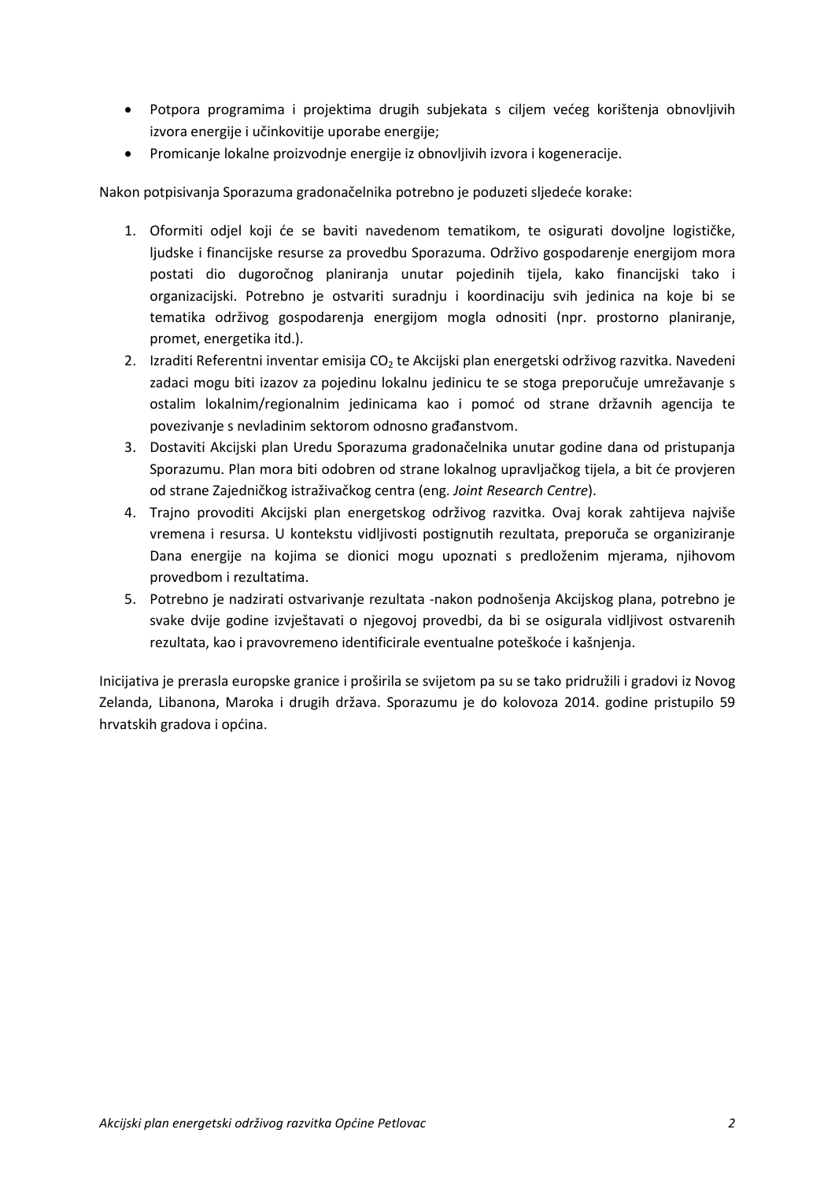- Potpora programima i projektima drugih subjekata s ciljem većeg korištenja obnovljivih izvora energije i učinkovitije uporabe energije;
- Promicanje lokalne proizvodnje energije iz obnovljivih izvora i kogeneracije.

Nakon potpisivanja Sporazuma gradonačelnika potrebno je poduzeti sljedeće korake:

1. Oformiti odjel koji će se baviti navedenom tematikom, te osigurati dovoljne logističke, ljudske i financijske resurse za provedbu Sporazuma. Održivo gospodarenje energijom mora postati dio dugoročnog planiranja unutar pojedinih tijela, kako financijski tako i organizacijski. Potrebno je ostvariti suradnju i koordinaciju svih jedinica na koje bi se tematika održivog gospodarenja energijom mogla odnositi (npr. prostorno planiranje, promet, energetika itd.).
2. Izraditi Referentni inventar emisija $CO_2$ te Akcijski plan energetski održivog razvitka. Navedeni zadaci mogu biti izazov za pojedinu lokalnu jedinicu te se stoga preporučuje umrežavanje s ostalim lokalnim/regionalnim jedinicama kao i pomoć od strane državnih agencija te povezivanje s nevladinim sektorom odnosno građanstvom.
3. Dostaviti Akcijski plan Uredu Sporazuma gradonačelnika unutar godine dana od pristupanja Sporazumu. Plan mora biti odobren od strane lokalnog upravljačkog tijela, a bit će provjeren od strane Zajedničkog istraživačkog centra (eng. *Joint Research Centre*).
4. Trajno provoditi Akcijski plan energetskog održivog razvitka. Ovaj korak zahtijeva najviše vremena i resursa. U kontekstu vidljivosti postignutih rezultata, preporuča se organiziranje Dana energije na kojima se dionici mogu upoznati s predloženim mjerama, njihovom provedbom i rezultatima.
5. Potrebno je nadzirati ostvarivanje rezultata -nakon podnošenja Akcijskog plana, potrebno je svake dvije godine izvještavati o njegovoj provedbi, da bi se osigurala vidljivost ostvarenih rezultata, kao i pravovremeno identificirale eventualne poteškoće i kašnjenja.

Inicijativa je prerasla europske granice i proširila se svijetom pa su se tako pridružili i gradovi iz Novog Zelanda, Libanona, Maroka i drugih država. Sporazumu je do kolovoza 2014. godine pristupilo 59 hrvatskih gradova i općina.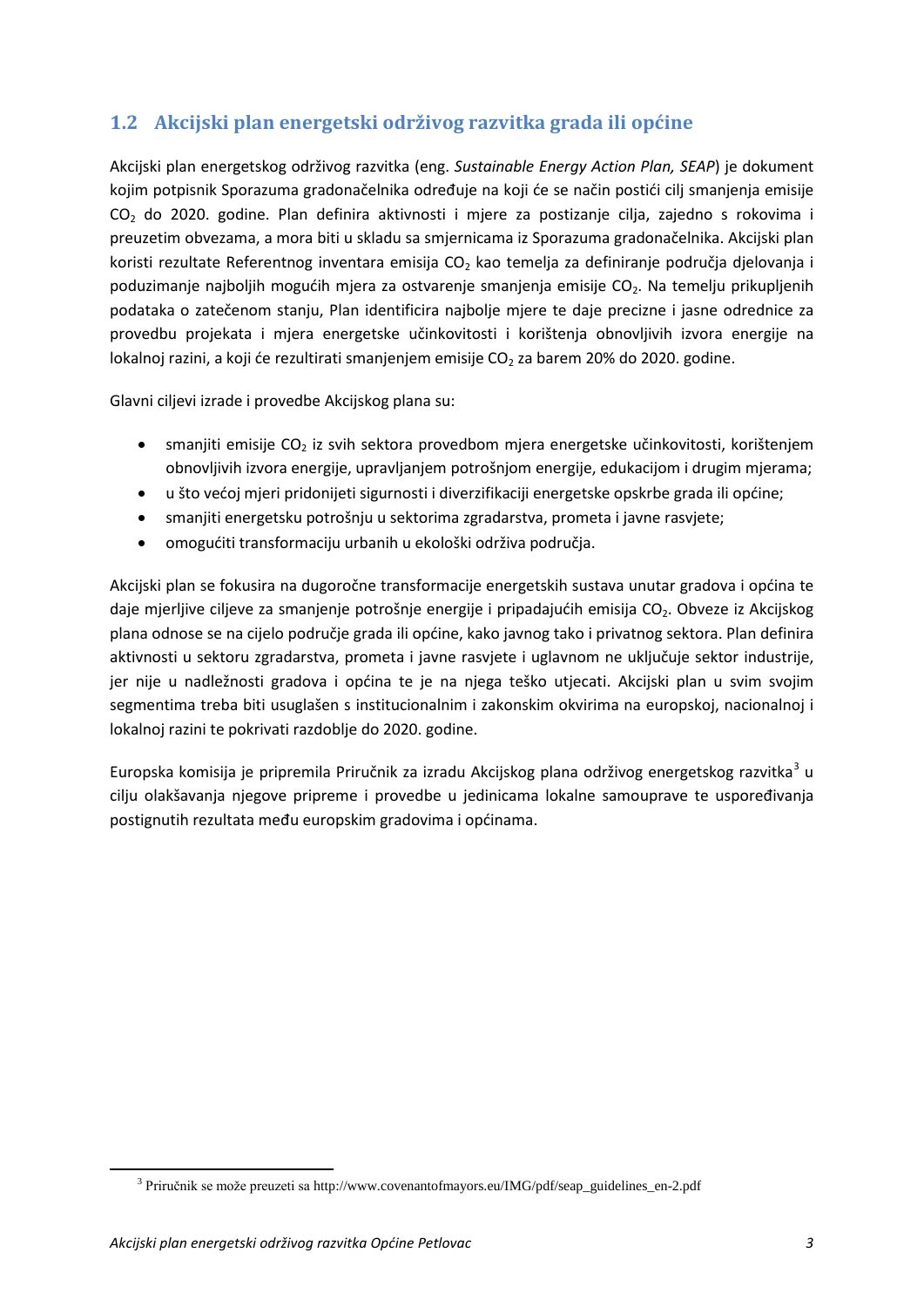## 1.2 Akcijski plan energetski održivog razvitka grada ili općine

Akcijski plan energetskog održivog razvitka (eng. *Sustainable Energy Action Plan, SEAP*) je dokument kojim potpisnik Sporazuma gradonačelnika određuje na koji će se način postići cilj smanjenja emisije $CO_2$ do 2020. godine. Plan definira aktivnosti i mjere za postizanje cilja, zajedno s rokovima i preuzetim obvezama, a mora biti u skladu sa smjernicama iz Sporazuma gradonačelnika. Akcijski plan koristi rezultate Referentnog inventara emisija $CO_2$ kao temelja za definiranje područja djelovanja i poduzimanje najboljih mogućih mjera za ostvarenje smanjenja emisije $CO_2$. Na temelju prikupljenih podataka o zatečenom stanju, Plan identificira najbolje mjere te daje precizne i jasne odrednice za provedbu projekata i mjera energetske učinkovitosti i korištenja obnovljivih izvora energije na lokalnoj razini, a koji će rezultirati smanjenjem emisije $CO_2$ za barem 20% do 2020. godine.

Glavni ciljevi izrade i provedbe Akcijskog plana su:

- smanjiti emisije $CO_2$ iz svih sektora provedbom mjera energetske učinkovitosti, korištenjem obnovljivih izvora energije, upravljanjem potrošnjom energije, edukacijom i drugim mjerama;
- u što većoj mjeri pridonijeti sigurnosti i diverzifikaciji energetske opskrbe grada ili općine;
- smanjiti energetsku potrošnju u sektorima zgradarstva, prometa i javne rasvjete;
- omogućiti transformaciju urbanih u ekološki održiva područja.

Akcijski plan se fokusira na dugoročne transformacije energetskih sustava unutar gradova i općina te daje mjerljive ciljeve za smanjenje potrošnje energije i pripadajućih emisija $CO_2$. Obveze iz Akcijskog plana odnose se na cijelo područje grada ili općine, kako javnog tako i privatnog sektora. Plan definira aktivnosti u sektoru zgradarstva, prometa i javne rasvjete i uglavnom ne uključuje sektor industrije, jer nije u nadležnosti gradova i općina te je na njega teško utjecati. Akcijski plan u svim svojim segmentima treba biti usuglašen s institucionalnim i zakonskim okvirima na europskoj, nacionalnoj i lokalnoj razini te pokrivati razdoblje do 2020. godine.

Europska komisija je pripremila Priručnik za izradu Akcijskog plana održivog energetskog razvitka[3] u cilju olakšavanja njegove pripreme i provedbe u jedinicama lokalne samouprave te uspoređivanja postignutih rezultata među europskim gradovima i općinama.

[3] Priručnik se može preuzeti sa http://www.covenantofmayors.eu/IMG/pdf/seap_guidelines_en-2.pdf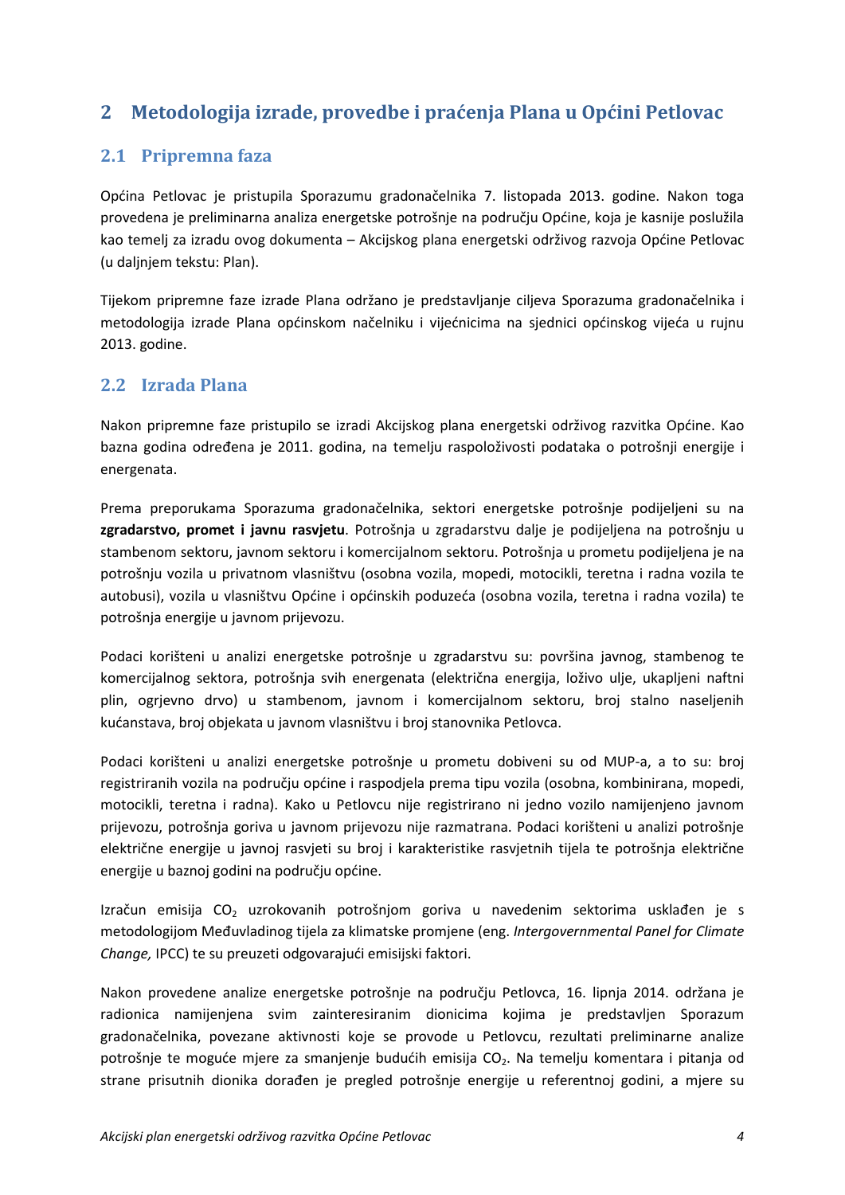# 2 Metodologija izrade, provedbe i praćenja Plana u Općini Petlovac

## 2.1 Pripremna faza

Općina Petlovac je pristupila Sporazumu gradonačelnika 7. listopada 2013. godine. Nakon toga provedena je preliminarna analiza energetske potrošnje na području Općine, koja je kasnije poslužila kao temelj za izradu ovog dokumenta – Akcijskog plana energetski održivog razvoja Općine Petlovac (u daljnjem tekstu: Plan).

Tijekom pripremne faze izrade Plana održano je predstavljanje ciljeva Sporazuma gradonačelnika i metodologija izrade Plana općinskom načelniku i vijećnicima na sjednici općinskog vijeća u rujnu 2013. godine.

## 2.2 Izrada Plana

Nakon pripremne faze pristupilo se izradi Akcijskog plana energetski održivog razvitka Općine. Kao bazna godina određena je 2011. godina, na temelju raspoloživosti podataka o potrošnji energije i energenata.

Prema preporukama Sporazuma gradonačelnika, sektori energetske potrošnje podijeljeni su na **zgradarstvo, promet i javnu rasvjetu**. Potrošnja u zgradarstvu dalje je podijeljena na potrošnju u stambenom sektoru, javnom sektoru i komercijalnom sektoru. Potrošnja u prometu podijeljena je na potrošnju vozila u privatnom vlasništvu (osobna vozila, mopedi, motocikli, teretna i radna vozila te autobusi), vozila u vlasništvu Općine i općinskih poduzeća (osobna vozila, teretna i radna vozila) te potrošnja energije u javnom prijevozu.

Podaci korišteni u analizi energetske potrošnje u zgradarstvu su: površina javnog, stambenog te komercijalnog sektora, potrošnja svih energenata (električna energija, loživo ulje, ukapljeni naftni plin, ogrjevno drvo) u stambenom, javnom i komercijalnom sektoru, broj stalno naseljenih kućanstava, broj objekata u javnom vlasništvu i broj stanovnika Petlovca.

Podaci korišteni u analizi energetske potrošnje u prometu dobiveni su od MUP-a, a to su: broj registriranih vozila na području općine i raspodjela prema tipu vozila (osobna, kombinirana, mopedi, motocikli, teretna i radna). Kako u Petlovcu nije registrirano ni jedno vozilo namijenjeno javnom prijevozu, potrošnja goriva u javnom prijevozu nije razmatrana. Podaci korišteni u analizi potrošnje električne energije u javnoj rasvjeti su broj i karakteristike rasvjetnih tijela te potrošnja električne energije u baznoj godini na području općine.

Izračun emisija $CO_2$ uzrokovanih potrošnjom goriva u navedenim sektorima usklađen je s metodologijom Međuvladinog tijela za klimatske promjene (eng. *Intergovernmental Panel for Climate Change,* IPCC) te su preuzeti odgovarajući emisijski faktori.

Nakon provedene analize energetske potrošnje na području Petlovca, 16. lipnja 2014. održana je radionica namijenjena svim zainteresiranim dionicima kojima je predstavljen Sporazum gradonačelnika, povezane aktivnosti koje se provode u Petlovcu, rezultati preliminarne analize potrošnje te moguće mjere za smanjenje budućih emisija $CO_2$. Na temelju komentara i pitanja od strane prisutnih dionika dorađen je pregled potrošnje energije u referentnoj godini, a mjere su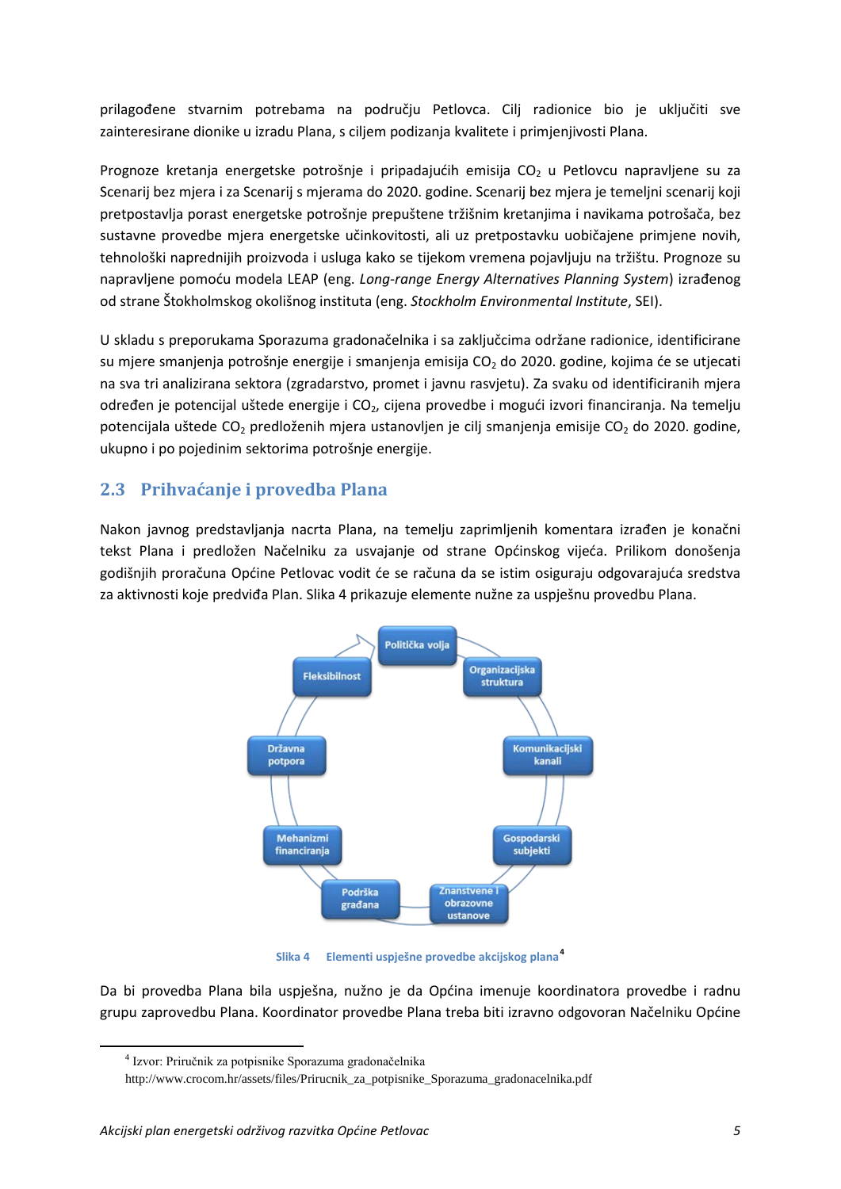prilagođene stvarnim potrebama na području Petlovca. Cilj radionice bio je uključiti sve zainteresirane dionike u izradu Plana, s ciljem podizanja kvalitete i primjenjivosti Plana.

Prognoze kretanja energetske potrošnje i pripadajućih emisija $CO_2$ u Petlovcu napravljene su za Scenarij bez mjera i za Scenarij s mjerama do 2020. godine. Scenarij bez mjera je temeljni scenarij koji pretpostavlja porast energetske potrošnje prepuštene tržišnim kretanjima i navikama potrošača, bez sustavne provedbe mjera energetske učinkovitosti, ali uz pretpostavku uobičajene primjene novih, tehnološki naprednijih proizvoda i usluga kako se tijekom vremena pojavljuju na tržištu. Prognoze su napravljene pomoću modela LEAP (eng. *Long-range Energy Alternatives Planning System*) izrađenog od strane Štokholmskog okolišnog instituta (eng. *Stockholm Environmental Institute*, SEI).

U skladu s preporukama Sporazuma gradonačelnika i sa zaključcima održane radionice, identificirane su mjere smanjenja potrošnje energije i smanjenja emisija $CO_2$ do 2020. godine, kojima će se utjecati na sva tri analizirana sektora (zgradarstvo, promet i javnu rasvjetu). Za svaku od identificiranih mjera određen je potencijal uštede energije i $CO_2$, cijena provedbe i mogući izvori financiranja. Na temelju potencijala uštede $CO_2$ predloženih mjera ustanovljen je cilj smanjenja emisije $CO_2$ do 2020. godine, ukupno i po pojedinim sektorima potrošnje energije.

## 2.3 Prihvaćanje i provedba Plana

Nakon javnog predstavljanja nacrta Plana, na temelju zaprimljenih komentara izrađen je konačni tekst Plana i predložen Načelniku za usvajanje od strane Općinskog vijeća. Prilikom donošenja godišnjih proračuna Općine Petlovac vodit će se računa da se istim osiguraju odgovarajuća sredstva za aktivnosti koje predviđa Plan. Slika 4 prikazuje elemente nužne za uspješnu provedbu Plana.

Politička volja
Organizacijska struktura
Komunikacijski kanali
Gospodarski subjekti
Znanstvene i obrazovne ustanove
Podrška građana
Mehanizmi financiranja
Državna potpora
Fleksibilnost

Slika 4 Elementi uspješne provedbe akcijskog plana[4]

Da bi provedba Plana bila uspješna, nužno je da Općina imenuje koordinatora provedbe i radnu grupu zaprovedbu Plana. Koordinator provedbe Plana treba biti izravno odgovoran Načelniku Općine

[4] Izvor: Priručnik za potpisnike Sporazuma gradonačelnika http://www.crocom.hr/assets/files/Prirucnik_za_potpisnike_Sporazuma_gradonacelnika.pdf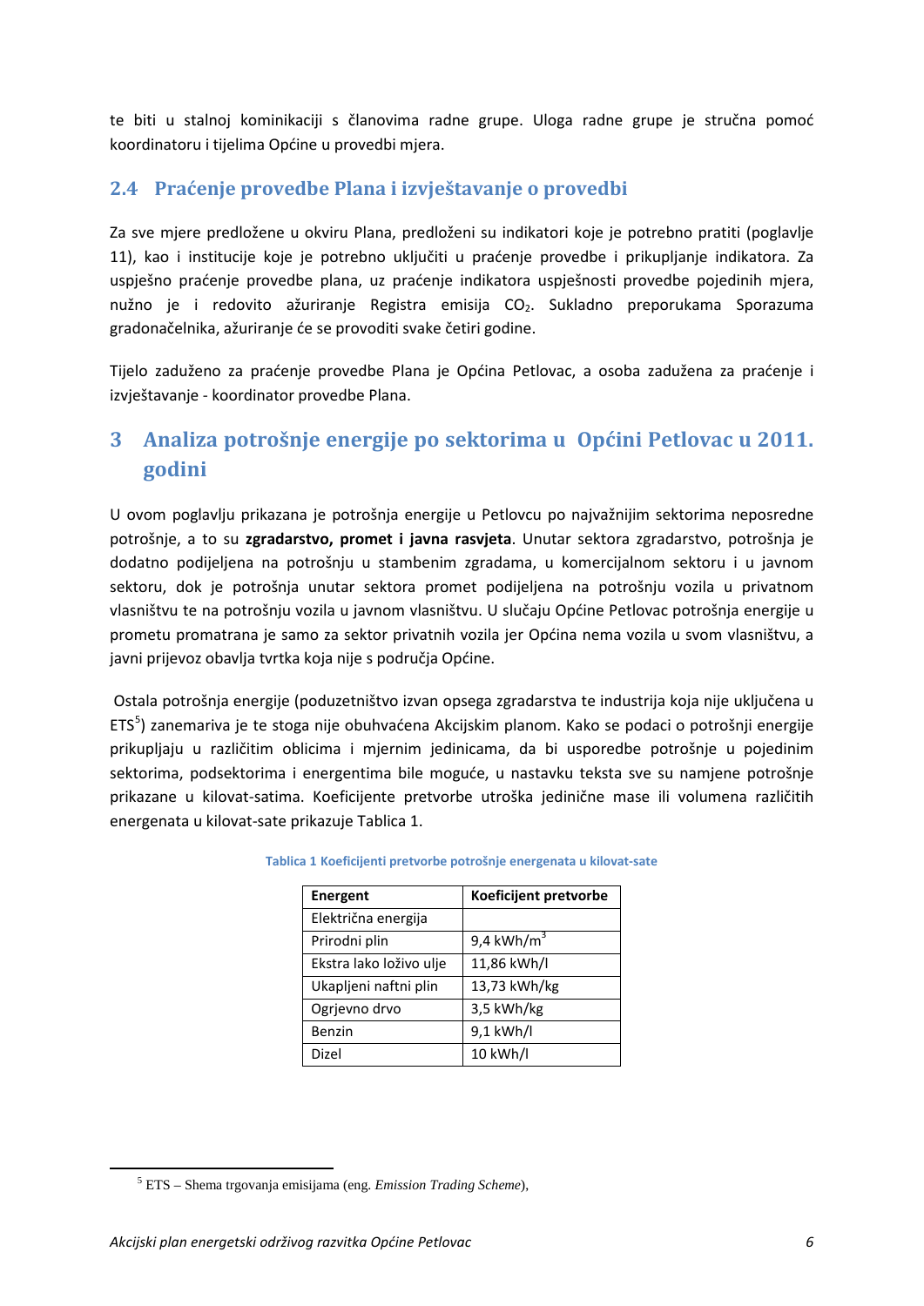te biti u stalnoj kominikaciji s članovima radne grupe. Uloga radne grupe je stručna pomoć koordinatoru i tijelima Općine u provedbi mjera.

## 2.4 Praćenje provedbe Plana i izvještavanje o provedbi

Za sve mjere predložene u okviru Plana, predloženi su indikatori koje je potrebno pratiti (poglavlje 11), kao i institucije koje je potrebno uključiti u praćenje provedbe i prikupljanje indikatora. Za uspješno praćenje provedbe plana, uz praćenje indikatora uspješnosti provedbe pojedinih mjera, nužno je i redovito ažuriranje Registra emisija $CO_2$. Sukladno preporukama Sporazuma gradonačelnika, ažuriranje će se provoditi svake četiri godine.

Tijelo zaduženo za praćenje provedbe Plana je Općina Petlovac, a osoba zadužena za praćenje i izvještavanje - koordinator provedbe Plana.

# 3 Analiza potrošnje energije po sektorima u Općini Petlovac u 2011. godini

U ovom poglavlju prikazana je potrošnja energije u Petlovcu po najvažnijim sektorima neposredne potrošnje, a to su **zgradarstvo, promet i javna rasvjeta**. Unutar sektora zgradarstvo, potrošnja je dodatno podijeljena na potrošnju u stambenim zgradama, u komercijalnom sektoru i u javnom sektoru, dok je potrošnja unutar sektora promet podijeljena na potrošnju vozila u privatnom vlasništvu te na potrošnju vozila u javnom vlasništvu. U slučaju Općine Petlovac potrošnja energije u prometu promatrana je samo za sektor privatnih vozila jer Općina nema vozila u svom vlasništvu, a javni prijevoz obavlja tvrtka koja nije s područja Općine.

Ostala potrošnja energije (poduzetništvo izvan opsega zgradarstva te industrija koja nije uključena u ETS[5]) zanemariva je te stoga nije obuhvaćena Akcijskim planom. Kako se podaci o potrošnji energije prikupljaju u različitim oblicima i mjernim jedinicama, da bi usporedbe potrošnje u pojedinim sektorima, podsektorima i energentima bile moguće, u nastavku teksta sve su namjene potrošnje prikazane u kilovat-satima. Koeficijente pretvorbe utroška jedinične mase ili volumena različitih energenata u kilovat-sate prikazuje Tablica 1.

**Tablica 1 Koeficijenti pretvorbe potrošnje energenata u kilovat-sate**

| Energent | Koeficijent pretvorbe |
|---|---|
| Električna energija | |
| Prirodni plin | 9,4 kWh/m$^3$ |
| Ekstra lako loživo ulje | 11,86 kWh/l |
| Ukapljeni naftni plin | 13,73 kWh/kg |
| Ogrjevno drvo | 3,5 kWh/kg |
| Benzin | 9,1 kWh/l |
| Dizel | 10 kWh/l |

[5] ETS – Shema trgovanja emisijama (eng. *Emission Trading Scheme*),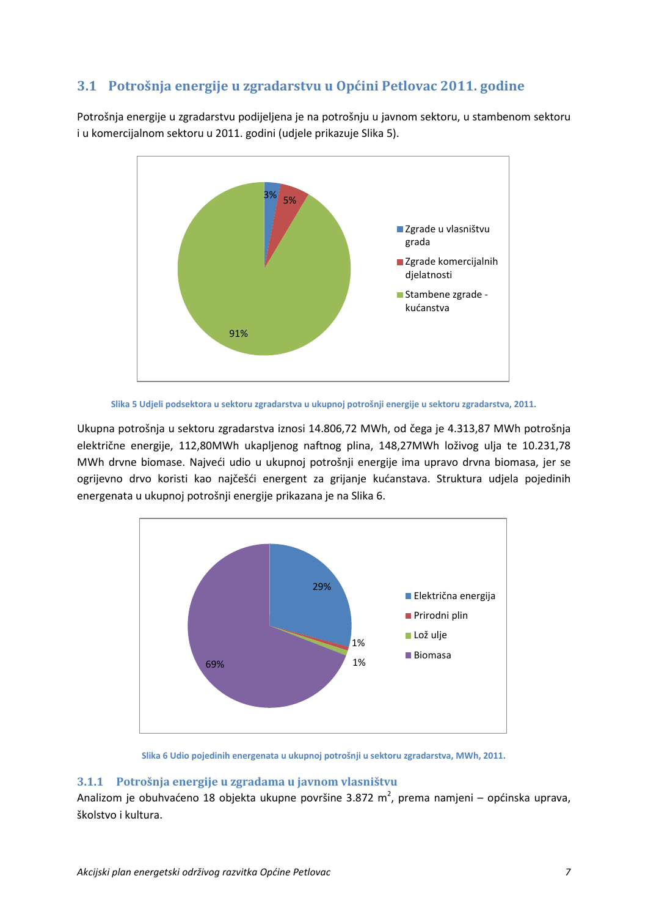## 3.1 Potrošnja energije u zgradarstvu u Općini Petlovac 2011. godine

Potrošnja energije u zgradarstvu podijeljena je na potrošnju u javnom sektoru, u stambenom sektoru i u komercijalnom sektoru u 2011. godini (udjele prikazuje Slika 5).

Slika 5 Udjeli podsektora u sektoru zgradarstva u ukupnoj potrošnji energije u sektoru zgradarstva, 2011.

Ukupna potrošnja u sektoru zgradarstva iznosi 14.806,72 MWh, od čega je 4.313,87 MWh potrošnja električne energije, 112,80MWh ukapljenog naftnog plina, 148,27MWh loživog ulja te 10.231,78 MWh drvne biomase. Najveći udio u ukupnoj potrošnji energije ima upravo drvna biomasa, jer se ogrijevno drvo koristi kao najčešći energent za grijanje kućanstava. Struktura udjela pojedinih energenata u ukupnoj potrošnji energije prikazana je na Slika 6.

Slika 6 Udio pojedinih energenata u ukupnoj potrošnji u sektoru zgradarstva, MWh, 2011.

### 3.1.1 Potrošnja energije u zgradama u javnom vlasništvu

Analizom je obuhvaćeno 18 objekta ukupne površine 3.872 m$^2$, prema namjeni – općinska uprava, školstvo i kultura.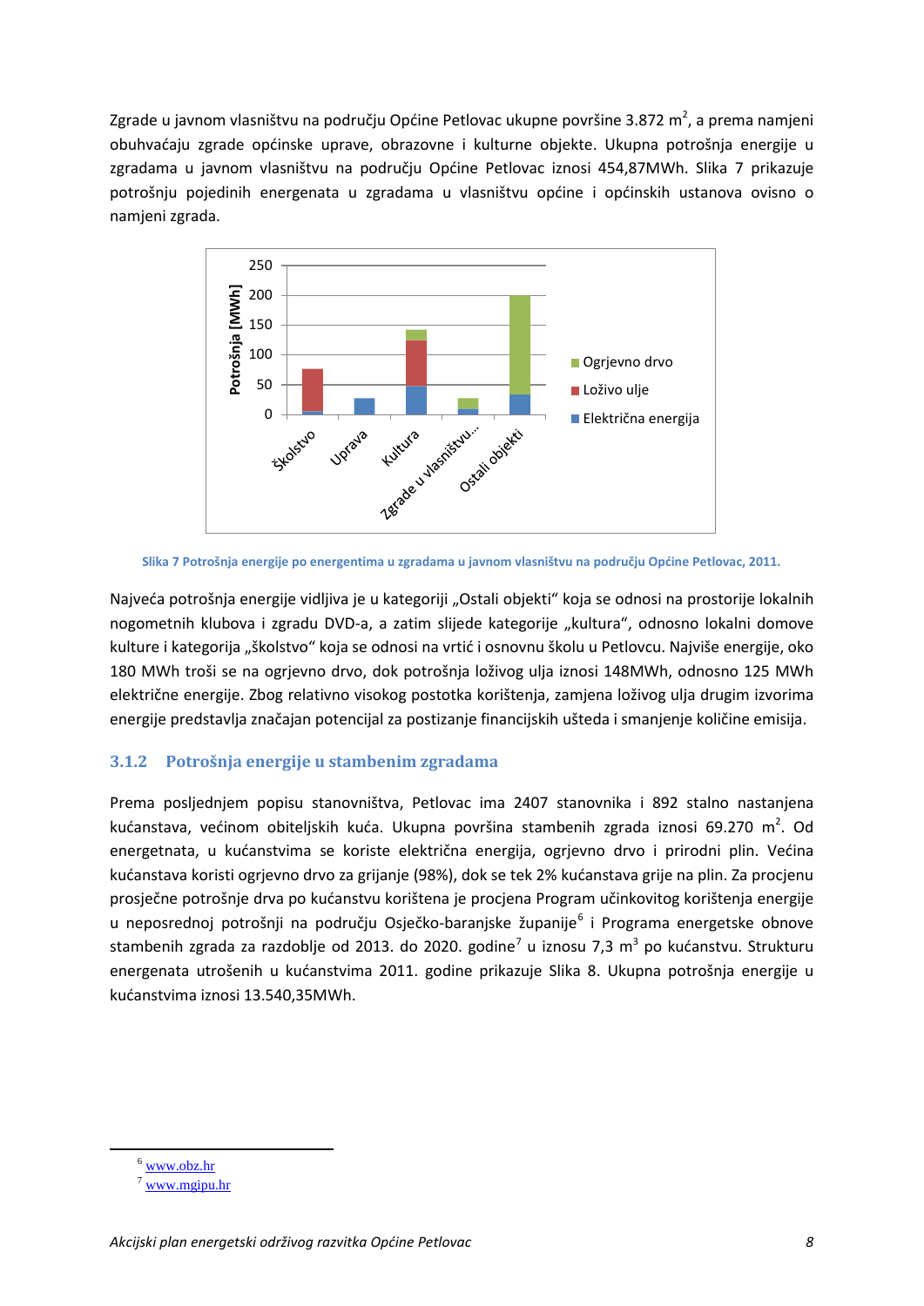Zgrade u javnom vlasništvu na području Općine Petlovac ukupne površine 3.872 $m^2$, a prema namjeni obuhvaćaju zgrade općinske uprave, obrazovne i kulturne objekte. Ukupna potrošnja energije u zgradama u javnom vlasništvu na području Općine Petlovac iznosi 454,87MWh. Slika 7 prikazuje potrošnju pojedinih energenata u zgradama u vlasništvu općine i općinskih ustanova ovisno o namjeni zgrada.

Slika 7 Potrošnja energije po energentima u zgradama u javnom vlasništvu na području Općine Petlovac, 2011.

Najveća potrošnja energije vidljiva je u kategoriji „Ostali objekti" koja se odnosi na prostorije lokalnih nogometnih klubova i zgradu DVD-a, a zatim slijede kategorije „kultura", odnosno lokalni domove kulture i kategorija „školstvo" koja se odnosi na vrtić i osnovnu školu u Petlovcu. Najviše energije, oko 180 MWh troši se na ogrjevno drvo, dok potrošnja loživog ulja iznosi 148MWh, odnosno 125 MWh električne energije. Zbog relativno visokog postotka korištenja, zamjena loživog ulja drugim izvorima energije predstavlja značajan potencijal za postizanje financijskih ušteda i smanjenje količine emisija.

### 3.1.2 Potrošnja energije u stambenim zgradama

Prema posljednjem popisu stanovništva, Petlovac ima 2407 stanovnika i 892 stalno nastanjena kućanstava, većinom obiteljskih kuća. Ukupna površina stambenih zgrada iznosi 69.270 $m^2$. Od energetnata, u kućanstvima se koriste električna energija, ogrjevno drvo i prirodni plin. Većina kućanstava koristi ogrjevno drvo za grijanje (98%), dok se tek 2% kućanstava grije na plin. Za procjenu prosječne potrošnje drva po kućanstvu korištena je procjena Program učinkovitog korištenja energije u neposrednoj potrošnji na području Osječko-baranjske županije[6] i Programa energetske obnove stambenih zgrada za razdoblje od 2013. do 2020. godine[7] u iznosu 7,3 $m^3$ po kućanstvu. Strukturu energenata utrošenih u kućanstvima 2011. godine prikazuje Slika 8. Ukupna potrošnja energije u kućanstvima iznosi 13.540,35MWh.

[6] www.obz.hr

[7] www.mgipu.hr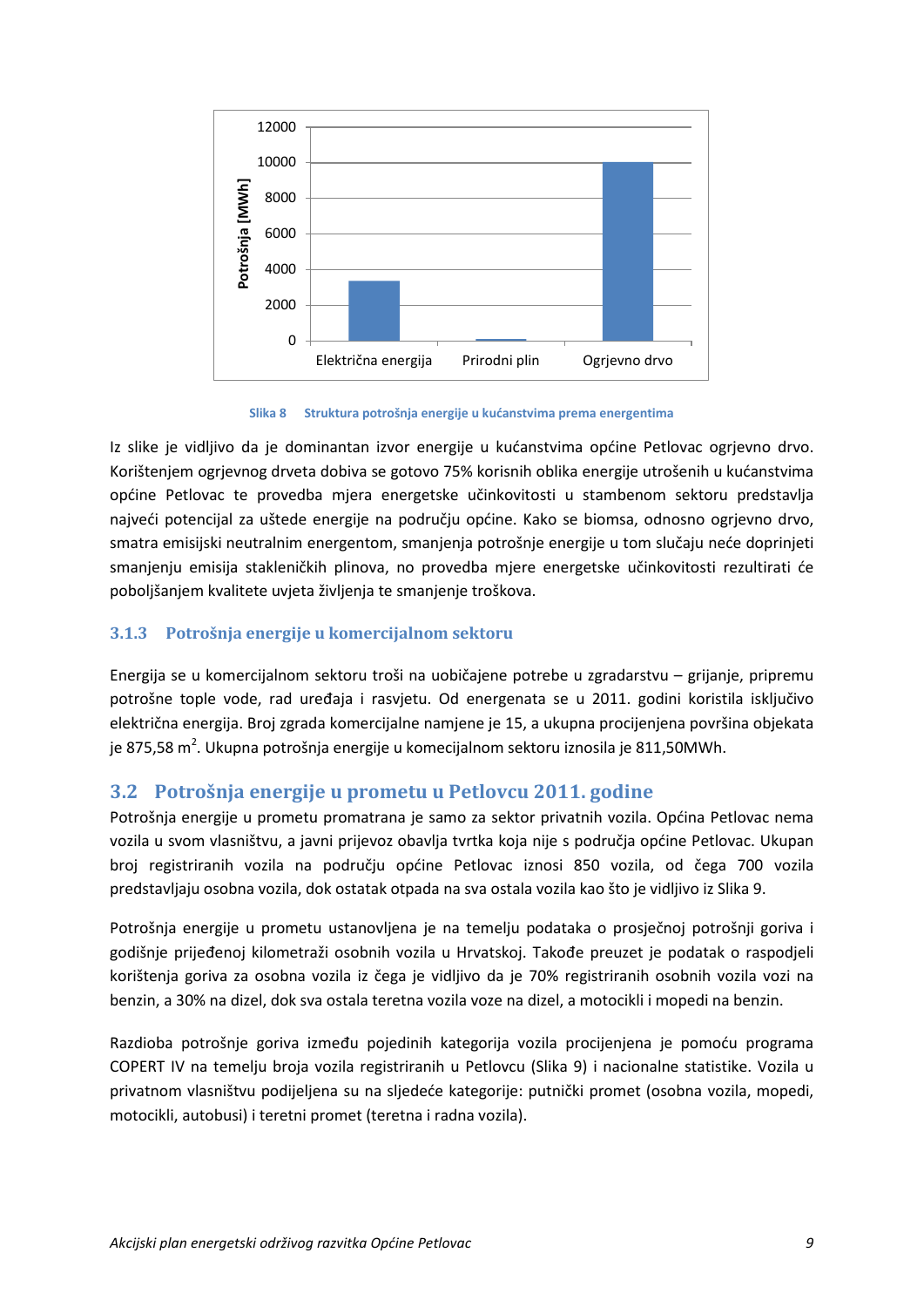Slika 8 Struktura potrošnje energije u kućanstvima prema energentima

Iz slike je vidljivo da je dominantan izvor energije u kućanstvima općine Petlovac ogrjevno drvo. Korištenjem ogrjevnog drveta dobiva se gotovo 75% korisnih oblika energije utrošenih u kućanstvima općine Petlovac te provedba mjera energetske učinkovitosti u stambenom sektoru predstavlja najveći potencijal za uštede energije na području općine. Kako se biomsa, odnosno ogrjevno drvo, smatra emisijski neutralnim energentom, smanjenja potrošnje energije u tom slučaju neće doprinjeti smanjenju emisija stakleničkih plinova, no provedba mjere energetske učinkovitosti rezultirati će poboljšanjem kvalitete uvjeta življenja te smanjenje troškova.

### 3.1.3 Potrošnja energije u komercijalnom sektoru

Energija se u komercijalnom sektoru troši na uobičajene potrebe u zgradarstvu – grijanje, pripremu potrošne tople vode, rad uređaja i rasvjetu. Od energenata se u 2011. godini koristila isključivo električna energija. Broj zgrada komercijalne namjene je 15, a ukupna procijenjena površina objekata je 875,58 m$^2$. Ukupna potrošnja energije u komecijalnom sektoru iznosila je 811,50MWh.

## 3.2 Potrošnja energije u prometu u Petlovcu 2011. godine

Potrošnja energije u prometu promatrana je samo za sektor privatnih vozila. Općina Petlovac nema vozila u svom vlasništvu, a javni prijevoz obavlja tvrtka koja nije s područja općine Petlovac. Ukupan broj registriranih vozila na području općine Petlovac iznosi 850 vozila, od čega 700 vozila predstavljaju osobna vozila, dok ostatak otpada na sva ostala vozila kao što je vidljivo iz Slika 9.

Potrošnja energije u prometu ustanovljena je na temelju podataka o prosječnoj potrošnji goriva i godišnje prijeđenoj kilometraži osobnih vozila u Hrvatskoj. Također preuzet je podatak o raspodjeli korištenja goriva za osobna vozila iz čega je vidljivo da je 70% registriranih osobnih vozila vozi na benzin, a 30% na dizel, dok sva ostala teretna vozila voze na dizel, a motocikli i mopedi na benzin.

Razdioba potrošnje goriva između pojedinih kategorija vozila procijenjena je pomoću programa COPERT IV na temelju broja vozila registriranih u Petlovcu (Slika 9) i nacionalne statistike. Vozila u privatnom vlasništvu podijeljena su na sljedeće kategorije: putnički promet (osobna vozila, mopedi, motocikli, autobusi) i teretni promet (teretna i radna vozila).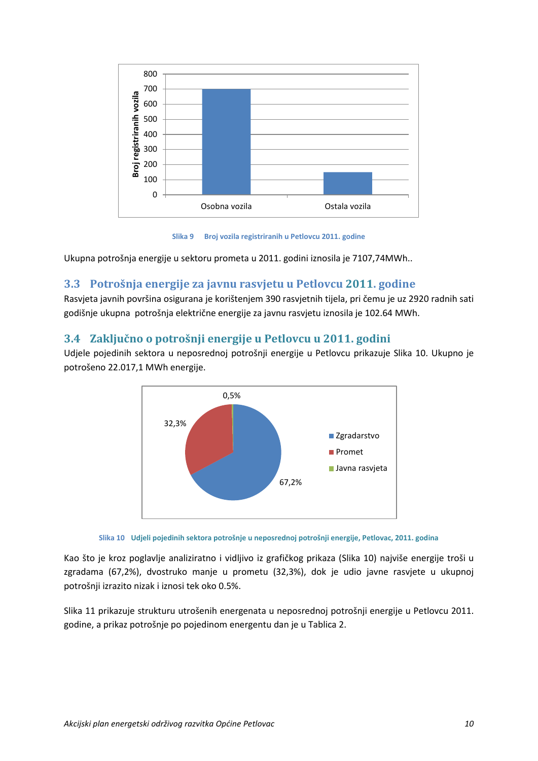Slika 9 Broj vozila registriranih u Petlovcu 2011. godine

Ukupna potrošnja energije u sektoru prometa u 2011. godini iznosila je 7107,74MWh..

## 3.3 Potrošnja energije za javnu rasvjetu u Petlovcu 2011. godine

Rasvjeta javnih površina osigurana je korištenjem 390 rasvjetnih tijela, pri čemu je uz 2920 radnih sati godišnje ukupna potrošnja električne energije za javnu rasvjetu iznosila je 102.64 MWh.

## 3.4 Zaključno o potrošnji energije u Petlovcu u 2011. godini

Udjele pojedinih sektora u neposrednoj potrošnji energije u Petlovcu prikazuje Slika 10. Ukupno je potrošeno 22.017,1 MWh energije.

Slika 10 Udjeli pojedinih sektora potrošnje u neposrednoj potrošnji energije, Petlovac, 2011. godina

Kao što je kroz poglavlje analiziratno i vidljivo iz grafičkog prikaza (Slika 10) najviše energije troši u zgradama (67,2%), dvostruko manje u prometu (32,3%), dok je udio javne rasvjete u ukupnoj potrošnji izrazito nizak i iznosi tek oko 0.5%.

Slika 11 prikazuje strukturu utrošenih energenata u neposrednoj potrošnji energije u Petlovcu 2011. godine, a prikaz potrošnje po pojedinom energentu dan je u Tablica 2.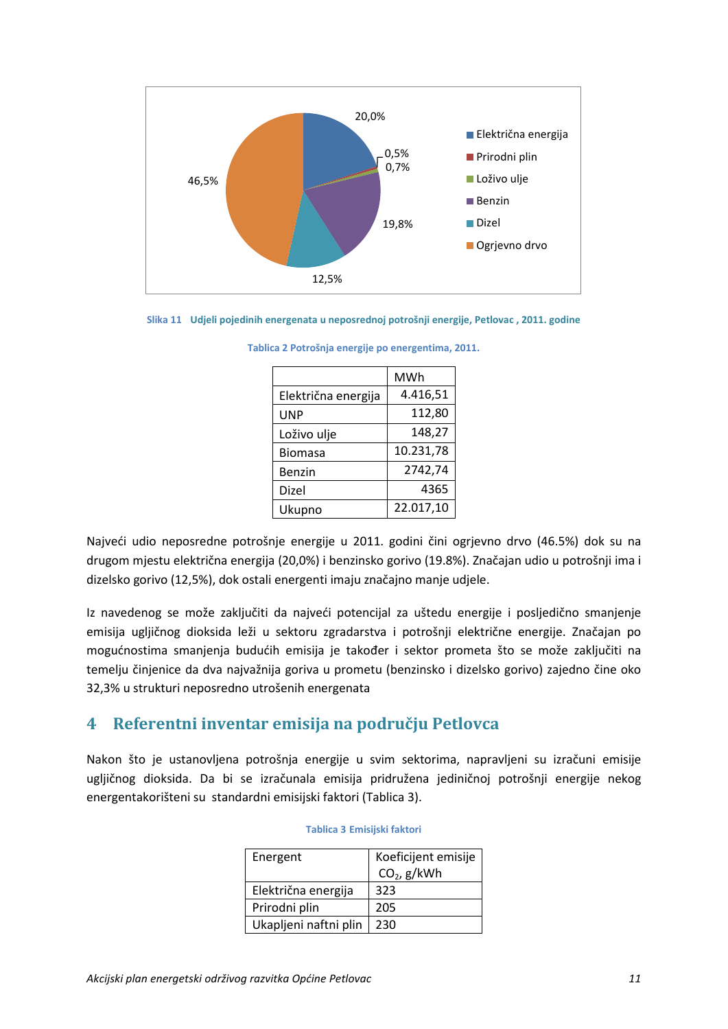Slika 11 Udjeli pojedinih energenata u neposrednoj potrošnji energije, Petlovac , 2011. godine

Tablica 2 Potrošnja energije po energentima, 2011.

| | MWh |
|---|---|
| Električna energija | 4.416,51 |
| UNP | 112,80 |
| Loživo ulje | 148,27 |
| Biomasa | 10.231,78 |
| Benzin | 2742,74 |
| Dizel | 4365 |
| Ukupno | 22.017,10 |

Najveći udio neposredne potrošnje energije u 2011. godini čini ogrjevno drvo (46.5%) dok su na drugom mjestu električna energija (20,0%) i benzinsko gorivo (19.8%). Značajan udio u potrošnji ima i dizelsko gorivo (12,5%), dok ostali energenti imaju značajno manje udjele.

Iz navedenog se može zaključiti da najveći potencijal za uštedu energije i posljedično smanjenje emisija ugljičnog dioksida leži u sektoru zgradarstva i potrošnji električne energije. Značajan po mogućnostima smanjenja budućih emisija je također i sektor prometa što se može zaključiti na temelju činjenice da dva najvažnija goriva u prometu (benzinsko i dizelsko gorivo) zajedno čine oko 32,3% u strukturi neposredno utrošenih energenata

# 4 Referentni inventar emisija na području Petlovca

Nakon što je ustanovljena potrošnja energije u svim sektorima, napravljeni su izračuni emisije ugljičnog dioksida. Da bi se izračunala emisija pridružena jediničnoj potrošnji energije nekog energentakorišteni su standardni emisijski faktori (Tablica 3).

Tablica 3 Emisijski faktori

| Energent | Koeficijent emisije $CO_2$, g/kWh |
|---|---|
| Električna energija | 323 |
| Prirodni plin | 205 |
| Ukapljeni naftni plin | 230 |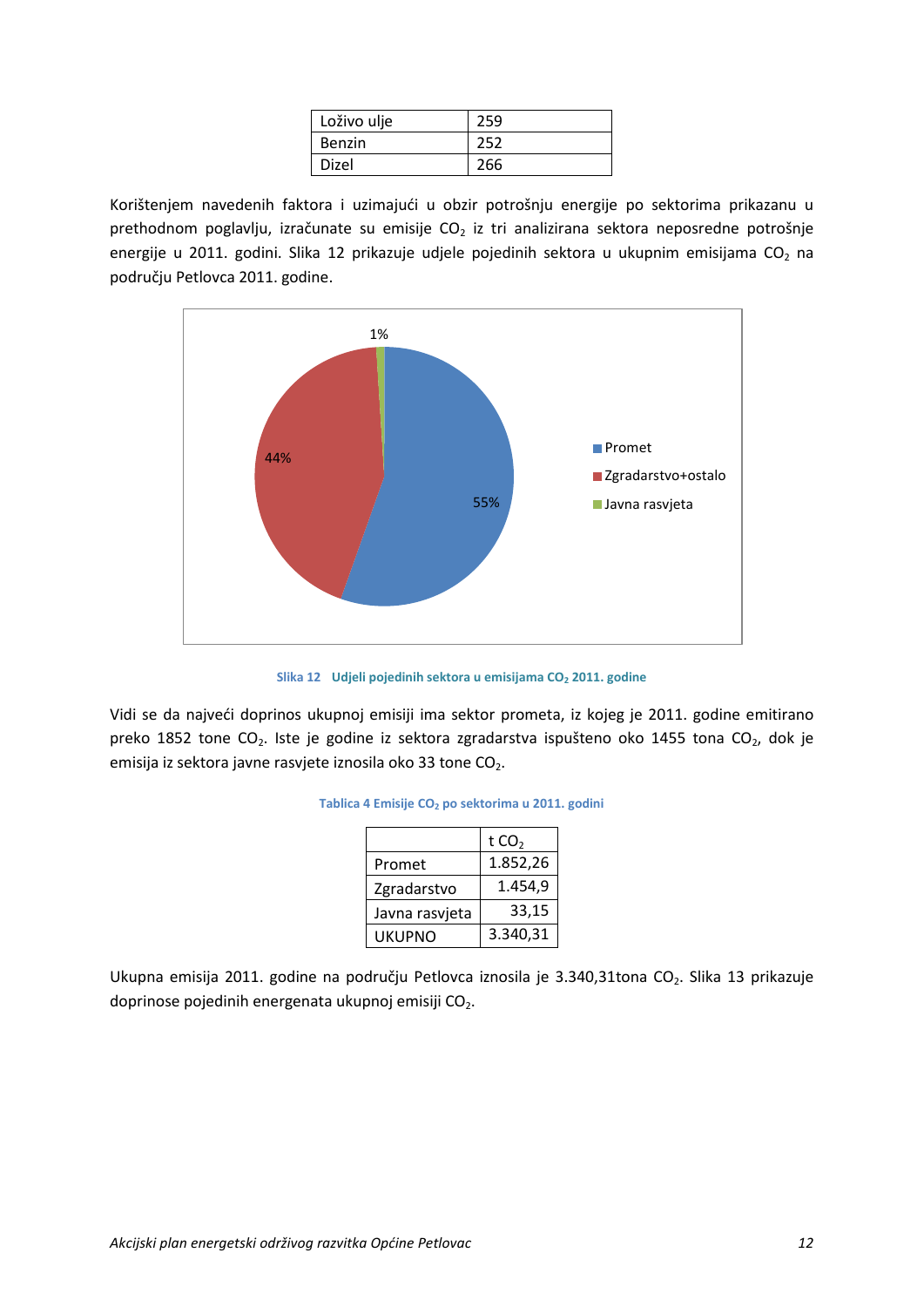| Loživo ulje | 259 |
|---|---|
| Benzin | 252 |
| Dizel | 266 |

Korištenjem navedenih faktora i uzimajući u obzir potrošnju energije po sektorima prikazanu u prethodnom poglavlju, izračunate su emisije $CO_2$ iz tri analizirana sektora neposredne potrošnje energije u 2011. godini. Slika 12 prikazuje udjele pojedinih sektora u ukupnim emisijama $CO_2$ na području Petlovca 2011. godine.

Slika 12 Udjeli pojedinih sektora u emisijama $CO_2$ 2011. godine

Vidi se da najveći doprinos ukupnoj emisiji ima sektor prometa, iz kojeg je 2011. godine emitirano preko 1852 tone $CO_2$. Iste je godine iz sektora zgradarstva ispušteno oko 1455 tona $CO_2$, dok je emisija iz sektora javne rasvjete iznosila oko 33 tone $CO_2$.

Tablica 4 Emisije $CO_2$ po sektorima u 2011. godini

| | t $CO_2$ |
|---|---|
| Promet | 1.852,26 |
| Zgradarstvo | 1.454,9 |
| Javna rasvjeta | 33,15 |
| UKUPNO | 3.340,31 |

Ukupna emisija 2011. godine na području Petlovca iznosila je 3.340,31tona $CO_2$. Slika 13 prikazuje doprinose pojedinih energenata ukupnoj emisiji $CO_2$.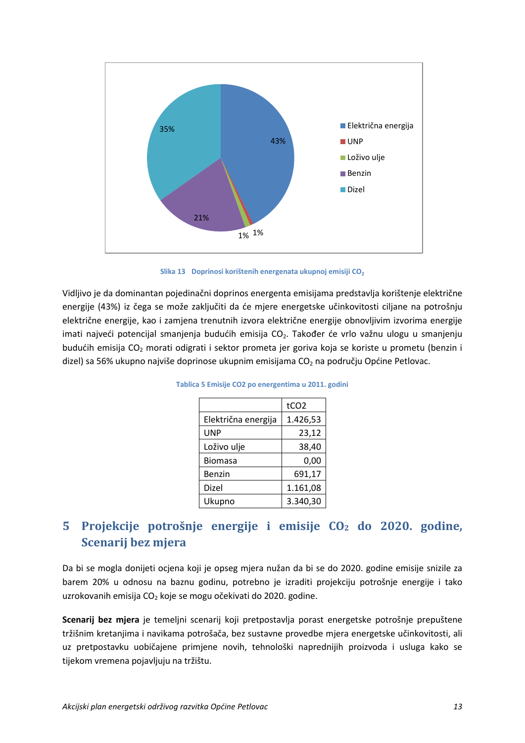Slika 13 Doprinosi korištenih energenata ukupnoj emisiji $CO_2$

Vidljivo je da dominantan pojedinačni doprinos energenta emisijama predstavlja korištenje električne energije (43%) iz čega se može zaključiti da će mjere energetske učinkovitosti ciljane na potrošnju električne energije, kao i zamjena trenutnih izvora električne energije obnovljivim izvorima energije imati najveći potencijal smanjenja budućih emisija $CO_2$. Također će vrlo važnu ulogu u smanjenju budućih emisija $CO_2$ morati odigrati i sektor prometa jer goriva koja se koriste u prometu (benzin i dizel) sa 56% ukupno najviše doprinose ukupnim emisijama $CO_2$ na području Općine Petlovac.

Tablica 5 Emisije CO2 po energentima u 2011. godini

| | tCO2 |
|---|---|
| Električna energija | 1.426,53 |
| UNP | 23,12 |
| Loživo ulje | 38,40 |
| Biomasa | 0,00 |
| Benzin | 691,17 |
| Dizel | 1.161,08 |
| Ukupno | 3.340,30 |

# 5 Projekcije potrošnje energije i emisije $CO_2$ do 2020. godine, Scenarij bez mjera

Da bi se mogla donijeti ocjena koji je opseg mjera nužan da bi se do 2020. godine emisije snizile za barem 20% u odnosu na baznu godinu, potrebno je izraditi projekciju potrošnje energije i tako uzrokovanih emisija $CO_2$ koje se mogu očekivati do 2020. godine.

**Scenarij bez mjera** je temeljni scenarij koji pretpostavlja porast energetske potrošnje prepuštene tržišnim kretanjima i navikama potrošača, bez sustavne provedbe mjera energetske učinkovitosti, ali uz pretpostavku uobičajene primjene novih, tehnološki naprednijih proizvoda i usluga kako se tijekom vremena pojavljuju na tržištu.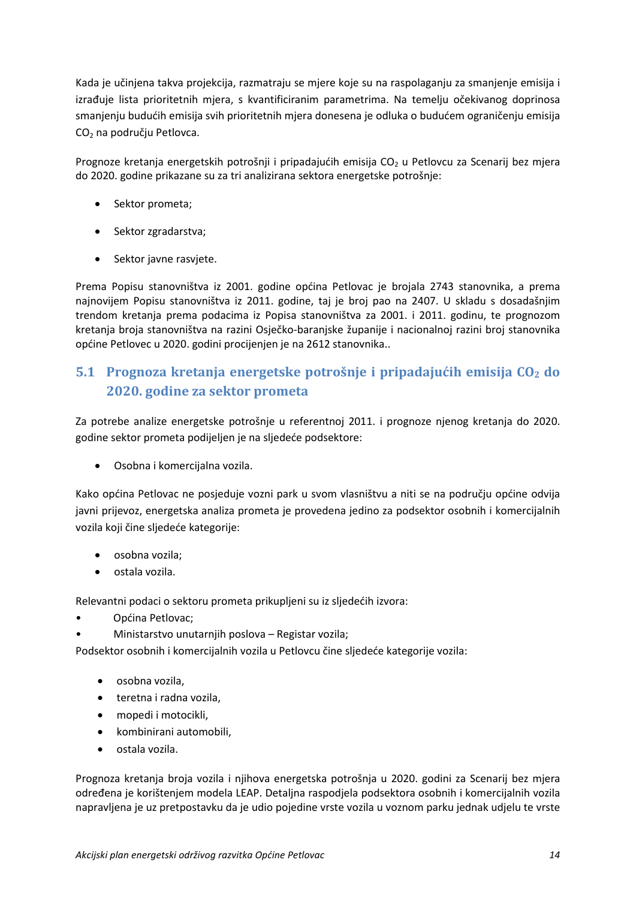Kada je učinjena takva projekcija, razmatraju se mjere koje su na raspolaganju za smanjenje emisija i izrađuje lista prioritetnih mjera, s kvantificiranim parametrima. Na temelju očekivanog doprinosa smanjenju budućih emisija svih prioritetnih mjera donesena je odluka o budućem ograničenju emisija $CO_2$ na području Petlovca.

Prognoze kretanja energetskih potrošnji i pripadajućih emisija $CO_2$ u Petlovcu za Scenarij bez mjera do 2020. godine prikazane su za tri analizirana sektora energetske potrošnje:

- Sektor prometa;
- Sektor zgradarstva;
- Sektor javne rasvjete.

Prema Popisu stanovništva iz 2001. godine općina Petlovac je brojala 2743 stanovnika, a prema najnovijem Popisu stanovništva iz 2011. godine, taj je broj pao na 2407. U skladu s dosadašnjim trendom kretanja prema podacima iz Popisa stanovništva za 2001. i 2011. godinu, te prognozom kretanja broja stanovništva na razini Osječko-baranjske županije i nacionalnoj razini broj stanovnika općine Petlovec u 2020. godini procijenjen je na 2612 stanovnika..

## 5.1 Prognoza kretanja energetske potrošnje i pripadajućih emisija $CO_2$ do 2020. godine za sektor prometa

Za potrebe analize energetske potrošnje u referentnoj 2011. i prognoze njenog kretanja do 2020. godine sektor prometa podijeljen je na sljedeće podsektore:

- Osobna i komercijalna vozila.

Kako općina Petlovac ne posjeduje vozni park u svom vlasništvu a niti se na području općine odvija javni prijevoz, energetska analiza prometa je provedena jedino za podsektor osobnih i komercijalnih vozila koji čine sljedeće kategorije:

- osobna vozila;
- ostala vozila.

Relevantni podaci o sektoru prometa prikupljeni su iz sljedećih izvora:

- Općina Petlovac;
- Ministarstvo unutarnjih poslova – Registar vozila;

Podsektor osobnih i komercijalnih vozila u Petlovcu čine sljedeće kategorije vozila:

- osobna vozila,
- teretna i radna vozila,
- mopedi i motocikli,
- kombinirani automobili,
- ostala vozila.

Prognoza kretanja broja vozila i njihova energetska potrošnja u 2020. godini za Scenarij bez mjera određena je korištenjem modela LEAP. Detaljna raspodjela podsektora osobnih i komercijalnih vozila napravljena je uz pretpostavku da je udio pojedine vrste vozila u voznom parku jednak udjelu te vrste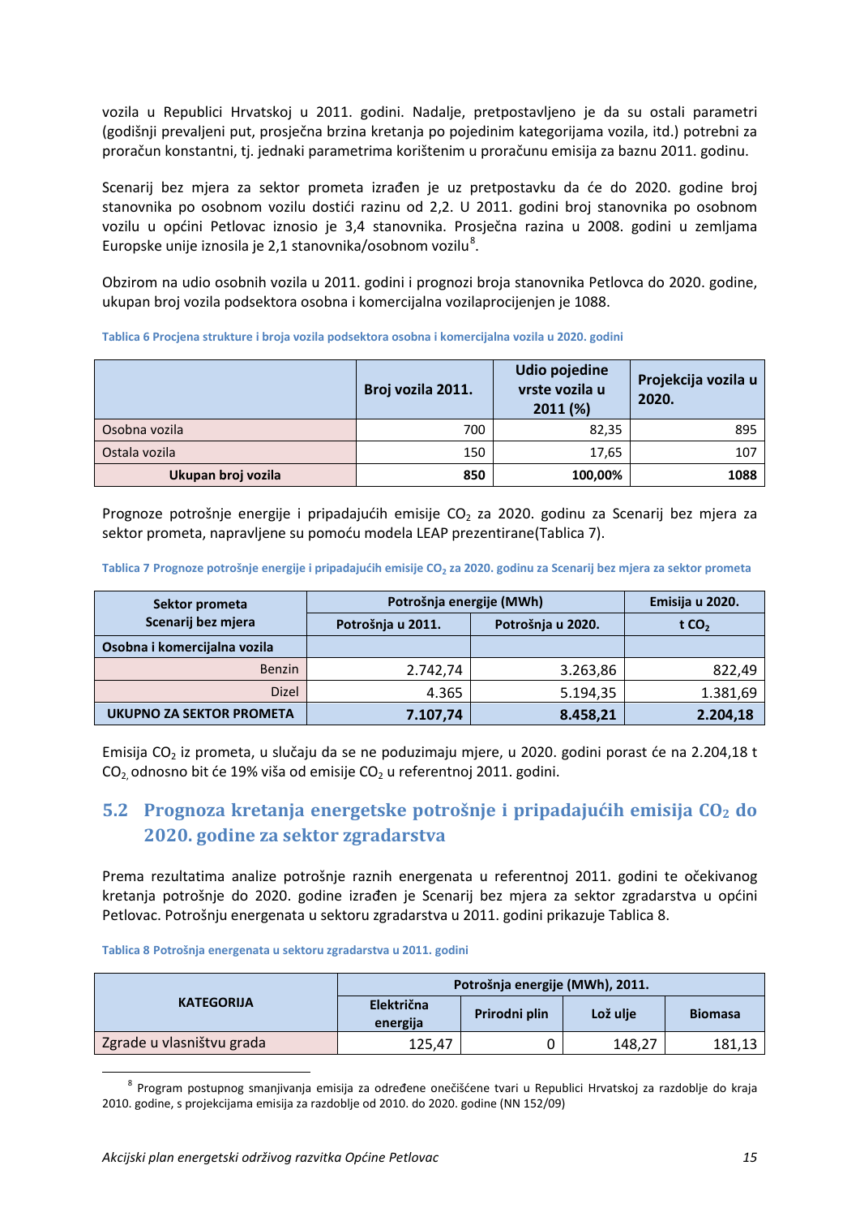vozila u Republici Hrvatskoj u 2011. godini. Nadalje, pretpostavljeno je da su ostali parametri (godišnji prevaljeni put, prosječna brzina kretanja po pojedinim kategorijama vozila, itd.) potrebni za proračun konstantni, tj. jednaki parametrima korištenim u proračunu emisija za baznu 2011. godinu.

Scenarij bez mjera za sektor prometa izrađen je uz pretpostavku da će do 2020. godine broj stanovnika po osobnom vozilu dostići razinu od 2,2. U 2011. godini broj stanovnika po osobnom vozilu u općini Petlovac iznosio je 3,4 stanovnika. Prosječna razina u 2008. godini u zemljama Europske unije iznosila je 2,1 stanovnika/osobnom vozilu[8].

Obzirom na udio osobnih vozila u 2011. godini i prognozi broja stanovnika Petlovca do 2020. godine, ukupan broj vozila podsektora osobna i komercijalna vozilaprocijenjen je 1088.

**Tablica 6 Procjena strukture i broja vozila podsektora osobna i komercijalna vozila u 2020. godini**

| | Broj vozila 2011. | Udio pojedine vrste vozila u 2011 (%) | Projekcija vozila u 2020. |
|---|---|---|---|
| Osobna vozila | 700 | 82,35 | 895 |
| Ostala vozila | 150 | 17,65 | 107 |
| **Ukupan broj vozila** | **850** | **100,00%** | **1088** |

Prognoze potrošnje energije i pripadajućih emisije $CO_2$ za 2020. godinu za Scenarij bez mjera za sektor prometa, napravljene su pomoću modela LEAP prezentirane(Tablica 7).

**Tablica 7 Prognoze potrošnje energije i pripadajućih emisije $CO_2$ za 2020. godinu za Scenarij bez mjera za sektor prometa**

| Sektor prometa Scenarij bez mjera | Potrošnja energije (MWh) | | Emisija u 2020. |
|---|---|---|---|
| | Potrošnja u 2011. | Potrošnja u 2020. | t $CO_2$ |
| **Osobna i komercijalna vozila** | | | |
| Benzin | 2.742,74 | 3.263,86 | 822,49 |
| Dizel | 4.365 | 5.194,35 | 1.381,69 |
| **UKUPNO ZA SEKTOR PROMETA** | **7.107,74** | **8.458,21** | **2.204,18** |

Emisija $CO_2$ iz prometa, u slučaju da se ne poduzimaju mjere, u 2020. godini porast će na 2.204,18 t $CO_2$, odnosno bit će 19% viša od emisije $CO_2$ u referentnoj 2011. godini.

## 5.2 Prognoza kretanja energetske potrošnje i pripadajućih emisija $CO_2$ do 2020. godine za sektor zgradarstva

Prema rezultatima analize potrošnje raznih energenata u referentnoj 2011. godini te očekivanog kretanja potrošnje do 2020. godine izrađen je Scenarij bez mjera za sektor zgradarstva u općini Petlovac. Potrošnju energenata u sektoru zgradarstva u 2011. godini prikazuje Tablica 8.

**Tablica 8 Potrošnja energenata u sektoru zgradarstva u 2011. godini**

| KATEGORIJA | Potrošnja energije (MWh), 2011. | | | |
|---|---|---|---|---|
| | Električna energija | Prirodni plin | Lož ulje | Biomasa |
| Zgrade u vlasništvu grada | 125,47 | 0 | 148,27 | 181,13 |

[8] Program postupnog smanjivanja emisija za određene onečišćene tvari u Republici Hrvatskoj za razdoblje do kraja 2010. godine, s projekcijama emisija za razdoblje od 2010. do 2020. godine (NN 152/09)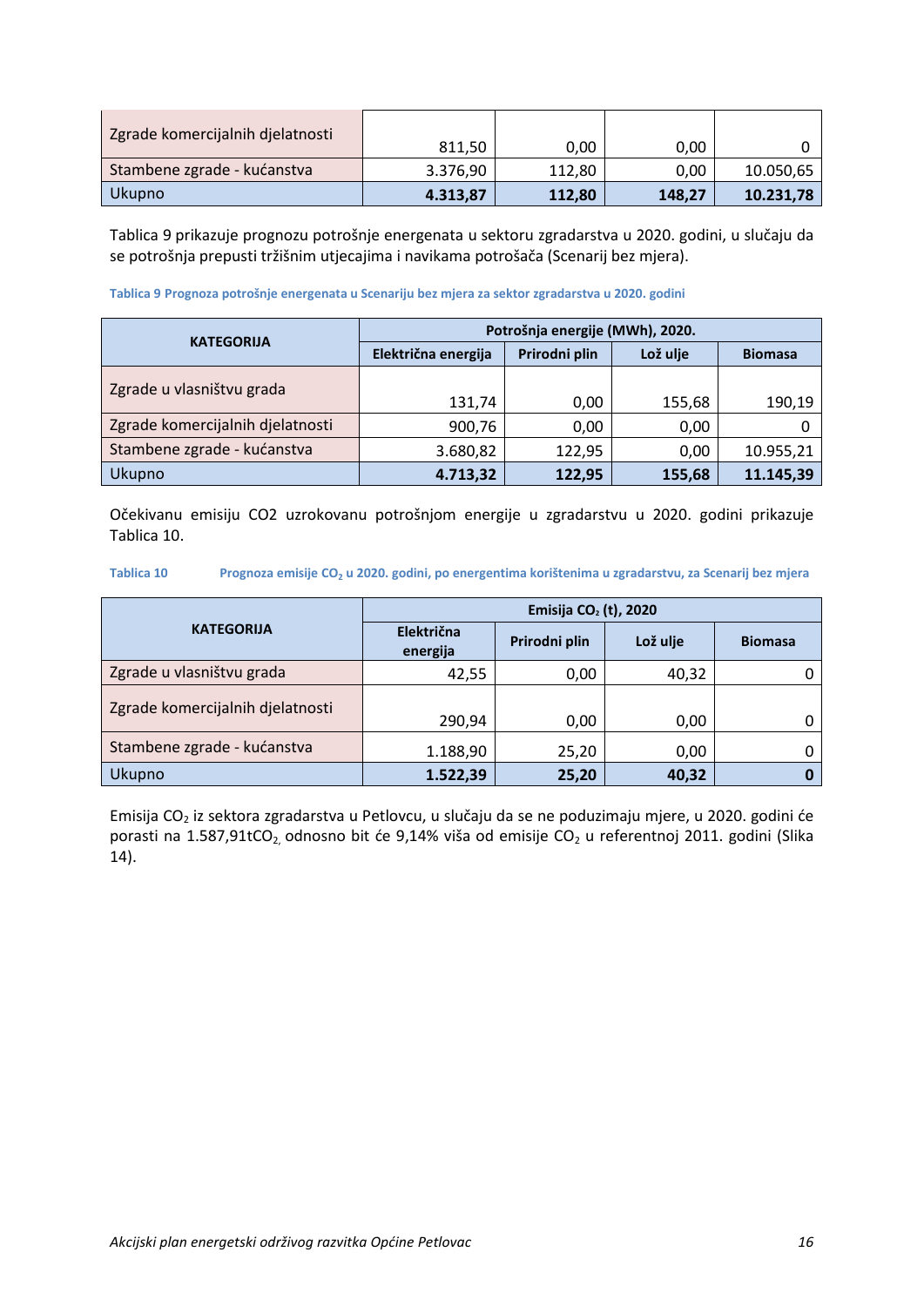| | | | | |
|---|---|---|---|---|
| Zgrade komercijalnih djelatnosti | 811,50 | 0,00 | 0,00 | 0 |
| Stambene zgrade - kućanstva | 3.376,90 | 112,80 | 0,00 | 10.050,65 |
| Ukupno | **4.313,87** | **112,80** | **148,27** | **10.231,78** |

Tablica 9 prikazuje prognozu potrošnje energenata u sektoru zgradarstva u 2020. godini, u slučaju da se potrošnja prepusti tržišnim utjecajima i navikama potrošača (Scenarij bez mjera).

**Tablica 9 Prognoza potrošnje energenata u Scenariju bez mjera za sektor zgradarstva u 2020. godini**

| KATEGORIJA | Potrošnja energije (MWh), 2020. | | | |
|---|---|---|---|---|
| | Električna energija | Prirodni plin | Lož ulje | Biomasa |
| Zgrade u vlasništvu grada | 131,74 | 0,00 | 155,68 | 190,19 |
| Zgrade komercijalnih djelatnosti | 900,76 | 0,00 | 0,00 | 0 |
| Stambene zgrade - kućanstva | 3.680,82 | 122,95 | 0,00 | 10.955,21 |
| Ukupno | **4.713,32** | **122,95** | **155,68** | **11.145,39** |

Očekivanu emisiju CO2 uzrokovanu potrošnjom energije u zgradarstvu u 2020. godini prikazuje Tablica 10.

**Tablica 10 Prognoza emisije $CO_2$ u 2020. godini, po energentima korištenima u zgradarstvu, za Scenarij bez mjera**

| KATEGORIJA | Emisija $CO_2$ (t), 2020 | | | |
|---|---|---|---|---|
| | Električna energija | Prirodni plin | Lož ulje | Biomasa |
| Zgrade u vlasništvu grada | 42,55 | 0,00 | 40,32 | 0 |
| Zgrade komercijalnih djelatnosti | 290,94 | 0,00 | 0,00 | 0 |
| Stambene zgrade - kućanstva | 1.188,90 | 25,20 | 0,00 | 0 |
| Ukupno | **1.522,39** | **25,20** | **40,32** | **0** |

Emisija $CO_2$ iz sektora zgradarstva u Petlovcu, u slučaju da se ne poduzimaju mjere, u 2020. godini će porasti na 1.587,91t$CO_2$, odnosno bit će 9,14% viša od emisije $CO_2$ u referentnoj 2011. godini (Slika 14).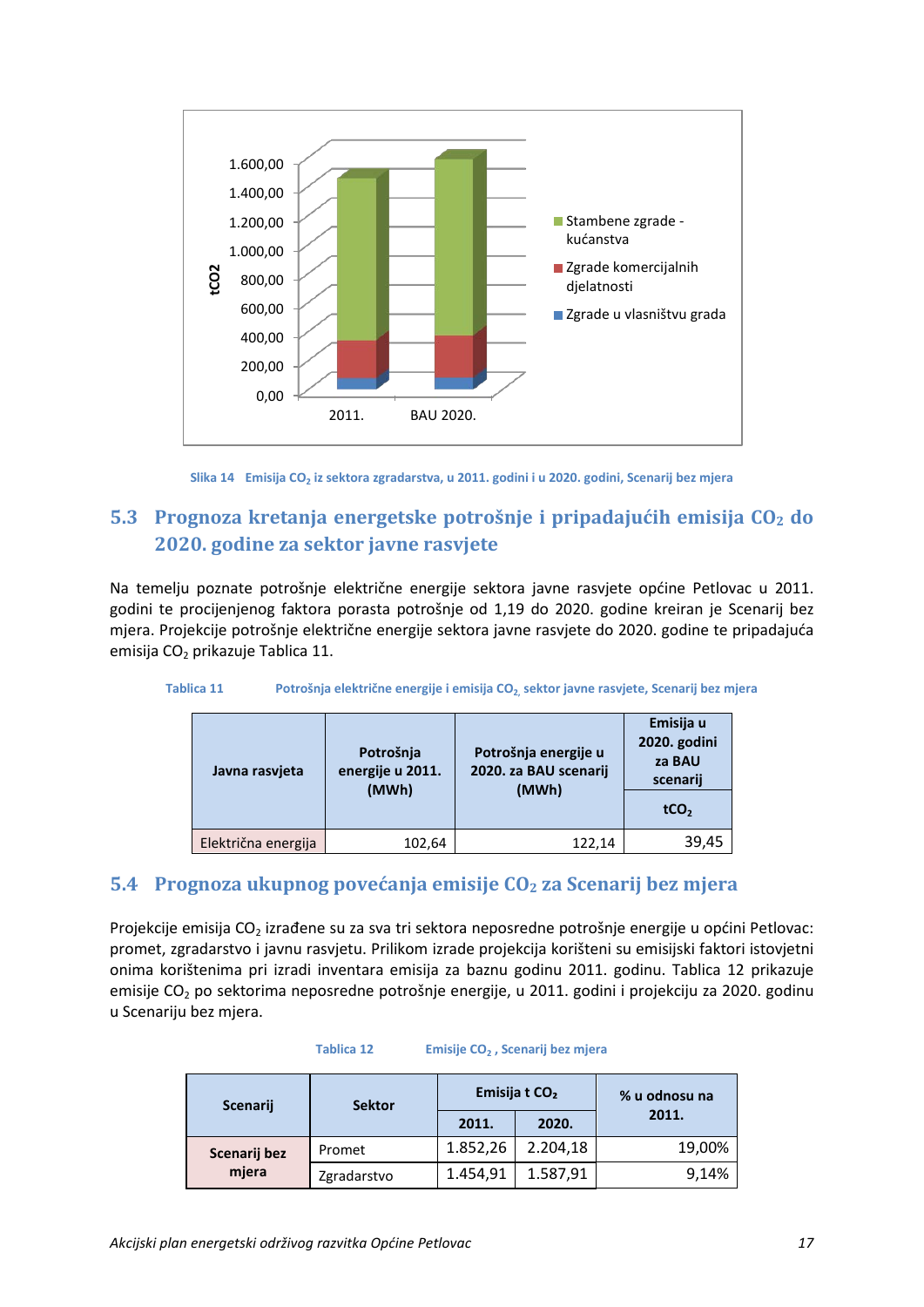Slika 14 Emisija $CO_2$ iz sektora zgradarstva, u 2011. godini i u 2020. godini, Scenarij bez mjera

## 5.3 Prognoza kretanja energetske potrošnje i pripadajućih emisija $CO_2$ do 2020. godine za sektor javne rasvjete

Na temelju poznate potrošnje električne energije sektora javne rasvjete općine Petlovac u 2011. godini te procijenjenog faktora porasta potrošnje od 1,19 do 2020. godine kreiran je Scenarij bez mjera. Projekcije potrošnje električne energije sektora javne rasvjete do 2020. godine te pripadajuća emisija $CO_2$ prikazuje Tablica 11.

Tablica 11 Potrošnja električne energije i emisija $CO_2$, sektor javne rasvjete, Scenarij bez mjera

| Javna rasvjeta | Potrošnja energije u 2011. (MWh) | Potrošnja energije u 2020. za BAU scenarij (MWh) | Emisija u 2020. godini za BAU scenarij |
|---|---|---|---|
| | | | $tCO_2$ |
| Električna energija | 102,64 | 122,14 | 39,45 |

## 5.4 Prognoza ukupnog povećanja emisije $CO_2$ za Scenarij bez mjera

Projekcije emisija $CO_2$ izrađene su za sva tri sektora neposredne potrošnje energije u općini Petlovac: promet, zgradarstvo i javnu rasvjetu. Prilikom izrade projekcija korišteni su emisijski faktori istovjetni onima korištenima pri izradi inventara emisija za baznu godinu 2011. godinu. Tablica 12 prikazuje emisije $CO_2$ po sektorima neposredne potrošnje energije, u 2011. godini i projekciju za 2020. godinu u Scenariju bez mjera.

Tablica 12 Emisije $CO_2$ , Scenarij bez mjera

| Scenarij | Sektor | Emisija t $CO_2$ | | % u odnosu na 2011. |
|---|---|---|---|---|
| | | 2011. | 2020. | |
| Scenarij bez mjera | Promet | 1.852,26 | 2.204,18 | 19,00% |
| | Zgradarstvo | 1.454,91 | 1.587,91 | 9,14% |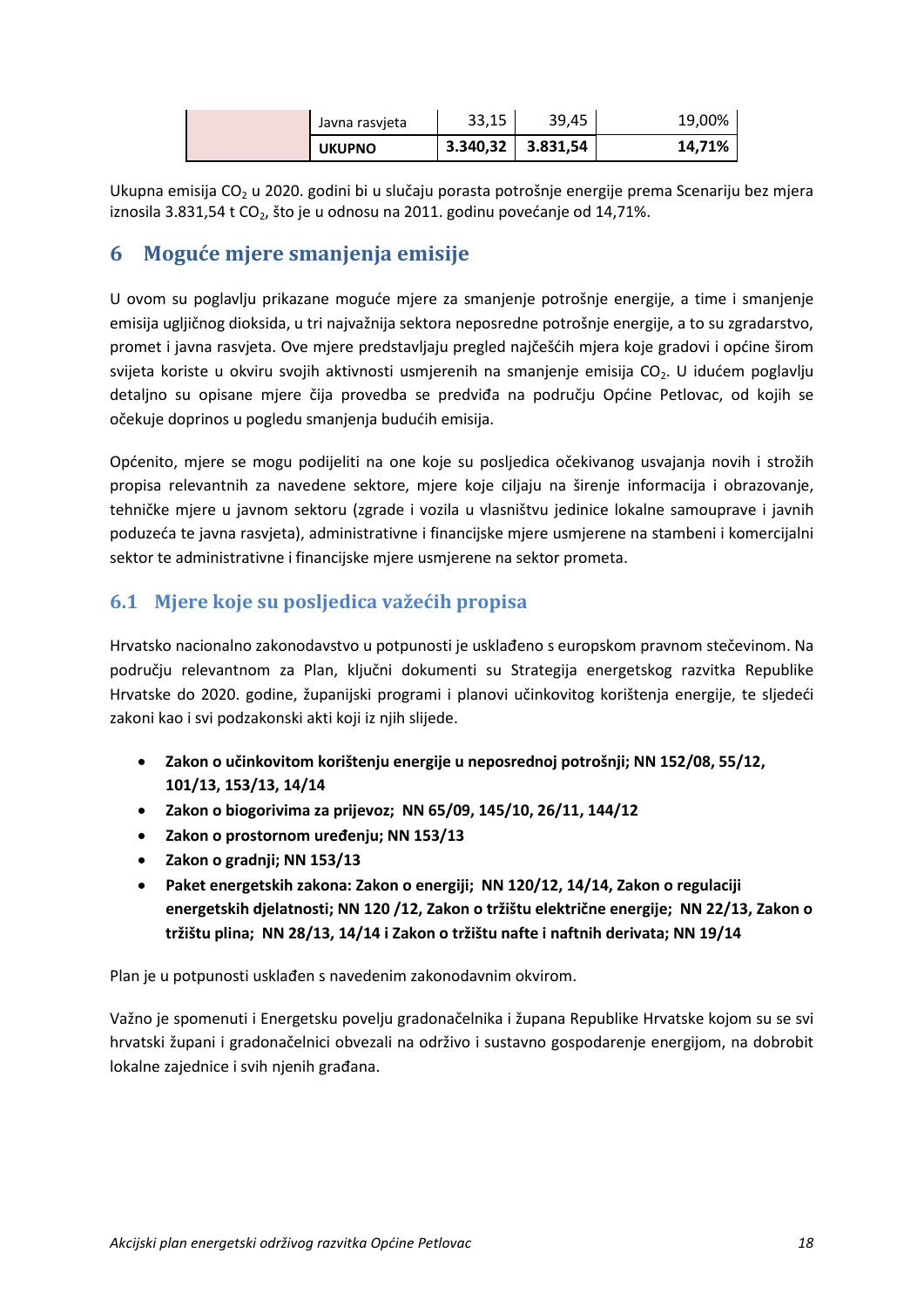|  |  |  |  |  |
|---|---|---|---|---|
|  | Javna rasvjeta | 33,15 | 39,45 | 19,00% |
|  | **UKUPNO** | **3.340,32** | **3.831,54** | **14,71%** |

Ukupna emisija $CO_2$ u 2020. godini bi u slučaju porasta potrošnje energije prema Scenariju bez mjera iznosila 3.831,54 t $CO_2$, što je u odnosu na 2011. godinu povećanje od 14,71%.

# 6 Moguće mjere smanjenja emisije

U ovom su poglavlju prikazane moguće mjere za smanjenje potrošnje energije, a time i smanjenje emisija ugljičnog dioksida, u tri najvažnija sektora neposredne potrošnje energije, a to su zgradarstvo, promet i javna rasvjeta. Ove mjere predstavljaju pregled najčešćih mjera koje gradovi i općine širom svijeta koriste u okviru svojih aktivnosti usmjerenih na smanjenje emisija $CO_2$. U idućem poglavlju detaljno su opisane mjere čija provedba se predviđa na području Općine Petlovac, od kojih se očekuje doprinos u pogledu smanjenja budućih emisija.

Općenito, mjere se mogu podijeliti na one koje su posljedica očekivanog usvajanja novih i strožih propisa relevantnih za navedene sektore, mjere koje ciljaju na širenje informacija i obrazovanje, tehničke mjere u javnom sektoru (zgrade i vozila u vlasništvu jedinice lokalne samouprave i javnih poduzeća te javna rasvjeta), administrativne i financijske mjere usmjerene na stambeni i komercijalni sektor te administrativne i financijske mjere usmjerene na sektor prometa.

## 6.1 Mjere koje su posljedica važećih propisa

Hrvatsko nacionalno zakonodavstvo u potpunosti je usklađeno s europskom pravnom stečevinom. Na području relevantnom za Plan, ključni dokumenti su Strategija energetskog razvitka Republike Hrvatske do 2020. godine, županijski programi i planovi učinkovitog korištenja energije, te sljedeći zakoni kao i svi podzakonski akti koji iz njih slijede.

- **Zakon o učinkovitom korištenju energije u neposrednoj potrošnji; NN 152/08, 55/12, 101/13, 153/13, 14/14**
- **Zakon o biogorivima za prijevoz; NN 65/09, 145/10, 26/11, 144/12**
- **Zakon o prostornom uređenju; NN 153/13**
- **Zakon o gradnji; NN 153/13**
- **Paket energetskih zakona: Zakon o energiji; NN 120/12, 14/14, Zakon o regulaciji energetskih djelatnosti; NN 120 /12, Zakon o tržištu električne energije; NN 22/13, Zakon o tržištu plina; NN 28/13, 14/14 i Zakon o tržištu nafte i naftnih derivata; NN 19/14**

Plan je u potpunosti usklađen s navedenim zakonodavnim okvirom.

Važno je spomenuti i Energetsku povelju gradonačelnika i župana Republike Hrvatske kojom su se svi hrvatski župani i gradonačelnici obvezali na održivo i sustavno gospodarenje energijom, na dobrobit lokalne zajednice i svih njenih građana.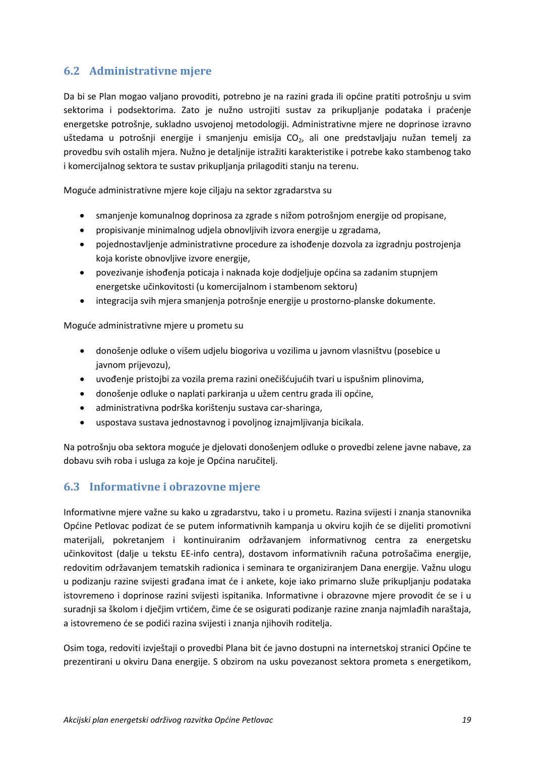## 6.2 Administrativne mjere

Da bi se Plan mogao valjano provoditi, potrebno je na razini grada ili općine pratiti potrošnju u svim sektorima i podsektorima. Zato je nužno ustrojiti sustav za prikupljanje podataka i praćenje energetske potrošnje, sukladno usvojenoj metodologiji. Administrativne mjere ne doprinose izravno uštedama u potrošnji energije i smanjenju emisija $CO_2$, ali one predstavljaju nužan temelj za provedbu svih ostalih mjera. Nužno je detaljnije istražiti karakteristike i potrebe kako stambenog tako i komercijalnog sektora te sustav prikupljanja prilagoditi stanju na terenu.

Moguće administrativne mjere koje ciljaju na sektor zgradarstva su

- smanjenje komunalnog doprinosa za zgrade s nižom potrošnjom energije od propisane,
- propisivanje minimalnog udjela obnovljivih izvora energije u zgradama,
- pojednostavljenje administrativne procedure za ishođenje dozvola za izgradnju postrojenja koja koriste obnovljive izvore energije,
- povezivanje ishođenja poticaja i naknada koje dodjeljuje općina sa zadanim stupnjem energetske učinkovitosti (u komercijalnom i stambenom sektoru)
- integracija svih mjera smanjenja potrošnje energije u prostorno-planske dokumente.

Moguće administrativne mjere u prometu su

- donošenje odluke o višem udjelu biogoriva u vozilima u javnom vlasništvu (posebice u javnom prijevozu),
- uvođenje pristojbi za vozila prema razini onečišćujućih tvari u ispušnim plinovima,
- donošenje odluke o naplati parkiranja u užem centru grada ili općine,
- administrativna podrška korištenju sustava car-sharinga,
- uspostava sustava jednostavnog i povoljnog iznajmljivanja bicikala.

Na potrošnju oba sektora moguće je djelovati donošenjem odluke o provedbi zelene javne nabave, za dobavu svih roba i usluga za koje je Općina naručitelj.

## 6.3 Informativne i obrazovne mjere

Informativne mjere važne su kako u zgradarstvu, tako i u prometu. Razina svijesti i znanja stanovnika Općine Petlovac podizat će se putem informativnih kampanja u okviru kojih će se dijeliti promotivni materijali, pokretanjem i kontinuiranim održavanjem informativnog centra za energetsku učinkovitost (dalje u tekstu EE-info centra), dostavom informativnih računa potrošačima energije, redovitim održavanjem tematskih radionica i seminara te organiziranjem Dana energije. Važnu ulogu u podizanju razine svijesti građana imat će i ankete, koje iako primarno služe prikupljanju podataka istovremeno i doprinose razini svijesti ispitanika. Informativne i obrazovne mjere provodit će se i u suradnji sa školom i dječjim vrtićem, čime će se osigurati podizanje razine znanja najmlađih naraštaja, a istovremeno će se podići razina svijesti i znanja njihovih roditelja.

Osim toga, redoviti izvještaji o provedbi Plana bit će javno dostupni na internetskoj stranici Općine te prezentirani u okviru Dana energije. S obzirom na usku povezanost sektora prometa s energetikom,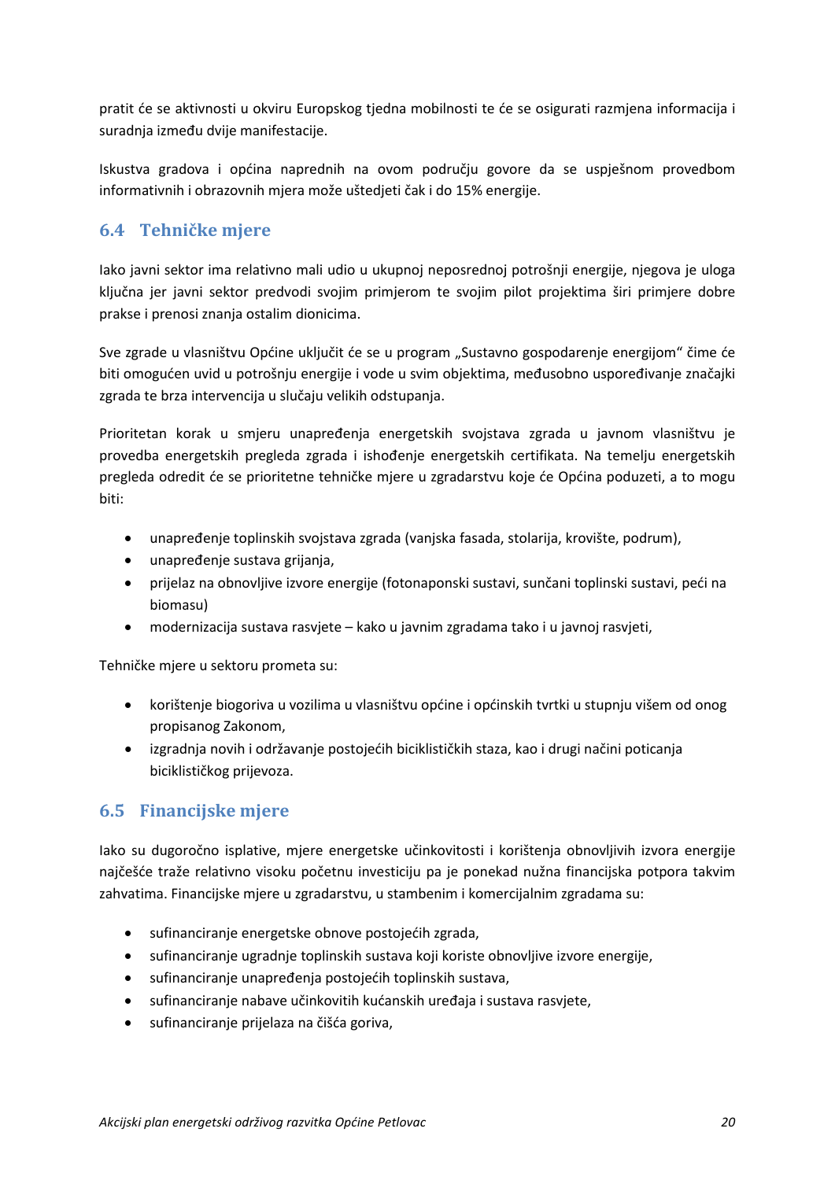pratit će se aktivnosti u okviru Europskog tjedna mobilnosti te će se osigurati razmjena informacija i suradnja između dvije manifestacije.

Iskustva gradova i općina naprednih na ovom području govore da se uspješnom provedbom informativnih i obrazovnih mjera može uštedjeti čak i do 15% energije.

## 6.4 Tehničke mjere

Iako javni sektor ima relativno mali udio u ukupnoj neposrednoj potrošnji energije, njegova je uloga ključna jer javni sektor predvodi svojim primjerom te svojim pilot projektima širi primjere dobre prakse i prenosi znanja ostalim dionicima.

Sve zgrade u vlasništvu Općine uključit će se u program „Sustavno gospodarenje energijom" čime će biti omogućen uvid u potrošnju energije i vode u svim objektima, međusobno uspoređivanje značajki zgrada te brza intervencija u slučaju velikih odstupanja.

Prioritetan korak u smjeru unapređenja energetskih svojstava zgrada u javnom vlasništvu je provedba energetskih pregleda zgrada i ishođenje energetskih certifikata. Na temelju energetskih pregleda odredit će se prioritetne tehničke mjere u zgradarstvu koje će Općina poduzeti, a to mogu biti:

- unapređenje toplinskih svojstava zgrada (vanjska fasada, stolarija, krovište, podrum),
- unapređenje sustava grijanja,
- prijelaz na obnovljive izvore energije (fotonaponski sustavi, sunčani toplinski sustavi, peći na biomasu)
- modernizacija sustava rasvjete – kako u javnim zgradama tako i u javnoj rasvjeti,

Tehničke mjere u sektoru prometa su:

- korištenje biogoriva u vozilima u vlasništvu općine i općinskih tvrtki u stupnju višem od onog propisanog Zakonom,
- izgradnja novih i održavanje postojećih biciklističkih staza, kao i drugi načini poticanja biciklističkog prijevoza.

## 6.5 Financijske mjere

Iako su dugoročno isplative, mjere energetske učinkovitosti i korištenja obnovljivih izvora energije najčešće traže relativno visoku početnu investiciju pa je ponekad nužna financijska potpora takvim zahvatima. Financijske mjere u zgradarstvu, u stambenim i komercijalnim zgradama su:

- sufinanciranje energetske obnove postojećih zgrada,
- sufinanciranje ugradnje toplinskih sustava koji koriste obnovljive izvore energije,
- sufinanciranje unapređenja postojećih toplinskih sustava,
- sufinanciranje nabave učinkovitih kućanskih uređaja i sustava rasvjete,
- sufinanciranje prijelaza na čišća goriva,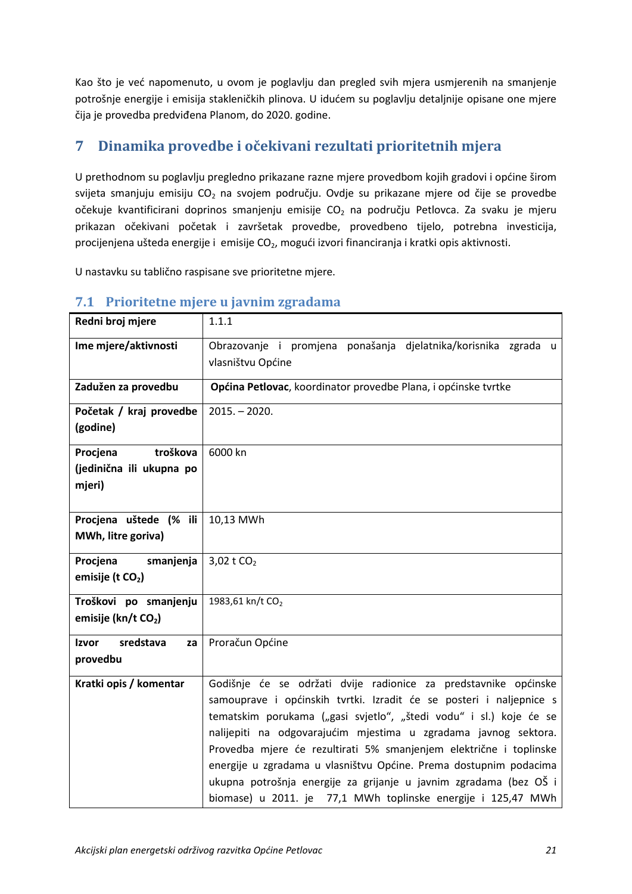Kao što je već napomenuto, u ovom je poglavlju dan pregled svih mjera usmjerenih na smanjenje potrošnje energije i emisija stakleničkih plinova. U idućem su poglavlju detaljnije opisane one mjere čija je provedba predviđena Planom, do 2020. godine.

# 7 Dinamika provedbe i očekivani rezultati prioritetnih mjera

U prethodnom su poglavlju pregledno prikazane razne mjere provedbom kojih gradovi i općine širom svijeta smanjuju emisiju $CO_2$ na svojem području. Ovdje su prikazane mjere od čije se provedbe očekuje kvantificirani doprinos smanjenju emisije $CO_2$ na području Petlovca. Za svaku je mjeru prikazan očekivani početak i završetak provedbe, provedbeno tijelo, potrebna investicija, procijenjena ušteda energije i emisije $CO_2$, mogući izvori financiranja i kratki opis aktivnosti.

U nastavku su tablično raspisane sve prioritetne mjere.

## 7.1 Prioritetne mjere u javnim zgradama

| **Redni broj mjere** | 1.1.1 |
|---|---|
| **Ime mjere/aktivnosti** | Obrazovanje i promjena ponašanja djelatnika/korisnika zgrada u vlasništvu Općine |
| **Zadužen za provedbu** | **Općina Petlovac**, koordinator provedbe Plana, i općinske tvrtke |
| **Početak / kraj provedbe (godine)** | 2015. – 2020. |
| **Procjena troškova (jedinična ili ukupna po mjeri)** | 6000 kn |
| **Procjena uštede (% ili MWh, litre goriva)** | 10,13 MWh |
| **Procjena smanjenja emisije (t $CO_2$)** | 3,02 t $CO_2$ |
| **Troškovi po smanjenju emisije (kn/t $CO_2$)** | 1983,61 kn/t $CO_2$ |
| **Izvor sredstava za provedbu** | Proračun Općine |
| **Kratki opis / komentar** | Godišnje će se održati dvije radionice za predstavnike općinske samouprave i općinskih tvrtki. Izradit će se posteri i naljepnice s tematskim porukama („gasi svjetlo“, „štedi vodu“ i sl.) koje će se nalijepiti na odgovarajućim mjestima u zgradama javnog sektora. Provedba mjere će rezultirati 5% smanjenjem električne i toplinske energije u zgradama u vlasništvu Općine. Prema dostupnim podacima ukupna potrošnja energije za grijanje u javnim zgradama (bez OŠ i biomase) u 2011. je 77,1 MWh toplinske energije i 125,47 MWh |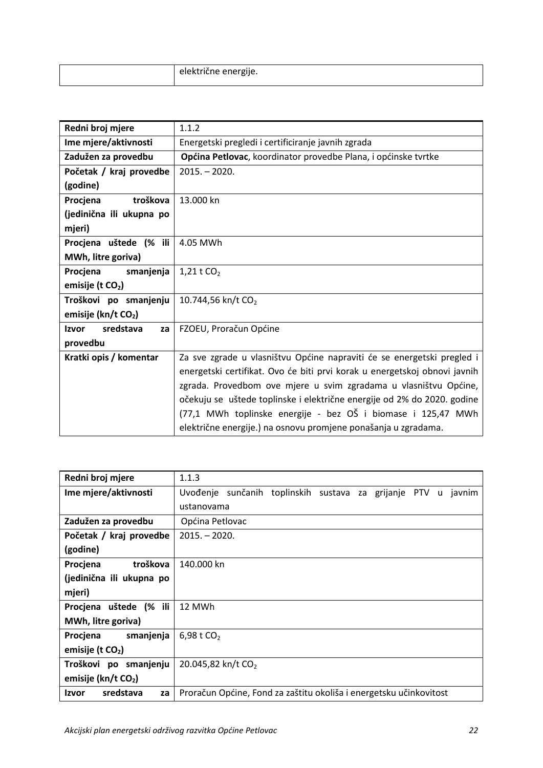| | električne energije. |
|---|---|

| Redni broj mjere | 1.1.2 |
|---|---|
| Ime mjere/aktivnosti | Energetski pregledi i certificiranje javnih zgrada |
| Zadužen za provedbu | **Općina Petlovac**, koordinator provedbe Plana, i općinske tvrtke |
| Početak / kraj provedbe (godine) | 2015. – 2020. |
| Procjena troškova (jedinična ili ukupna po mjeri) | 13.000 kn |
| Procjena uštede (% ili MWh, litre goriva) | 4.05 MWh |
| Procjena smanjenja emisije (t $CO_2$) | 1,21 t $CO_2$ |
| Troškovi po smanjenju emisije (kn/t $CO_2$) | 10.744,56 kn/t $CO_2$ |
| Izvor sredstava za provedbu | FZOEU, Proračun Općine |
| Kratki opis / komentar | Za sve zgrade u vlasništvu Općine napraviti će se energetski pregled i energetski certifikat. Ovo će biti prvi korak u energetskoj obnovi javnih zgrada. Provedbom ove mjere u svim zgradama u vlasništvu Općine, očekuju se uštede toplinske i električne energije od 2% do 2020. godine (77,1 MWh toplinske energije - bez OŠ i biomase i 125,47 MWh električne energije.) na osnovu promjene ponašanja u zgradama. |

| Redni broj mjere | 1.1.3 |
|---|---|
| Ime mjere/aktivnosti | Uvođenje sunčanih toplinskih sustava za grijanje PTV u javnim ustanovama |
| Zadužen za provedbu | Općina Petlovac |
| Početak / kraj provedbe (godine) | 2015. – 2020. |
| Procjena troškova (jedinična ili ukupna po mjeri) | 140.000 kn |
| Procjena uštede (% ili MWh, litre goriva) | 12 MWh |
| Procjena smanjenja emisije (t $CO_2$) | 6,98 t $CO_2$ |
| Troškovi po smanjenju emisije (kn/t $CO_2$) | 20.045,82 kn/t $CO_2$ |
| Izvor sredstava za | Proračun Općine, Fond za zaštitu okoliša i energetsku učinkovitost |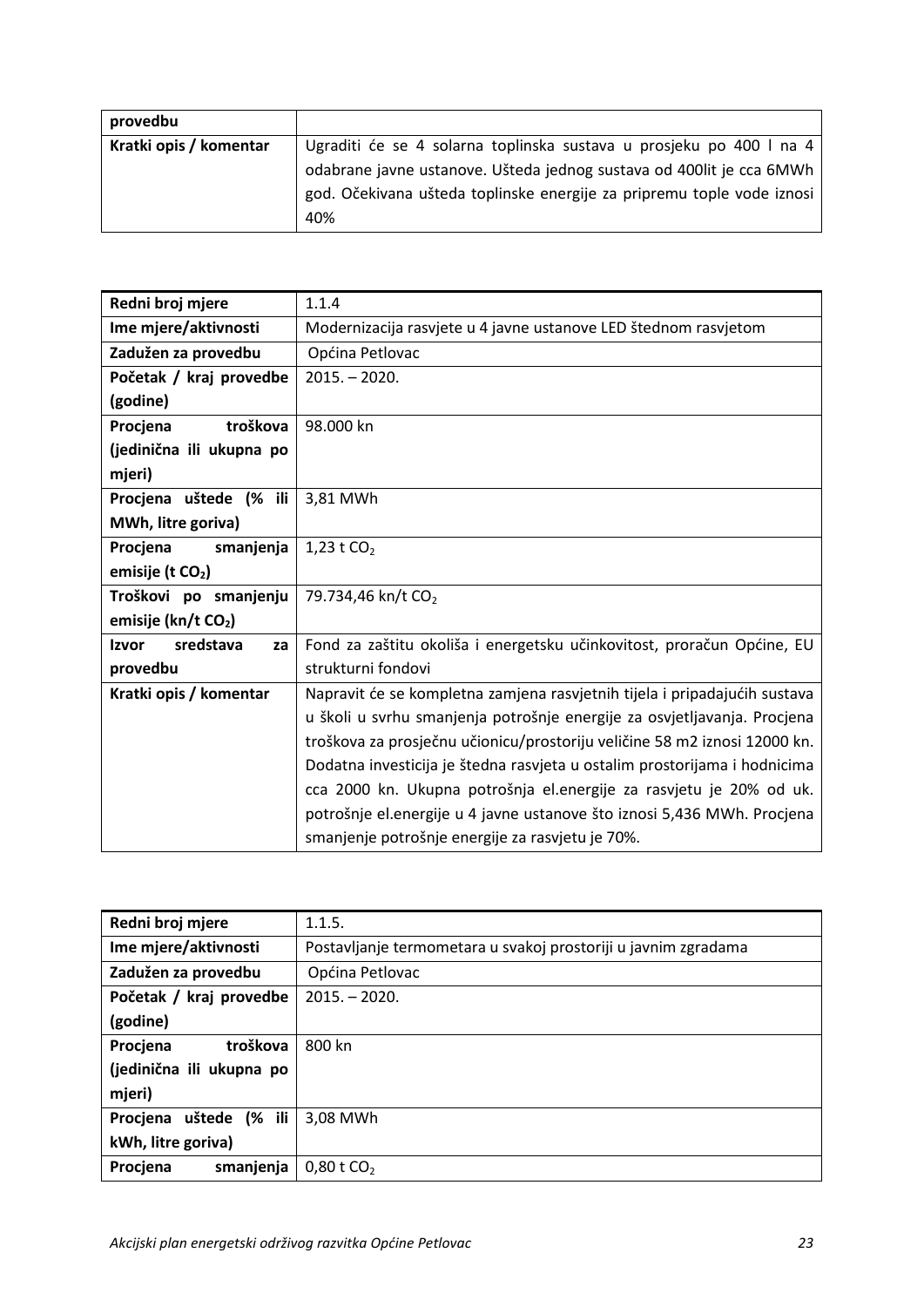| provedbu | |
|---|---|
| Kratki opis / komentar | Ugraditi će se 4 solarna toplinska sustava u prosjeku po 400 l na 4 odabrane javne ustanove. Ušteda jednog sustava od 400lit je cca 6MWh god. Očekivana ušteda toplinske energije za pripremu tople vode iznosi 40% |

| Redni broj mjere | 1.1.4 |
|---|---|
| Ime mjere/aktivnosti | Modernizacija rasvjete u 4 javne ustanove LED štednom rasvjetom |
| Zadužen za provedbu | Općina Petlovac |
| Početak / kraj provedbe (godine) | 2015. – 2020. |
| Procjena troškova (jedinična ili ukupna po mjeri) | 98.000 kn |
| Procjena uštede (% ili MWh, litre goriva) | 3,81 MWh |
| Procjena smanjenja emisije (t $CO_2$) | 1,23 t $CO_2$ |
| Troškovi po smanjenju emisije (kn/t $CO_2$) | 79.734,46 kn/t $CO_2$ |
| Izvor sredstava za provedbu | Fond za zaštitu okoliša i energetsku učinkovitost, proračun Općine, EU strukturni fondovi |
| Kratki opis / komentar | Napravit će se kompletna zamjena rasvjetnih tijela i pripadajućih sustava u školi u svrhu smanjenja potrošnje energije za osvjetljavanja. Procjena troškova za prosječnu učionicu/prostoriju veličine 58 m2 iznosi 12000 kn. Dodatna investicija je štedna rasvjeta u ostalim prostorijama i hodnicima cca 2000 kn. Ukupna potrošnja el.energije za rasvjetu je 20% od uk. potrošnje el.energije u 4 javne ustanove što iznosi 5,436 MWh. Procjena smanjenje potrošnje energije za rasvjetu je 70%. |

| Redni broj mjere | 1.1.5. |
|---|---|
| Ime mjere/aktivnosti | Postavljanje termometara u svakoj prostoriji u javnim zgradama |
| Zadužen za provedbu | Općina Petlovac |
| Početak / kraj provedbe (godine) | 2015. – 2020. |
| Procjena troškova (jedinična ili ukupna po mjeri) | 800 kn |
| Procjena uštede (% ili kWh, litre goriva) | 3,08 MWh |
| Procjena smanjenja | 0,80 t $CO_2$ |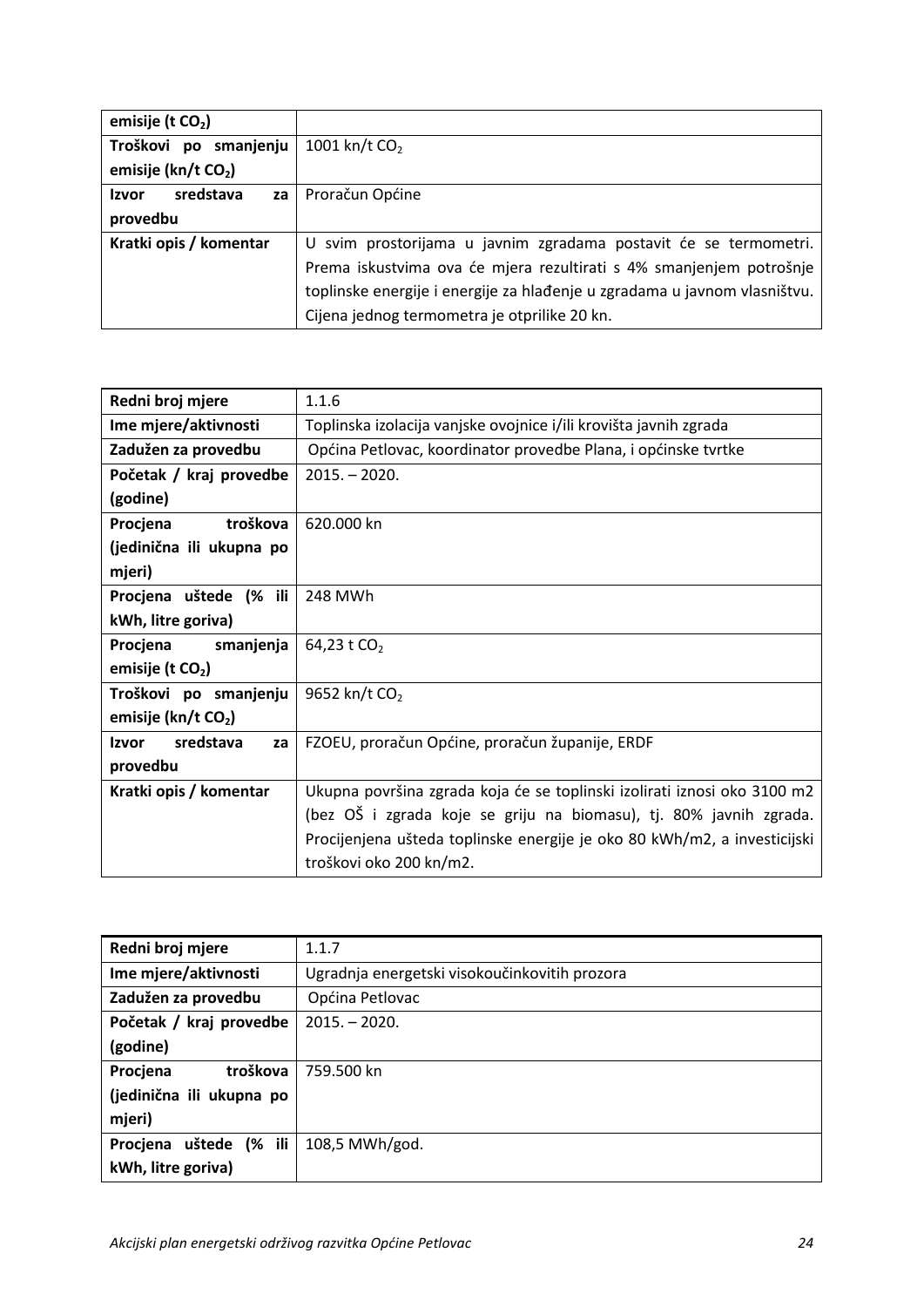| emisije (t $CO_2$) | |
|---|---|
| **Troškovi po smanjenju emisije (kn/t $CO_2$)** | 1001 kn/t $CO_2$ |
| **Izvor sredstava za provedbu** | Proračun Općine |
| **Kratki opis / komentar** | U svim prostorijama u javnim zgradama postavit će se termometri. Prema iskustvima ova će mjera rezultirati s 4% smanjenjem potrošnje toplinske energije i energije za hlađenje u zgradama u javnom vlasništvu. Cijena jednog termometra je otprilike 20 kn. |

| **Redni broj mjere** | 1.1.6 |
|---|---|
| **Ime mjere/aktivnosti** | Toplinska izolacija vanjske ovojnice i/ili krovišta javnih zgrada |
| **Zadužen za provedbu** | Općina Petlovac, koordinator provedbe Plana, i općinske tvrtke |
| **Početak / kraj provedbe (godine)** | 2015. – 2020. |
| **Procjena troškova (jedinična ili ukupna po mjeri)** | 620.000 kn |
| **Procjena uštede (% ili kWh, litre goriva)** | 248 MWh |
| **Procjena smanjenja emisije (t $CO_2$)** | 64,23 t $CO_2$ |
| **Troškovi po smanjenju emisije (kn/t $CO_2$)** | 9652 kn/t $CO_2$ |
| **Izvor sredstava za provedbu** | FZOEU, proračun Općine, proračun županije, ERDF |
| **Kratki opis / komentar** | Ukupna površina zgrada koja će se toplinski izolirati iznosi oko 3100 m2 (bez OŠ i zgrada koje se griju na biomasu), tj. 80% javnih zgrada. Procijenjena ušteda toplinske energije je oko 80 kWh/m2, a investicijski troškovi oko 200 kn/m2. |

| **Redni broj mjere** | 1.1.7 |
|---|---|
| **Ime mjere/aktivnosti** | Ugradnja energetski visokoučinkovitih prozora |
| **Zadužen za provedbu** | Općina Petlovac |
| **Početak / kraj provedbe (godine)** | 2015. – 2020. |
| **Procjena troškova (jedinična ili ukupna po mjeri)** | 759.500 kn |
| **Procjena uštede (% ili kWh, litre goriva)** | 108,5 MWh/god. |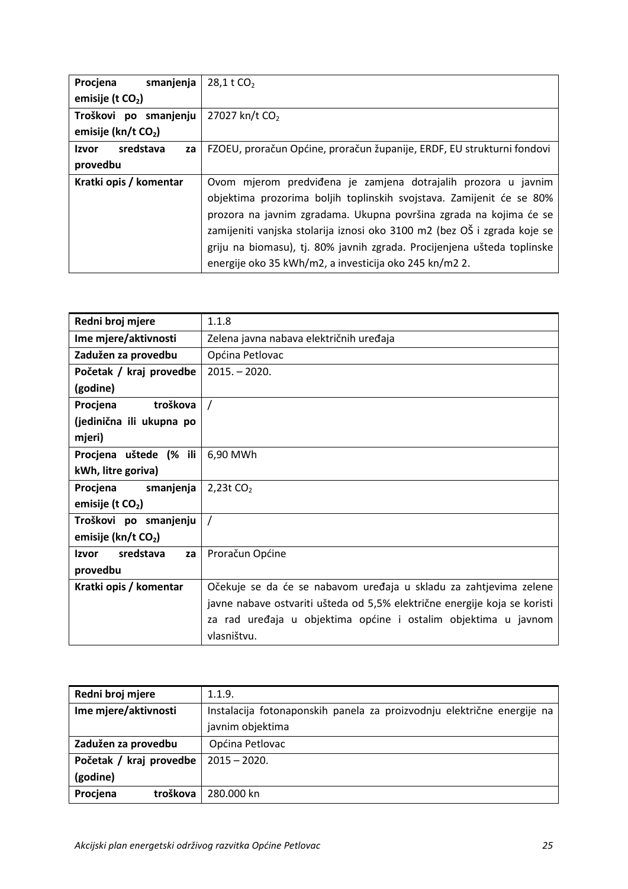| Procjena smanjenja emisije (t $CO_2$) | 28,1 t $CO_2$ |
|---|---|
| Troškovi po smanjenju emisije (kn/t $CO_2$) | 27027 kn/t $CO_2$ |
| Izvor sredstava za provedbu | FZOEU, proračun Općine, proračun županije, ERDF, EU strukturni fondovi |
| Kratki opis / komentar | Ovom mjerom predviđena je zamjena dotrajalih prozora u javnim objektima prozorima boljih toplinskih svojstava. Zamijenit će se 80% prozora na javnim zgradama. Ukupna površina zgrada na kojima će se zamijeniti vanjska stolarija iznosi oko 3100 m2 (bez OŠ i zgrada koje se griju na biomasu), tj. 80% javnih zgrada. Procijenjena ušteda toplinske energije oko 35 kWh/m2, a investicija oko 245 kn/m2 2. |

| Redni broj mjere | 1.1.8 |
|---|---|
| Ime mjere/aktivnosti | Zelena javna nabava električnih uređaja |
| Zadužen za provedbu | Općina Petlovac |
| Početak / kraj provedbe (godine) | 2015. – 2020. |
| Procjena troškova (jedinična ili ukupna po mjeri) | / |
| Procjena uštede (% ili kWh, litre goriva) | 6,90 MWh |
| Procjena smanjenja emisije (t $CO_2$) | 2,23t $CO_2$ |
| Troškovi po smanjenju emisije (kn/t $CO_2$) | / |
| Izvor sredstava za provedbu | Proračun Općine |
| Kratki opis / komentar | Očekuje se da će se nabavom uređaja u skladu za zahtjevima zelene javne nabave ostvariti ušteda od 5,5% električne energije koja se koristi za rad uređaja u objektima općine i ostalim objektima u javnom vlasništvu. |

| Redni broj mjere | 1.1.9. |
|---|---|
| Ime mjere/aktivnosti | Instalacija fotonaponskih panela za proizvodnju električne energije na javnim objektima |
| Zadužen za provedbu | Općina Petlovac |
| Početak / kraj provedbe (godine) | 2015 – 2020. |
| Procjena troškova | 280.000 kn |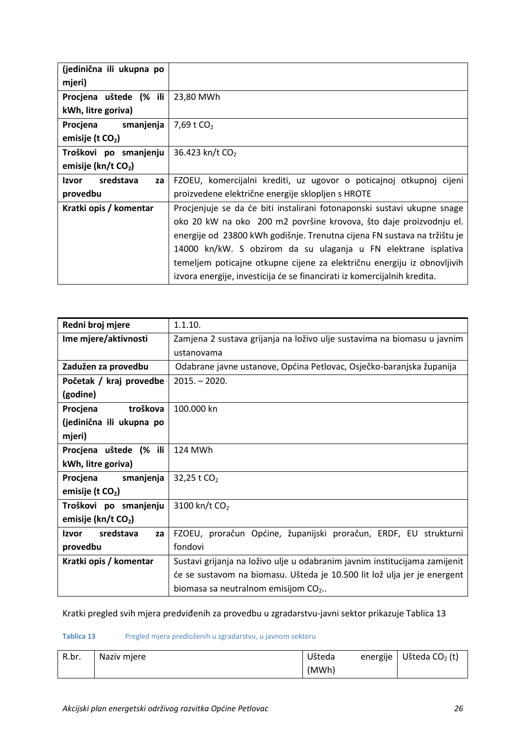| (jedinična ili ukupna po mjeri) | |
|---|---|
| Procjena uštede (% ili kWh, litre goriva) | 23,80 MWh |
| Procjena smanjenja emisije (t $CO_2$) | 7,69 t $CO_2$ |
| Troškovi po smanjenju emisije (kn/t $CO_2$) | 36.423 kn/t $CO_2$ |
| Izvor sredstava za provedbu | FZOEU, komercijalni krediti, uz ugovor o poticajnoj otkupnoj cijeni proizvedene električne energije sklopljen s HROTE |
| Kratki opis / komentar | Procjenjuje se da će biti instalirani fotonaponski sustavi ukupne snage oko 20 kW na oko 200 m2 površine krovova, što daje proizvodnju el. energije od 23800 kWh godišnje. Trenutna cijena FN sustava na tržištu je 14000 kn/kW. S obzirom da su ulaganja u FN elektrane isplativa temeljem poticajne otkupne cijene za električnu energiju iz obnovljivih izvora energije, investicija će se financirati iz komercijalnih kredita. |

| Redni broj mjere | 1.1.10. |
|---|---|
| Ime mjere/aktivnosti | Zamjena 2 sustava grijanja na loživo ulje sustavima na biomasu u javnim ustanovama |
| Zadužen za provedbu | Odabrane javne ustanove, Općina Petlovac, Osječko-baranjska županija |
| Početak / kraj provedbe (godine) | 2015. – 2020. |
| Procjena troškova (jedinična ili ukupna po mjeri) | 100.000 kn |
| Procjena uštede (% ili kWh, litre goriva) | 124 MWh |
| Procjena smanjenja emisije (t $CO_2$) | 32,25 t $CO_2$ |
| Troškovi po smanjenju emisije (kn/t $CO_2$) | 3100 kn/t $CO_2$ |
| Izvor sredstava za provedbu | FZOEU, proračun Općine, županijski proračun, ERDF, EU strukturni fondovi |
| Kratki opis / komentar | Sustavi grijanja na loživo ulje u odabranim javnim institucijama zamijenit će se sustavom na biomasu. Ušteda je 10.500 lit lož ulja jer je energent biomasa sa neutralnom emisijom $CO_2$.. |

Kratki pregled svih mjera predviđenih za provedbu u zgradarstvu-javni sektor prikazuje Tablica 13

**Tablica 13** Pregled mjera predloženih u zgradarstvu, u javnom sektoru

| R.br. | Naziv mjere | Ušteda energije (MWh) | Ušteda $CO_2$ (t) |
|---|---|---|---|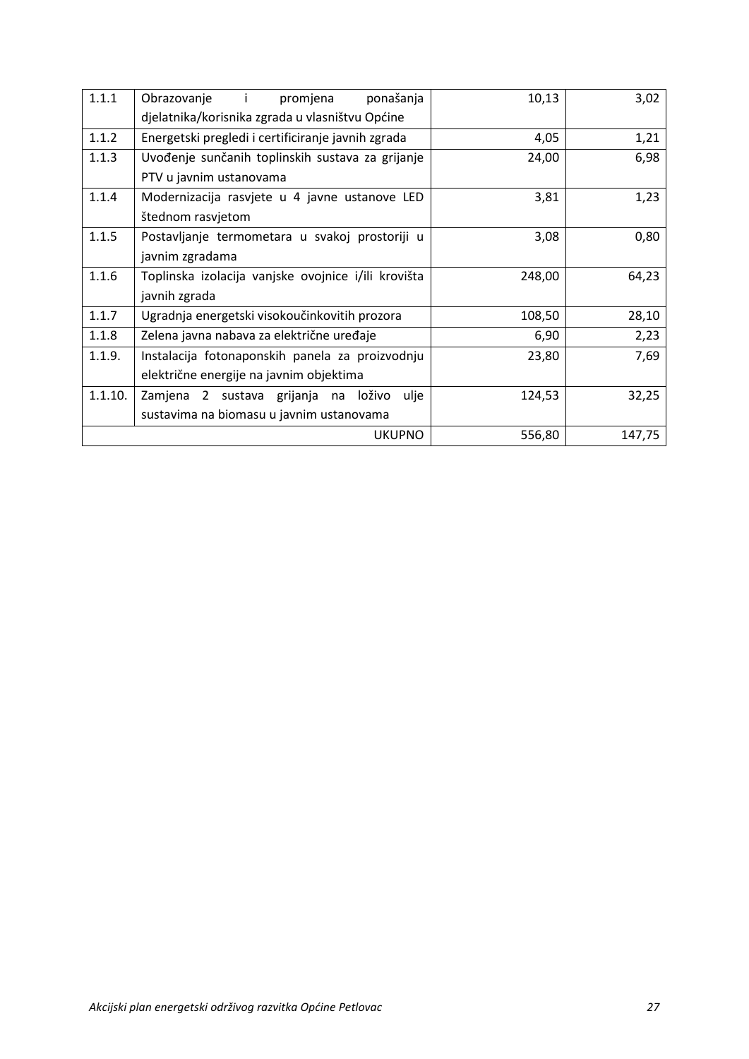| | | | |
|---|---|---|---|
| 1.1.1 | Obrazovanje i promjena ponašanja djelatnika/korisnika zgrada u vlasništvu Općine | 10,13 | 3,02 |
| 1.1.2 | Energetski pregledi i certificiranje javnih zgrada | 4,05 | 1,21 |
| 1.1.3 | Uvođenje sunčanih toplinskih sustava za grijanje PTV u javnim ustanovama | 24,00 | 6,98 |
| 1.1.4 | Modernizacija rasvjete u 4 javne ustanove LED štednom rasvjetom | 3,81 | 1,23 |
| 1.1.5 | Postavljanje termometara u svakoj prostoriji u javnim zgradama | 3,08 | 0,80 |
| 1.1.6 | Toplinska izolacija vanjske ovojnice i/ili krovišta javnih zgrada | 248,00 | 64,23 |
| 1.1.7 | Ugradnja energetski visokoučinkovitih prozora | 108,50 | 28,10 |
| 1.1.8 | Zelena javna nabava za električne uređaje | 6,90 | 2,23 |
| 1.1.9. | Instalacija fotonaponskih panela za proizvodnju električne energije na javnim objektima | 23,80 | 7,69 |
| 1.1.10. | Zamjena 2 sustava grijanja na loživo ulje sustavima na biomasu u javnim ustanovama | 124,53 | 32,25 |
| | UKUPNO | 556,80 | 147,75 |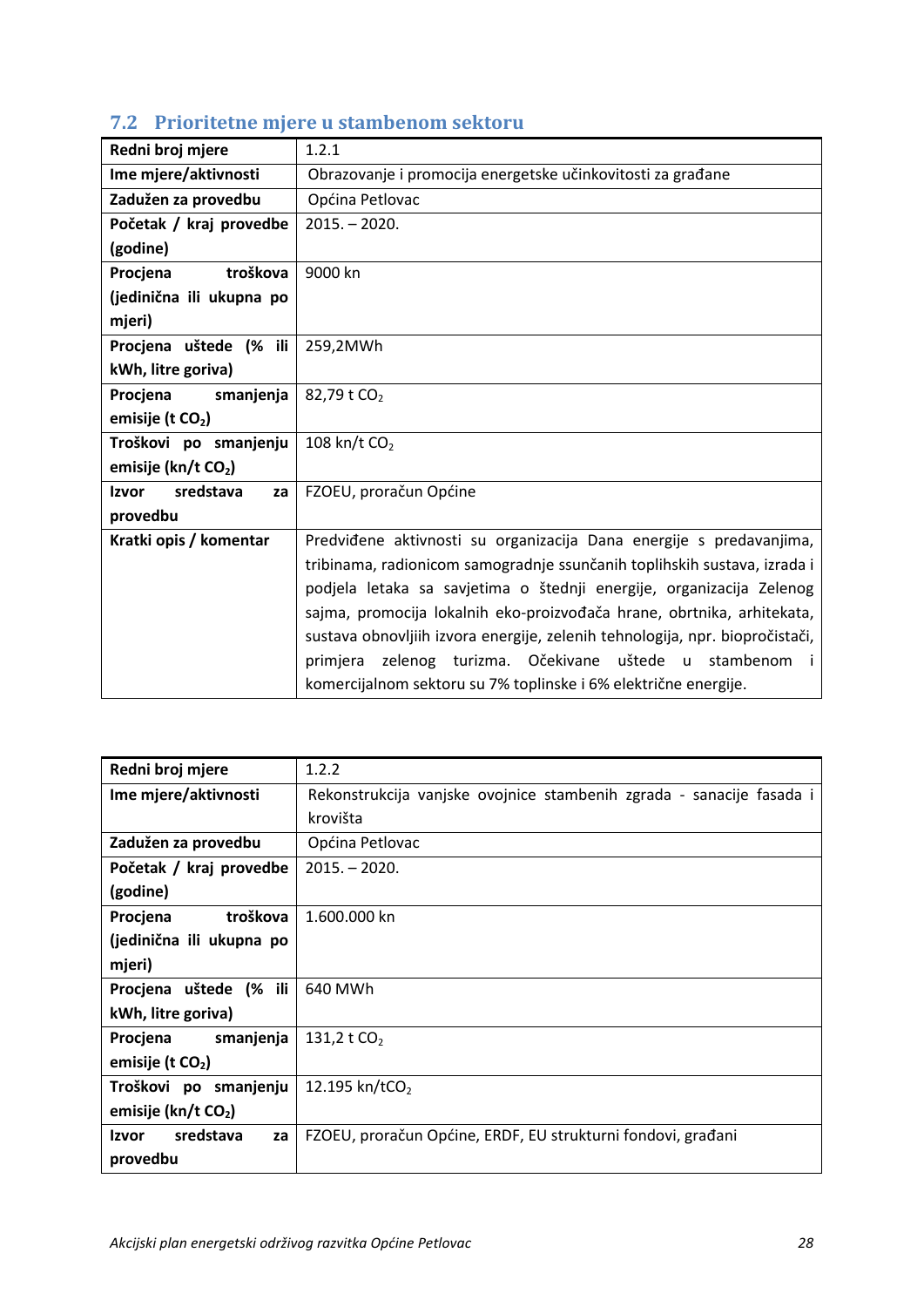## 7.2 Prioritetne mjere u stambenom sektoru

| Redni broj mjere | 1.2.1 |
|---|---|
| Ime mjere/aktivnosti | Obrazovanje i promocija energetske učinkovitosti za građane |
| Zadužen za provedbu | Općina Petlovac |
| Početak / kraj provedbe (godine) | 2015. – 2020. |
| Procjena troškova (jedinična ili ukupna po mjeri) | 9000 kn |
| Procjena uštede (% ili kWh, litre goriva) | 259,2MWh |
| Procjena smanjenja emisije (t $CO_2$) | 82,79 t $CO_2$ |
| Troškovi po smanjenju emisije (kn/t $CO_2$) | 108 kn/t $CO_2$ |
| Izvor sredstava za provedbu | FZOEU, proračun Općine |
| Kratki opis / komentar | Predviđene aktivnosti su organizacija Dana energije s predavanjima, tribinama, radionicom samogradnje ssunčanih toplihskih sustava, izrada i podjela letaka sa savjetima o štednji energije, organizacija Zelenog sajma, promocija lokalnih eko-proizvođača hrane, obrtnika, arhitekata, sustava obnovljiih izvora energije, zelenih tehnologija, npr. biopročistači, primjera zelenog turizma. Očekivane uštede u stambenom i komercijalnom sektoru su 7% toplinske i 6% električne energije. |

| Redni broj mjere | 1.2.2 |
|---|---|
| Ime mjere/aktivnosti | Rekonstrukcija vanjske ovojnice stambenih zgrada - sanacije fasada i krovišta |
| Zadužen za provedbu | Općina Petlovac |
| Početak / kraj provedbe (godine) | 2015. – 2020. |
| Procjena troškova (jedinična ili ukupna po mjeri) | 1.600.000 kn |
| Procjena uštede (% ili kWh, litre goriva) | 640 MWh |
| Procjena smanjenja emisije (t $CO_2$) | 131,2 t $CO_2$ |
| Troškovi po smanjenju emisije (kn/t $CO_2$) | 12.195 kn/t$CO_2$ |
| Izvor sredstava za provedbu | FZOEU, proračun Općine, ERDF, EU strukturni fondovi, građani |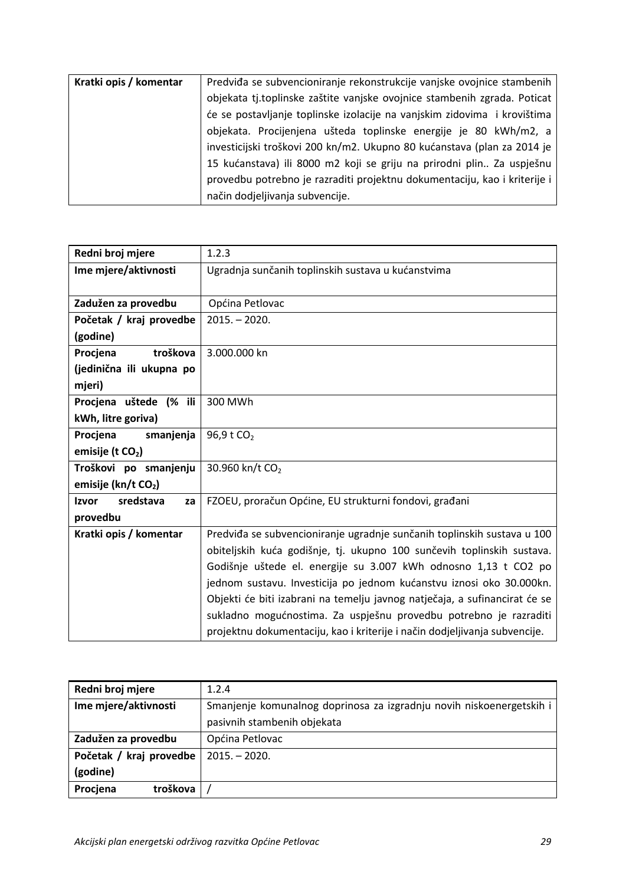| Kratki opis / komentar | Predviđa se subvencioniranje rekonstrukcije vanjske ovojnice stambenih objekata tj.toplinske zaštite vanjske ovojnice stambenih zgrada. Poticat će se postavljanje toplinske izolacije na vanjskim zidovima i krovištima objekata. Procijenjena ušteda toplinske energije je 80 kWh/m2, a investicijski troškovi 200 kn/m2. Ukupno 80 kućanstava (plan za 2014 je 15 kućanstava) ili 8000 m2 koji se griju na prirodni plin.. Za uspješnu provedbu potrebno je razraditi projektnu dokumentaciju, kao i kriterije i način dodjeljivanja subvencije. |
|---|---|

| **Redni broj mjere** | 1.2.3 |
|---|---|
| **Ime mjere/aktivnosti** | Ugradnja sunčanih toplinskih sustava u kućanstvima |
| **Zadužen za provedbu** | Općina Petlovac |
| **Početak / kraj provedbe (godine)** | 2015. – 2020. |
| **Procjena troškova (jedinična ili ukupna po mjeri)** | 3.000.000 kn |
| **Procjena uštede (% ili kWh, litre goriva)** | 300 MWh |
| **Procjena smanjenja emisije (t $CO_2$)** | 96,9 t $CO_2$ |
| **Troškovi po smanjenju emisije (kn/t $CO_2$)** | 30.960 kn/t $CO_2$ |
| **Izvor sredstava za provedbu** | FZOEU, proračun Općine, EU strukturni fondovi, građani |
| **Kratki opis / komentar** | Predviđa se subvencioniranje ugradnje sunčanih toplinskih sustava u 100 obiteljskih kuća godišnje, tj. ukupno 100 sunčevih toplinskih sustava. Godišnje uštede el. energije su 3.007 kWh odnosno 1,13 t CO2 po jednom sustavu. Investicija po jednom kućanstvu iznosi oko 30.000kn. Objekti će biti izabrani na temelju javnog natječaja, a sufinancirat će se sukladno mogućnostima. Za uspješnu provedbu potrebno je razraditi projektnu dokumentaciju, kao i kriterije i način dodjeljivanja subvencije. |

| **Redni broj mjere** | 1.2.4 |
|---|---|
| **Ime mjere/aktivnosti** | Smanjenje komunalnog doprinosa za izgradnju novih niskoenergetskih i pasivnih stambenih objekata |
| **Zadužen za provedbu** | Općina Petlovac |
| **Početak / kraj provedbe (godine)** | 2015. – 2020. |
| **Procjena troškova** | / |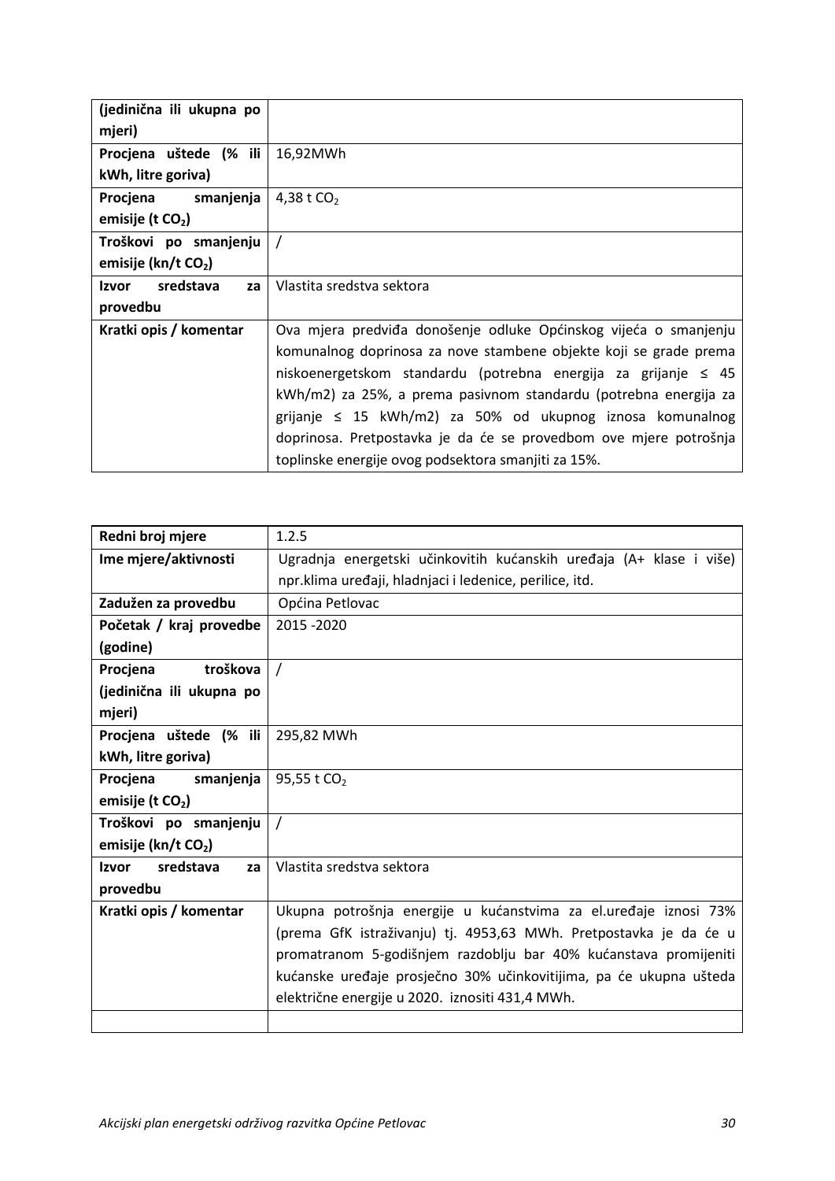| (jedinična ili ukupna po mjeri) | |
|---|---|
| Procjena uštede (% ili kWh, litre goriva) | 16,92MWh |
| Procjena smanjenja emisije (t $CO_2$) | 4,38 t $CO_2$ |
| Troškovi po smanjenju emisije (kn/t $CO_2$) | / |
| Izvor sredstava za provedbu | Vlastita sredstva sektora |
| Kratki opis / komentar | Ova mjera predviđa donošenje odluke Općinskog vijeća o smanjenju komunalnog doprinosa za nove stambene objekte koji se grade prema niskoenergetskom standardu (potrebna energija za grijanje ≤ 45 kWh/m2) za 25%, a prema pasivnom standardu (potrebna energija za grijanje ≤ 15 kWh/m2) za 50% od ukupnog iznosa komunalnog doprinosa. Pretpostavka je da će se provedbom ove mjere potrošnja toplinske energije ovog podsektora smanjiti za 15%. |

| Redni broj mjere | 1.2.5 |
|---|---|
| Ime mjere/aktivnosti | Ugradnja energetski učinkovitih kućanskih uređaja (A+ klase i više) npr.klima uređaji, hladnjaci i ledenice, perilice, itd. |
| Zadužen za provedbu | Općina Petlovac |
| Početak / kraj provedbe (godine) | 2015 -2020 |
| Procjena troškova (jedinična ili ukupna po mjeri) | / |
| Procjena uštede (% ili kWh, litre goriva) | 295,82 MWh |
| Procjena smanjenja emisije (t $CO_2$) | 95,55 t $CO_2$ |
| Troškovi po smanjenju emisije (kn/t $CO_2$) | / |
| Izvor sredstava za provedbu | Vlastita sredstva sektora |
| Kratki opis / komentar | Ukupna potrošnja energije u kućanstvima za el.uređaje iznosi 73% (prema GfK istraživanju) tj. 4953,63 MWh. Pretpostavka je da će u promatranom 5-godišnjem razdoblju bar 40% kućanstava promijeniti kućanske uređaje prosječno 30% učinkovitijima, pa će ukupna ušteda električne energije u 2020. iznositi 431,4 MWh. |
| | |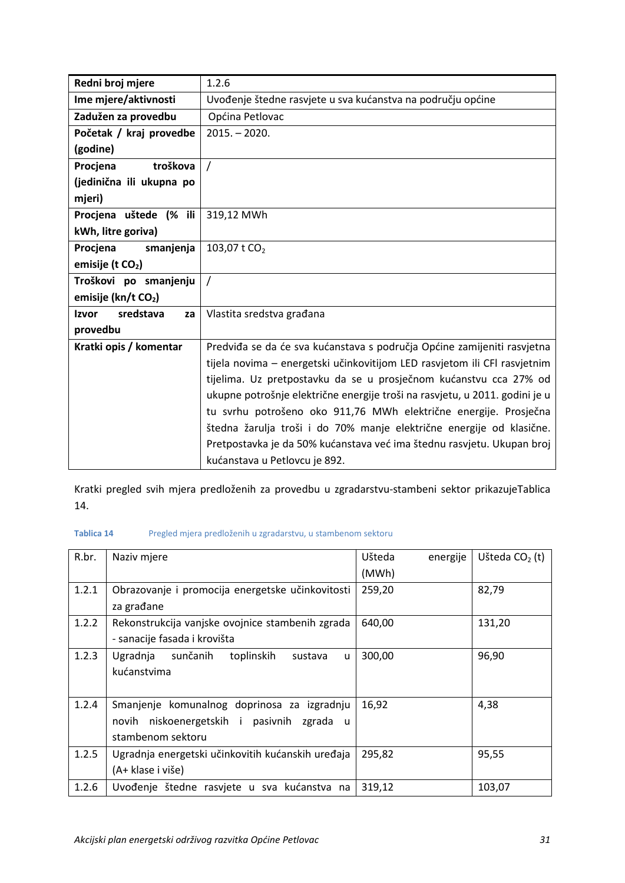| Redni broj mjere | 1.2.6 |
|---|---|
| Ime mjere/aktivnosti | Uvođenje štedne rasvjete u sva kućanstva na području općine |
| Zadužen za provedbu | Općina Petlovac |
| Početak / kraj provedbe (godine) | 2015. – 2020. |
| Procjena troškova (jedinična ili ukupna po mjeri) | / |
| Procjena uštede (% ili kWh, litre goriva) | 319,12 MWh |
| Procjena smanjenja emisije (t $CO_2$) | 103,07 t $CO_2$ |
| Troškovi po smanjenju emisije (kn/t $CO_2$) | / |
| Izvor sredstava za provedbu | Vlastita sredstva građana |
| Kratki opis / komentar | Predviđa se da će sva kućanstava s područja Općine zamijeniti rasvjetna tijela novima – energetski učinkovitijom LED rasvjetom ili CFl rasvjetnim tijelima. Uz pretpostavku da se u prosječnom kućanstvu cca 27% od ukupne potrošnje električne energije troši na rasvjetu, u 2011. godini je u tu svrhu potrošeno oko 911,76 MWh električne energije. Prosječna štedna žarulja troši i do 70% manje električne energije od klasične. Pretpostavka je da 50% kućanstava već ima štednu rasvjetu. Ukupan broj kućanstava u Petlovcu je 892. |

Kratki pregled svih mjera predloženih za provedbu u zgradarstvu-stambeni sektor prikazujeTablica 14.

Tablica 14 Pregled mjera predloženih u zgradarstvu, u stambenom sektoru

| R.br. | Naziv mjere | Ušteda energije (MWh) | Ušteda $CO_2$ (t) |
|---|---|---|---|
| 1.2.1 | Obrazovanje i promocija energetske učinkovitosti za građane | 259,20 | 82,79 |
| 1.2.2 | Rekonstrukcija vanjske ovojnice stambenih zgrada - sanacije fasada i krovišta | 640,00 | 131,20 |
| 1.2.3 | Ugradnja sunčanih toplinskih sustava u kućanstvima | 300,00 | 96,90 |
| 1.2.4 | Smanjenje komunalnog doprinosa za izgradnju novih niskoenergetskih i pasivnih zgrada u stambenom sektoru | 16,92 | 4,38 |
| 1.2.5 | Ugradnja energetski učinkovitih kućanskih uređaja (A+ klase i više) | 295,82 | 95,55 |
| 1.2.6 | Uvođenje štedne rasvjete u sva kućanstva na | 319,12 | 103,07 |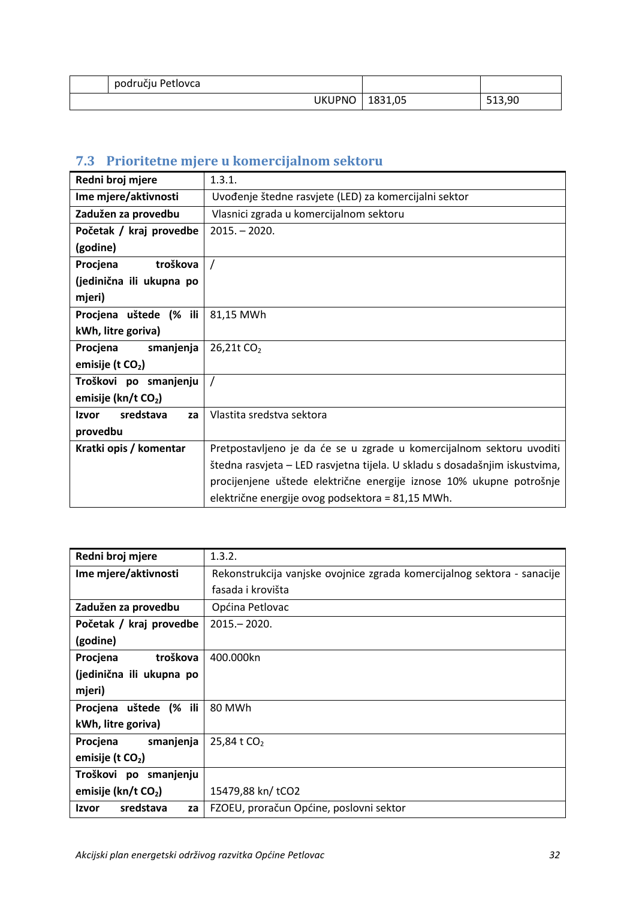| | području Petlovca | | |
|---|---|---|---|
| | UKUPNO | 1831,05 | 513,90 |

## 7.3 Prioritetne mjere u komercijalnom sektoru

| **Redni broj mjere** | 1.3.1. |
|---|---|
| **Ime mjere/aktivnosti** | Uvođenje štedne rasvjete (LED) za komercijalni sektor |
| **Zadužen za provedbu** | Vlasnici zgrada u komercijalnom sektoru |
| **Početak / kraj provedbe (godine)** | 2015. – 2020. |
| **Procjena troškova (jedinična ili ukupna po mjeri)** | / |
| **Procjena uštede (% ili kWh, litre goriva)** | 81,15 MWh |
| **Procjena smanjenja emisije (t $CO_2$)** | 26,21t $CO_2$ |
| **Troškovi po smanjenju emisije (kn/t $CO_2$)** | / |
| **Izvor sredstava za provedbu** | Vlastita sredstva sektora |
| **Kratki opis / komentar** | Pretpostavljeno je da će se u zgrade u komercijalnom sektoru uvoditi štedna rasvjeta – LED rasvjetna tijela. U skladu s dosadašnjim iskustvima, procijenjene uštede električne energije iznose 10% ukupne potrošnje električne energije ovog podsektora = 81,15 MWh. |

| **Redni broj mjere** | 1.3.2. |
|---|---|
| **Ime mjere/aktivnosti** | Rekonstrukcija vanjske ovojnice zgrada komercijalnog sektora - sanacije fasada i krovišta |
| **Zadužen za provedbu** | Općina Petlovac |
| **Početak / kraj provedbe (godine)** | 2015.– 2020. |
| **Procjena troškova (jedinična ili ukupna po mjeri)** | 400.000kn |
| **Procjena uštede (% ili kWh, litre goriva)** | 80 MWh |
| **Procjena smanjenja emisije (t $CO_2$)** | 25,84 t $CO_2$ |
| **Troškovi po smanjenju emisije (kn/t $CO_2$)** | 15479,88 kn/ tCO2 |
| **Izvor sredstava za** | FZOEU, proračun Općine, poslovni sektor |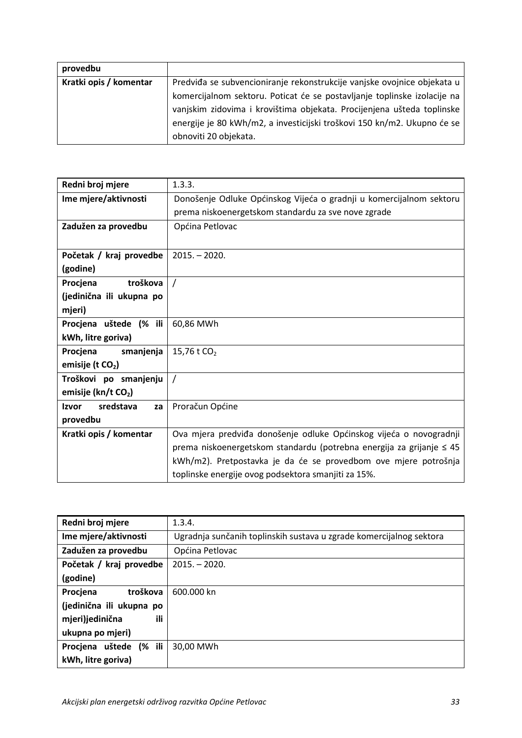| provedbu | |
|---|---|
| Kratki opis / komentar | Predviđa se subvencioniranje rekonstrukcije vanjske ovojnice objekata u komercijalnom sektoru. Poticat će se postavljanje toplinske izolacije na vanjskim zidovima i krovištima objekata. Procijenjena ušteda toplinske energije je 80 kWh/m2, a investicijski troškovi 150 kn/m2. Ukupno će se obnoviti 20 objekata. |

| Redni broj mjere | 1.3.3. |
|---|---|
| Ime mjere/aktivnosti | Donošenje Odluke Općinskog Vijeća o gradnji u komercijalnom sektoru prema niskoenergetskom standardu za sve nove zgrade |
| Zadužen za provedbu | Općina Petlovac |
| Početak / kraj provedbe (godine) | 2015. – 2020. |
| Procjena troškova (jedinična ili ukupna po mjeri) | / |
| Procjena uštede (% ili kWh, litre goriva) | 60,86 MWh |
| Procjena smanjenja emisije (t $CO_2$) | 15,76 t $CO_2$ |
| Troškovi po smanjenju emisije (kn/t $CO_2$) | / |
| Izvor sredstava za provedbu | Proračun Općine |
| Kratki opis / komentar | Ova mjera predviđa donošenje odluke Općinskog vijeća o novogradnji prema niskoenergetskom standardu (potrebna energija za grijanje ≤ 45 kWh/m2). Pretpostavka je da će se provedbom ove mjere potrošnja toplinske energije ovog podsektora smanjiti za 15%. |

| Redni broj mjere | 1.3.4. |
|---|---|
| Ime mjere/aktivnosti | Ugradnja sunčanih toplinskih sustava u zgrade komercijalnog sektora |
| Zadužen za provedbu | Općina Petlovac |
| Početak / kraj provedbe (godine) | 2015. – 2020. |
| Procjena troškova (jedinična ili ukupna po mjeri)jedinična ili ukupna po mjeri) | 600.000 kn |
| Procjena uštede (% ili kWh, litre goriva) | 30,00 MWh |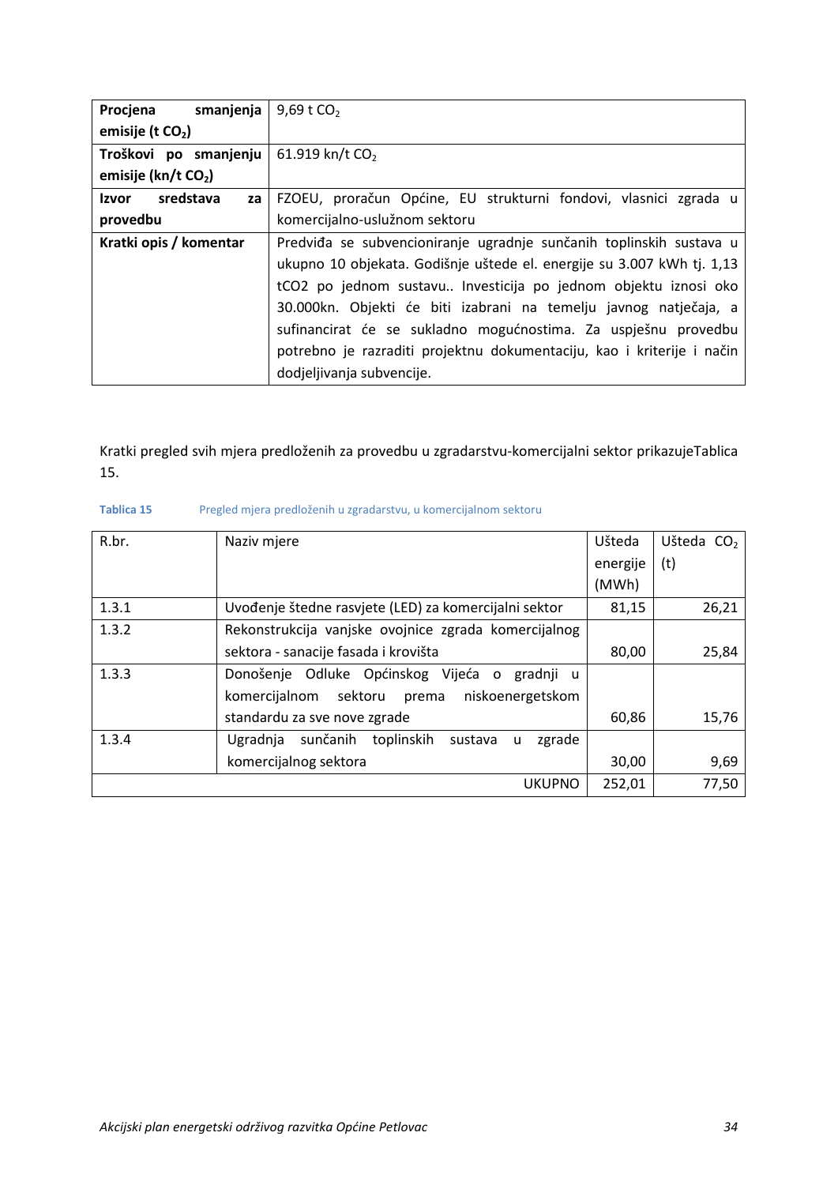| **Procjena smanjenja emisije (t $CO_2$)** | 9,69 t $CO_2$ |
|---|---|
| **Troškovi po smanjenju emisije (kn/t $CO_2$)** | 61.919 kn/t $CO_2$ |
| **Izvor sredstava za provedbu** | FZOEU, proračun Općine, EU strukturni fondovi, vlasnici zgrada u komercijalno-uslužnom sektoru |
| **Kratki opis / komentar** | Predviđa se subvencioniranje ugradnje sunčanih toplinskih sustava u ukupno 10 objekata. Godišnje uštede el. energije su 3.007 kWh tj. 1,13 tCO2 po jednom sustavu.. Investicija po jednom objektu iznosi oko 30.000kn. Objekti će biti izabrani na temelju javnog natječaja, a sufinancirat će se sukladno mogućnostima. Za uspješnu provedbu potrebno je razraditi projektnu dokumentaciju, kao i kriterije i način dodjeljivanja subvencije. |

Kratki pregled svih mjera predloženih za provedbu u zgradarstvu-komercijalni sektor prikazujeTablica 15.

**Tablica 15** Pregled mjera predloženih u zgradarstvu, u komercijalnom sektoru

| R.br. | Naziv mjere | Ušteda energije (MWh) | Ušteda $CO_2$ (t) |
|---|---|---|---|
| 1.3.1 | Uvođenje štedne rasvjete (LED) za komercijalni sektor | 81,15 | 26,21 |
| 1.3.2 | Rekonstrukcija vanjske ovojnice zgrada komercijalnog sektora - sanacije fasada i krovišta | 80,00 | 25,84 |
| 1.3.3 | Donošenje Odluke Općinskog Vijeća o gradnji u komercijalnom sektoru prema niskoenergetskom standardu za sve nove zgrade | 60,86 | 15,76 |
| 1.3.4 | Ugradnja sunčanih toplinskih sustava u zgrade komercijalnog sektora | 30,00 | 9,69 |
| | UKUPNO | 252,01 | 77,50 |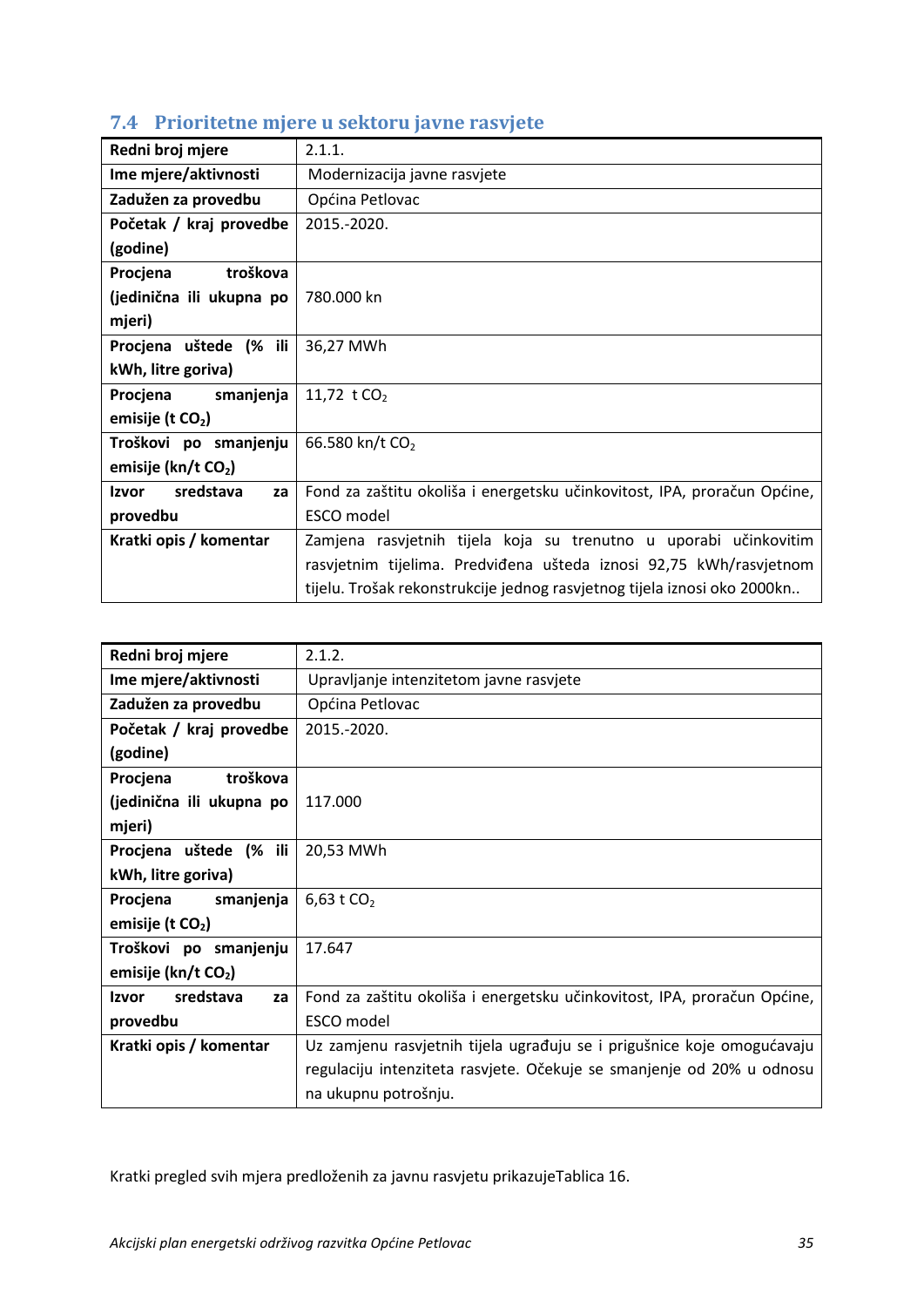## 7.4 Prioritetne mjere u sektoru javne rasvjete

| Redni broj mjere | 2.1.1. |
|---|---|
| Ime mjere/aktivnosti | Modernizacija javne rasvjete |
| Zadužen za provedbu | Općina Petlovac |
| Početak / kraj provedbe (godine) | 2015.-2020. |
| Procjena troškova (jedinična ili ukupna po mjeri) | 780.000 kn |
| Procjena uštede (% ili kWh, litre goriva) | 36,27 MWh |
| Procjena smanjenja emisije (t $CO_2$) | 11,72 t $CO_2$ |
| Troškovi po smanjenju emisije (kn/t $CO_2$) | 66.580 kn/t $CO_2$ |
| Izvor sredstava za provedbu | Fond za zaštitu okoliša i energetsku učinkovitost, IPA, proračun Općine, ESCO model |
| Kratki opis / komentar | Zamjena rasvjetnih tijela koja su trenutno u uporabi učinkovitim rasvjetnim tijelima. Predviđena ušteda iznosi 92,75 kWh/rasvjetnom tijelu. Trošak rekonstrukcije jednog rasvjetnog tijela iznosi oko 2000kn.. |

| Redni broj mjere | 2.1.2. |
|---|---|
| Ime mjere/aktivnosti | Upravljanje intenzitetom javne rasvjete |
| Zadužen za provedbu | Općina Petlovac |
| Početak / kraj provedbe (godine) | 2015.-2020. |
| Procjena troškova (jedinična ili ukupna po mjeri) | 117.000 |
| Procjena uštede (% ili kWh, litre goriva) | 20,53 MWh |
| Procjena smanjenja emisije (t $CO_2$) | 6,63 t $CO_2$ |
| Troškovi po smanjenju emisije (kn/t $CO_2$) | 17.647 |
| Izvor sredstava za provedbu | Fond za zaštitu okoliša i energetsku učinkovitost, IPA, proračun Općine, ESCO model |
| Kratki opis / komentar | Uz zamjenu rasvjetnih tijela ugrađuju se i prigušnice koje omogućavaju regulaciju intenziteta rasvjete. Očekuje se smanjenje od 20% u odnosu na ukupnu potrošnju. |

Kratki pregled svih mjera predloženih za javnu rasvjetu prikazujeTablica 16.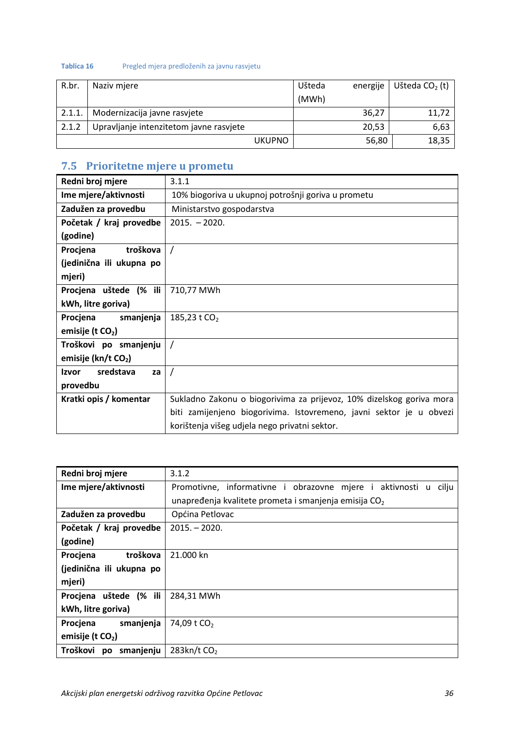**Tablica 16** Pregled mjera predloženih za javnu rasvjetu

| R.br. | Naziv mjere | Ušteda energije (MWh) | Ušteda $CO_2$ (t) |
|---|---|---|---|
| 2.1.1. | Modernizacija javne rasvjete | 36,27 | 11,72 |
| 2.1.2 | Upravljanje intenzitetom javne rasvjete | 20,53 | 6,63 |
| | UKUPNO | 56,80 | 18,35 |

## 7.5 Prioritetne mjere u prometu

| **Redni broj mjere** | 3.1.1 |
|---|---|
| **Ime mjere/aktivnosti** | 10% biogoriva u ukupnoj potrošnji goriva u prometu |
| **Zadužen za provedbu** | Ministarstvo gospodarstva |
| **Početak / kraj provedbe (godine)** | 2015. – 2020. |
| **Procjena troškova (jedinična ili ukupna po mjeri)** | / |
| **Procjena uštede (% ili kWh, litre goriva)** | 710,77 MWh |
| **Procjena smanjenja emisije (t $CO_2$)** | 185,23 t $CO_2$ |
| **Troškovi po smanjenju emisije (kn/t $CO_2$)** | / |
| **Izvor sredstava za provedbu** | / |
| **Kratki opis / komentar** | Sukladno Zakonu o biogorivima za prijevoz, 10% dizelskog goriva mora biti zamijenjeno biogorivima. Istovremeno, javni sektor je u obvezi korištenja višeg udjela nego privatni sektor. |

| **Redni broj mjere** | 3.1.2 |
|---|---|
| **Ime mjere/aktivnosti** | Promotivne, informativne i obrazovne mjere i aktivnosti u cilju unapređenja kvalitete prometa i smanjenja emisija $CO_2$ |
| **Zadužen za provedbu** | Općina Petlovac |
| **Početak / kraj provedbe (godine)** | 2015. – 2020. |
| **Procjena troškova (jedinična ili ukupna po mjeri)** | 21.000 kn |
| **Procjena uštede (% ili kWh, litre goriva)** | 284,31 MWh |
| **Procjena smanjenja emisije (t $CO_2$)** | 74,09 t $CO_2$ |
| **Troškovi po smanjenju** | 283kn/t $CO_2$ |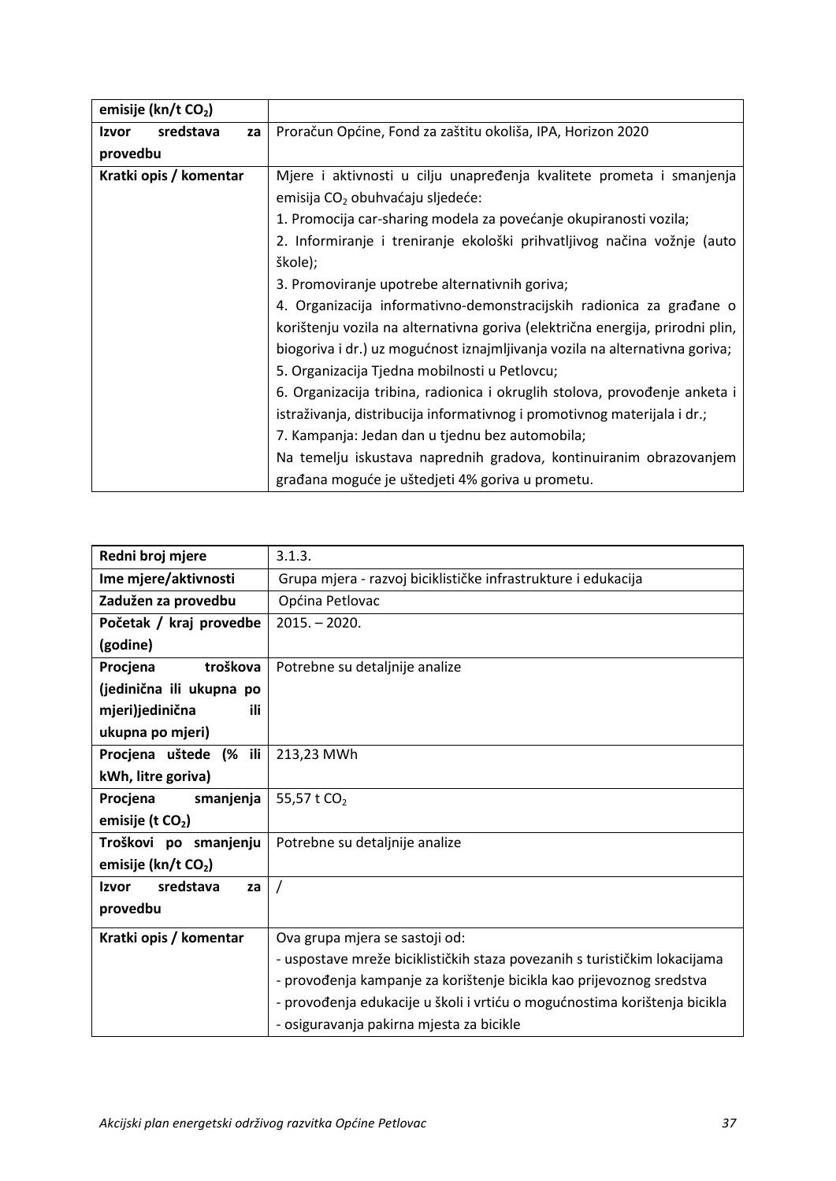| emisije (kn/t $CO_2$) | |
|---|---|
| **Izvor sredstava za provedbu** | Proračun Općine, Fond za zaštitu okoliša, IPA, Horizon 2020 |
| **Kratki opis / komentar** | Mjere i aktivnosti u cilju unapređenja kvalitete prometa i smanjenja emisija $CO_2$ obuhvaćaju sljedeće:<br>1. Promocija car-sharing modela za povećanje okupiranosti vozila;<br>2. Informiranje i treniranje ekološki prihvatljivog načina vožnje (auto škole);<br>3. Promoviranje upotrebe alternativnih goriva;<br>4. Organizacija informativno-demonstracijskih radionica za građane o korištenju vozila na alternativna goriva (električna energija, prirodni plin, biogoriva i dr.) uz mogućnost iznajmljivanja vozila na alternativna goriva;<br>5. Organizacija Tjedna mobilnosti u Petlovcu;<br>6. Organizacija tribina, radionica i okruglih stolova, provođenje anketa i istraživanja, distribucija informativnog i promotivnog materijala i dr.;<br>7. Kampanja: Jedan dan u tjednu bez automobila;<br>Na temelju iskustava naprednih gradova, kontinuiranim obrazovanjem građana moguće je uštedjeti 4% goriva u prometu. |

| **Redni broj mjere** | 3.1.3. |
|---|---|
| **Ime mjere/aktivnosti** | Grupa mjera - razvoj biciklističke infrastrukture i edukacija |
| **Zadužen za provedbu** | Općina Petlovac |
| **Početak / kraj provedbe (godine)** | 2015. – 2020. |
| **Procjena troškova (jedinična ili ukupna po mjeri)jedinična ili ukupna po mjeri)** | Potrebne su detaljnije analize |
| **Procjena uštede (% ili kWh, litre goriva)** | 213,23 MWh |
| **Procjena smanjenja emisije (t $CO_2$)** | 55,57 t $CO_2$ |
| **Troškovi po smanjenju emisije (kn/t $CO_2$)** | Potrebne su detaljnije analize |
| **Izvor sredstava za provedbu** | / |
| **Kratki opis / komentar** | Ova grupa mjera se sastoji od:<br>- uspostave mreže biciklističkih staza povezanih s turističkim lokacijama<br>- provođenja kampanje za korištenje bicikla kao prijevoznog sredstva<br>- provođenja edukacije u školi i vrtiću o mogućnostima korištenja bicikla<br>- osiguravanja pakirna mjesta za bicikle |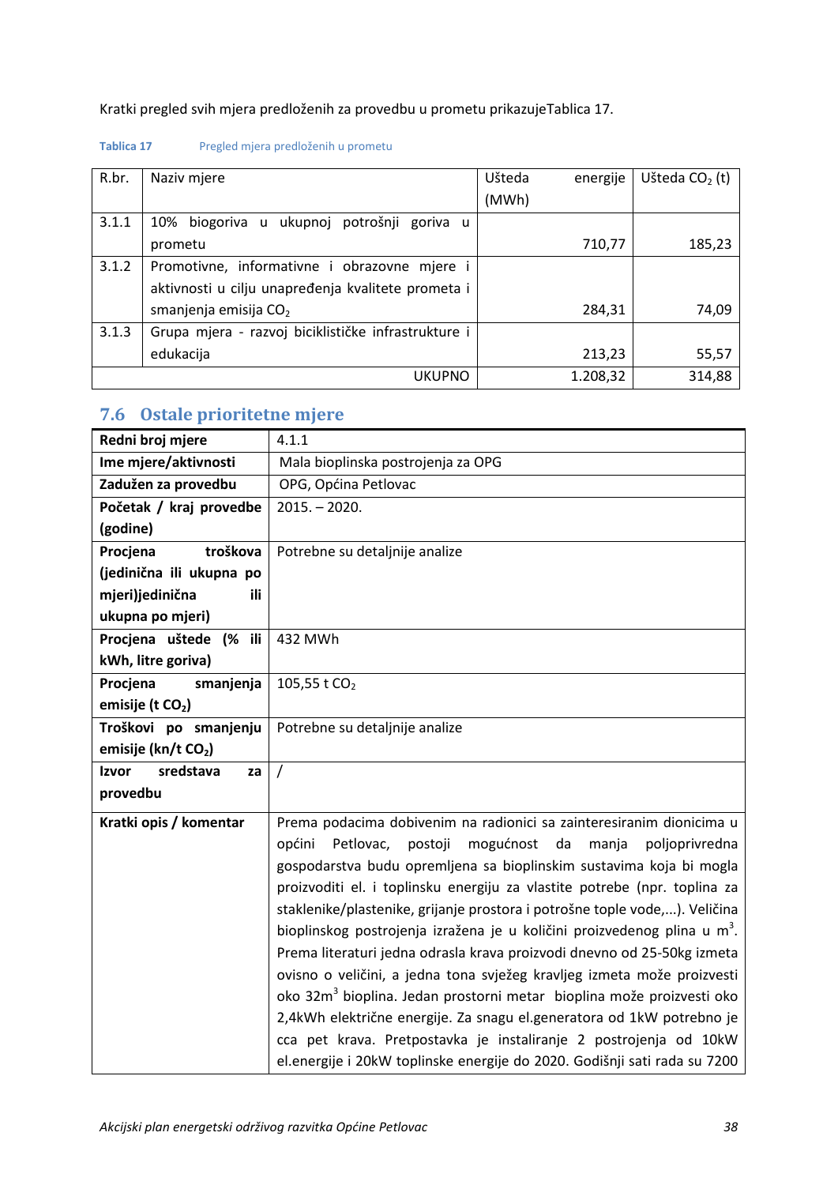Kratki pregled svih mjera predloženih za provedbu u prometu prikazujeTablica 17.

**Tablica 17** Pregled mjera predloženih u prometu

| R.br. | Naziv mjere | Ušteda energije (MWh) | Ušteda $CO_2$ (t) |
|---|---|---|---|
| 3.1.1 | 10% biogoriva u ukupnoj potrošnji goriva u prometu | 710,77 | 185,23 |
| 3.1.2 | Promotivne, informativne i obrazovne mjere i aktivnosti u cilju unapređenja kvalitete prometa i smanjenja emisija $CO_2$ | 284,31 | 74,09 |
| 3.1.3 | Grupa mjera - razvoj biciklističke infrastrukture i edukacija | 213,23 | 55,57 |
| | UKUPNO | 1.208,32 | 314,88 |

## 7.6 Ostale prioritetne mjere

| **Redni broj mjere** | 4.1.1 |
|---|---|
| **Ime mjere/aktivnosti** | Mala bioplinska postrojenja za OPG |
| **Zadužen za provedbu** | OPG, Općina Petlovac |
| **Početak / kraj provedbe (godine)** | 2015. – 2020. |
| **Procjena troškova (jedinična ili ukupna po mjeri)jedinična ili ukupna po mjeri)** | Potrebne su detaljnije analize |
| **Procjena uštede (% ili kWh, litre goriva)** | 432 MWh |
| **Procjena smanjenja emisije (t $CO_2$)** | 105,55 t $CO_2$ |
| **Troškovi po smanjenju emisije (kn/t $CO_2$)** | Potrebne su detaljnije analize |
| **Izvor sredstava za provedbu** | / |
| **Kratki opis / komentar** | Prema podacima dobivenim na radionici sa zainteresiranim dionicima u općini Petlovac, postoji mogućnost da manja poljoprivredna gospodarstva budu opremljena sa bioplinskim sustavima koja bi mogla proizvoditi el. i toplinsku energiju za vlastite potrebe (npr. toplina za staklenike/plastenike, grijanje prostora i potrošne tople vode,...). Veličina bioplinskog postrojenja izražena je u količini proizvedenog plina u $m^3$. Prema literaturi jedna odrasla krava proizvodi dnevno od 25-50kg izmeta ovisno o veličini, a jedna tona svježeg kravljeg izmeta može proizvesti oko 32$m^3$ bioplina. Jedan prostorni metar bioplina može proizvesti oko 2,4kWh električne energije. Za snagu el.generatora od 1kW potrebno je cca pet krava. Pretpostavka je instaliranje 2 postrojenja od 10kW el.energije i 20kW toplinske energije do 2020. Godišnji sati rada su 7200 |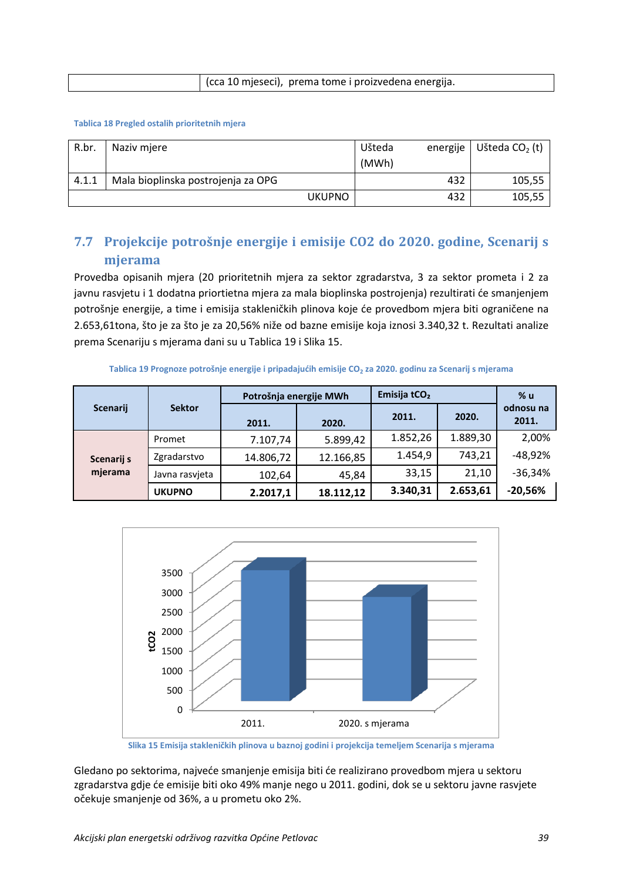| | (cca 10 mjeseci), prema tome i proizvedena energija. |
|---|---|

Tablica 18 Pregled ostalih prioritetnih mjera

| R.br. | Naziv mjere | Ušteda energije (MWh) | Ušteda $CO_2$ (t) |
|---|---|---|---|
| 4.1.1 | Mala bioplinska postrojenja za OPG | 432 | 105,55 |
| | UKUPNO | 432 | 105,55 |

## 7.7 Projekcije potrošnje energije i emisije CO2 do 2020. godine, Scenarij s mjerama

Provedba opisanih mjera (20 prioritetnih mjera za sektor zgradarstva, 3 za sektor prometa i 2 za javnu rasvjetu i 1 dodatna priortietna mjera za mala bioplinska postrojenja) rezultirati će smanjenjem potrošnje energije, a time i emisija stakleničkih plinova koje će provedbom mjera biti ograničene na 2.653,61tona, što je za što je za 20,56% niže od bazne emisije koja iznosi 3.340,32 t. Rezultati analize prema Scenariju s mjerama dani su u Tablica 19 i Slika 15.

Tablica 19 Prognoze potrošnje energije i pripadajućih emisije $CO_2$ za 2020. godinu za Scenarij s mjerama

| Scenarij | Sektor | Potrošnja energije MWh | | Emisija $tCO_2$ | | % u odnosu na 2011. |
|---|---|---|---|---|---|---|
| | | 2011. | 2020. | 2011. | 2020. | |
| Scenarij s mjerama | Promet | 7.107,74 | 5.899,42 | 1.852,26 | 1.889,30 | 2,00% |
| | Zgradarstvo | 14.806,72 | 12.166,85 | 1.454,9 | 743,21 | -48,92% |
| | Javna rasvjeta | 102,64 | 45,84 | 33,15 | 21,10 | -36,34% |
| | **UKUPNO** | **2.2017,1** | **18.112,12** | **3.340,31** | **2.653,61** | **-20,56%** |

Slika 15 Emisija stakleničkih plinova u baznoj godini i projekcija temeljem Scenarija s mjerama

Gledano po sektorima, najveće smanjenje emisija biti će realizirano provedbom mjera u sektoru zgradarstva gdje će emisije biti oko 49% manje nego u 2011. godini, dok se u sektoru javne rasvjete očekuje smanjenje od 36%, a u prometu oko 2%.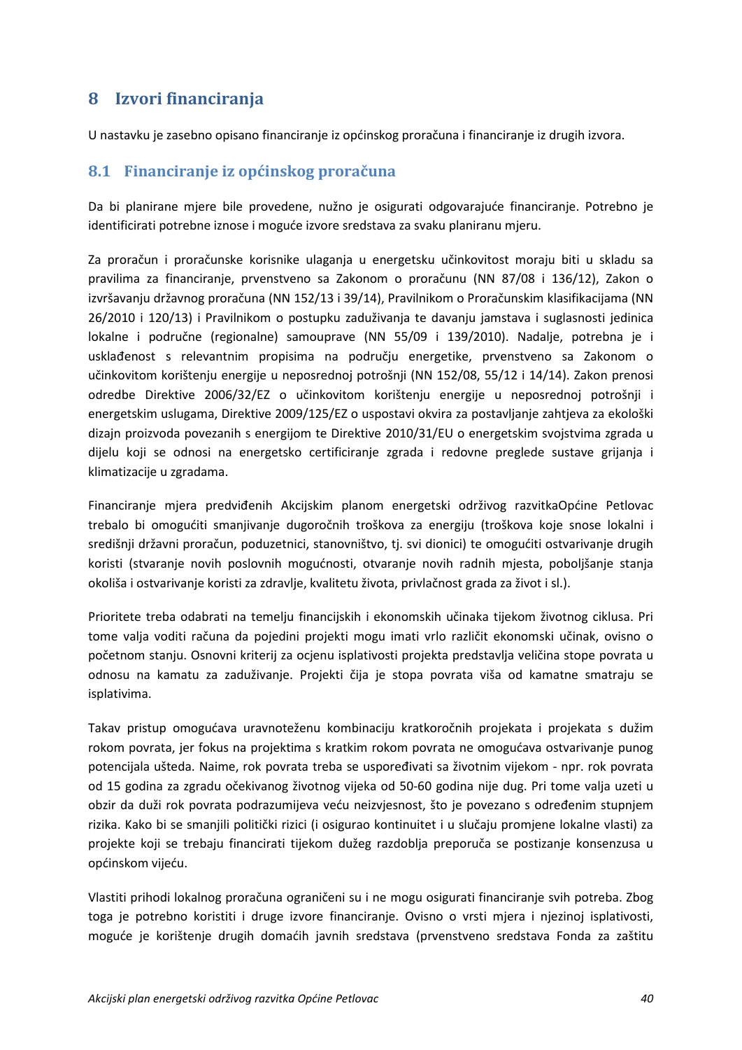# 8 Izvori financiranja

U nastavku je zasebno opisano financiranje iz općinskog proračuna i financiranje iz drugih izvora.

## 8.1 Financiranje iz općinskog proračuna

Da bi planirane mjere bile provedene, nužno je osigurati odgovarajuće financiranje. Potrebno je identificirati potrebne iznose i moguće izvore sredstava za svaku planiranu mjeru.

Za proračun i proračunske korisnike ulaganja u energetsku učinkovitost moraju biti u skladu sa pravilima za financiranje, prvenstveno sa Zakonom o proračunu (NN 87/08 i 136/12), Zakon o izvršavanju državnog proračuna (NN 152/13 i 39/14), Pravilnikom o Proračunskim klasifikacijama (NN 26/2010 i 120/13) i Pravilnikom o postupku zaduživanja te davanju jamstava i suglasnosti jedinica lokalne i područne (regionalne) samouprave (NN 55/09 i 139/2010). Nadalje, potrebna je i usklađenost s relevantnim propisima na području energetike, prvenstveno sa Zakonom o učinkovitom korištenju energije u neposrednoj potrošnji (NN 152/08, 55/12 i 14/14). Zakon prenosi odredbe Direktive 2006/32/EZ o učinkovitom korištenju energije u neposrednoj potrošnji i energetskim uslugama, Direktive 2009/125/EZ o uspostavi okvira za postavljanje zahtjeva za ekološki dizajn proizvoda povezanih s energijom te Direktive 2010/31/EU o energetskim svojstvima zgrada u dijelu koji se odnosi na energetsko certificiranje zgrada i redovne preglede sustave grijanja i klimatizacije u zgradama.

Financiranje mjera predviđenih Akcijskim planom energetski održivog razvitkaOpćine Petlovac trebalo bi omogućiti smanjivanje dugoročnih troškova za energiju (troškova koje snose lokalni i središnji državni proračun, poduzetnici, stanovništvo, tj. svi dionici) te omogućiti ostvarivanje drugih koristi (stvaranje novih poslovnih mogućnosti, otvaranje novih radnih mjesta, poboljšanje stanja okoliša i ostvarivanje koristi za zdravlje, kvalitetu života, privlačnost grada za život i sl.).

Prioritete treba odabrati na temelju financijskih i ekonomskih učinaka tijekom životnog ciklusa. Pri tome valja voditi računa da pojedini projekti mogu imati vrlo različit ekonomski učinak, ovisno o početnom stanju. Osnovni kriterij za ocjenu isplativosti projekta predstavlja veličina stope povrata u odnosu na kamatu za zaduživanje. Projekti čija je stopa povrata viša od kamatne smatraju se isplativima.

Takav pristup omogućava uravnoteženu kombinaciju kratkoročnih projekata i projekata s dužim rokom povrata, jer fokus na projektima s kratkim rokom povrata ne omogućava ostvarivanje punog potencijala ušteda. Naime, rok povrata treba se uspoređivati sa životnim vijekom - npr. rok povrata od 15 godina za zgradu očekivanog životnog vijeka od 50-60 godina nije dug. Pri tome valja uzeti u obzir da duži rok povrata podrazumijeva veću neizvjesnost, što je povezano s određenim stupnjem rizika. Kako bi se smanjili politički rizici (i osigurao kontinuitet i u slučaju promjene lokalne vlasti) za projekte koji se trebaju financirati tijekom dužeg razdoblja preporuča se postizanje konsenzusa u općinskom vijeću.

Vlastiti prihodi lokalnog proračuna ograničeni su i ne mogu osigurati financiranje svih potreba. Zbog toga je potrebno koristiti i druge izvore financiranje. Ovisno o vrsti mjera i njezinoj isplativosti, moguće je korištenje drugih domaćih javnih sredstava (prvenstveno sredstava Fonda za zaštitu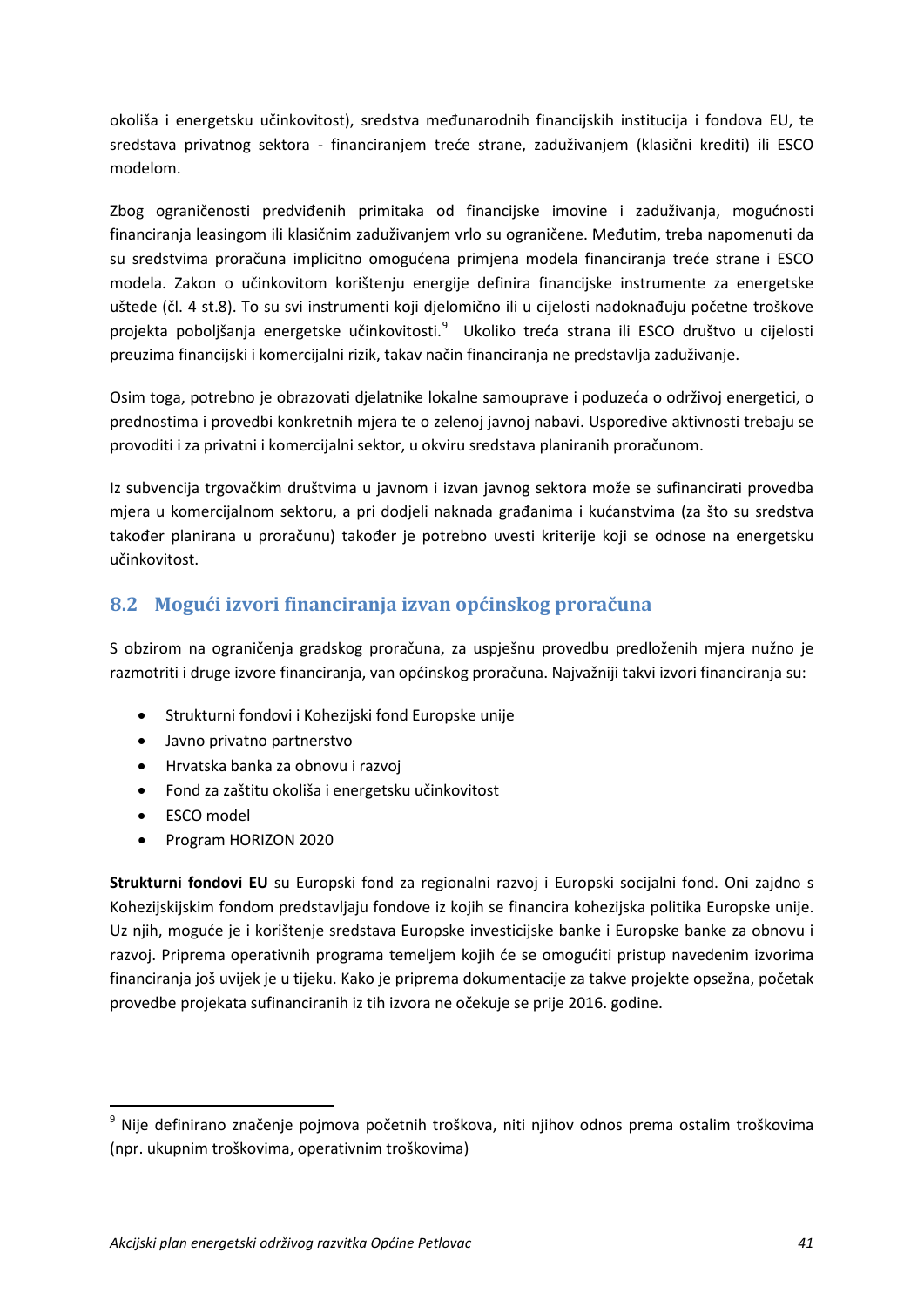okoliša i energetsku učinkovitost), sredstva međunarodnih financijskih institucija i fondova EU, te sredstava privatnog sektora - financiranjem treće strane, zaduživanjem (klasični krediti) ili ESCO modelom.

Zbog ograničenosti predviđenih primitaka od financijske imovine i zaduživanja, mogućnosti financiranja leasingom ili klasičnim zaduživanjem vrlo su ograničene. Međutim, treba napomenuti da su sredstvima proračuna implicitno omogućena primjena modela financiranja treće strane i ESCO modela. Zakon o učinkovitom korištenju energije definira financijske instrumente za energetske uštede (čl. 4 st.8). To su svi instrumenti koji djelomično ili u cijelosti nadoknađuju početne troškove projekta poboljšanja energetske učinkovitosti.[9] Ukoliko treća strana ili ESCO društvo u cijelosti preuzima financijski i komercijalni rizik, takav način financiranja ne predstavlja zaduživanje.

Osim toga, potrebno je obrazovati djelatnike lokalne samouprave i poduzeća o održivoj energetici, o prednostima i provedbi konkretnih mjera te o zelenoj javnoj nabavi. Usporedive aktivnosti trebaju se provoditi i za privatni i komercijalni sektor, u okviru sredstava planiranih proračunom.

Iz subvencija trgovačkim društvima u javnom i izvan javnog sektora može se sufinancirati provedba mjera u komercijalnom sektoru, a pri dodjeli naknada građanima i kućanstvima (za što su sredstva također planirana u proračunu) također je potrebno uvesti kriterije koji se odnose na energetsku učinkovitost.

## 8.2 Mogući izvori financiranja izvan općinskog proračuna

S obzirom na ograničenja gradskog proračuna, za uspješnu provedbu predloženih mjera nužno je razmotriti i druge izvore financiranja, van općinskog proračuna. Najvažniji takvi izvori financiranja su:

- Strukturni fondovi i Kohezijski fond Europske unije
- Javno privatno partnerstvo
- Hrvatska banka za obnovu i razvoj
- Fond za zaštitu okoliša i energetsku učinkovitost
- ESCO model
- Program HORIZON 2020

**Strukturni fondovi EU** su Europski fond za regionalni razvoj i Europski socijalni fond. Oni zajdno s Kohezijskijskim fondom predstavljaju fondove iz kojih se financira kohezijska politika Europske unije. Uz njih, moguće je i korištenje sredstava Europske investicijske banke i Europske banke za obnovu i razvoj. Priprema operativnih programa temeljem kojih će se omogućiti pristup navedenim izvorima financiranja još uvijek je u tijeku. Kako je priprema dokumentacije za takve projekte opsežna, početak provedbe projekata sufinanciranih iz tih izvora ne očekuje se prije 2016. godine.

---

[9] Nije definirano značenje pojmova početnih troškova, niti njihov odnos prema ostalim troškovima (npr. ukupnim troškovima, operativnim troškovima)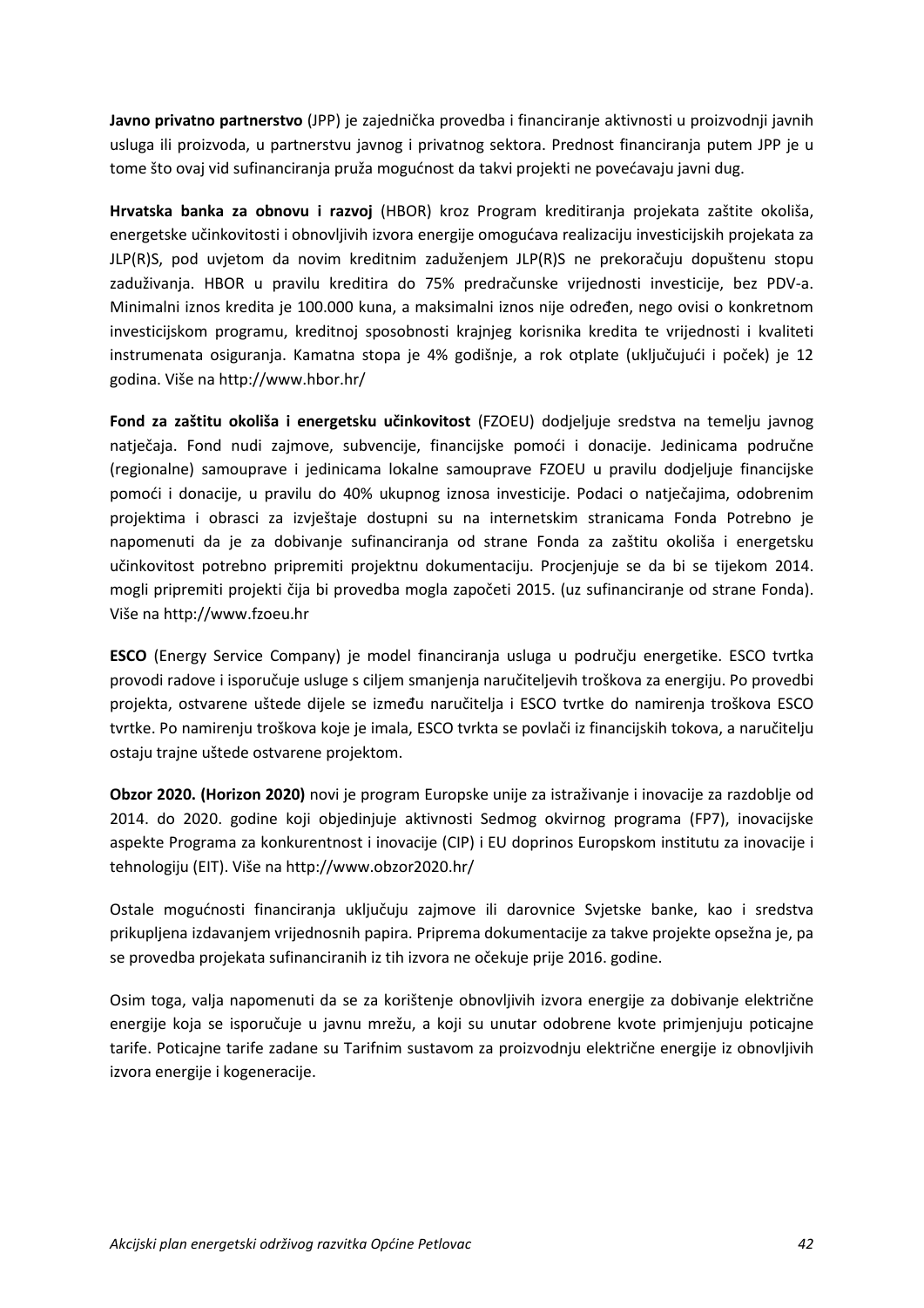**Javno privatno partnerstvo** (JPP) je zajednička provedba i financiranje aktivnosti u proizvodnji javnih usluga ili proizvoda, u partnerstvu javnog i privatnog sektora. Prednost financiranja putem JPP je u tome što ovaj vid sufinanciranja pruža mogućnost da takvi projekti ne povećavaju javni dug.

**Hrvatska banka za obnovu i razvoj** (HBOR) kroz Program kreditiranja projekata zaštite okoliša, energetske učinkovitosti i obnovljivih izvora energije omogućava realizaciju investicijskih projekata za JLP(R)S, pod uvjetom da novim kreditnim zaduženjem JLP(R)S ne prekoračuju dopuštenu stopu zaduživanja. HBOR u pravilu kreditira do 75% predračunske vrijednosti investicije, bez PDV-a. Minimalni iznos kredita je 100.000 kuna, a maksimalni iznos nije određen, nego ovisi o konkretnom investicijskom programu, kreditnoj sposobnosti krajnjeg korisnika kredita te vrijednosti i kvaliteti instrumenata osiguranja. Kamatna stopa je 4% godišnje, a rok otplate (uključujući i poček) je 12 godina. Više na http://www.hbor.hr/

**Fond za zaštitu okoliša i energetsku učinkovitost** (FZOEU) dodjeljuje sredstva na temelju javnog natječaja. Fond nudi zajmove, subvencije, financijske pomoći i donacije. Jedinicama područne (regionalne) samouprave i jedinicama lokalne samouprave FZOEU u pravilu dodjeljuje financijske pomoći i donacije, u pravilu do 40% ukupnog iznosa investicije. Podaci o natječajima, odobrenim projektima i obrasci za izvještaje dostupni su na internetskim stranicama Fonda Potrebno je napomenuti da je za dobivanje sufinanciranja od strane Fonda za zaštitu okoliša i energetsku učinkovitost potrebno pripremiti projektnu dokumentaciju. Procjenjuje se da bi se tijekom 2014. mogli pripremiti projekti čija bi provedba mogla započeti 2015. (uz sufinanciranje od strane Fonda). Više na http://www.fzoeu.hr

**ESCO** (Energy Service Company) je model financiranja usluga u području energetike. ESCO tvrtka provodi radove i isporučuje usluge s ciljem smanjenja naručiteljevih troškova za energiju. Po provedbi projekta, ostvarene uštede dijele se između naručitelja i ESCO tvrtke do namirenja troškova ESCO tvrtke. Po namirenju troškova koje je imala, ESCO tvrtka se povlači iz financijskih tokova, a naručitelju ostaju trajne uštede ostvarene projektom.

**Obzor 2020. (Horizon 2020)** novi je program Europske unije za istraživanje i inovacije za razdoblje od 2014. do 2020. godine koji objedinjuje aktivnosti Sedmog okvirnog programa (FP7), inovacijske aspekte Programa za konkurentnost i inovacije (CIP) i EU doprinos Europskom institutu za inovacije i tehnologiju (EIT). Više na http://www.obzor2020.hr/

Ostale mogućnosti financiranja uključuju zajmove ili darovnice Svjetske banke, kao i sredstva prikupljena izdavanjem vrijednosnih papira. Priprema dokumentacije za takve projekte opsežna je, pa se provedba projekata sufinanciranih iz tih izvora ne očekuje prije 2016. godine.

Osim toga, valja napomenuti da se za korištenje obnovljivih izvora energije za dobivanje električne energije koja se isporučuje u javnu mrežu, a koji su unutar odobrene kvote primjenjuju poticajne tarife. Poticajne tarife zadane su Tarifnim sustavom za proizvodnju električne energije iz obnovljivih izvora energije i kogeneracije.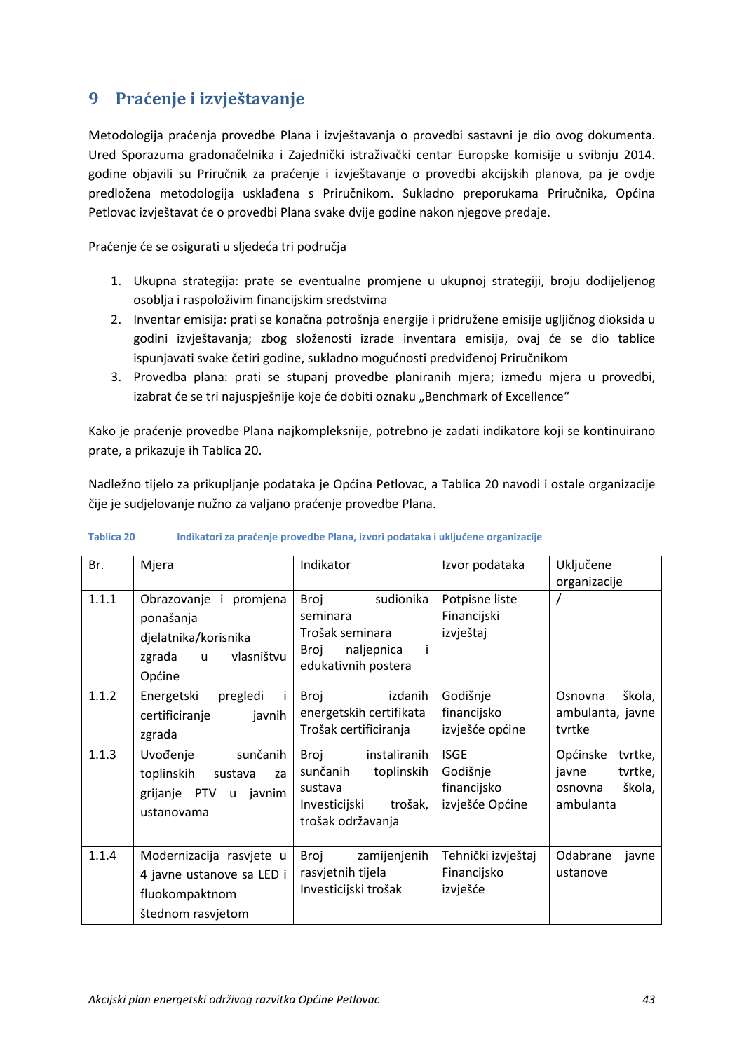# 9 Praćenje i izvještavanje

Metodologija praćenja provedbe Plana i izvještavanja o provedbi sastavni je dio ovog dokumenta. Ured Sporazuma gradonačelnika i Zajednički istraživački centar Europske komisije u svibnju 2014. godine objavili su Priručnik za praćenje i izvještavanje o provedbi akcijskih planova, pa je ovdje predložena metodologija usklađena s Priručnikom. Sukladno preporukama Priručnika, Općina Petlovac izvještavat će o provedbi Plana svake dvije godine nakon njegove predaje.

Praćenje će se osigurati u sljedeća tri područja

1. Ukupna strategija: prate se eventualne promjene u ukupnoj strategiji, broju dodijeljenog osoblja i raspoloživim financijskim sredstvima
2. Inventar emisija: prati se konačna potrošnja energije i pridružene emisije ugljičnog dioksida u godini izvještavanja; zbog složenosti izrade inventara emisija, ovaj će se dio tablice ispunjavati svake četiri godine, sukladno mogućnosti predviđenoj Priručnikom
3. Provedba plana: prati se stupanj provedbe planiranih mjera; između mjera u provedbi, izabrat će se tri najuspješnije koje će dobiti oznaku „Benchmark of Excellence"

Kako je praćenje provedbe Plana najkompleksnije, potrebno je zadati indikatore koji se kontinuirano prate, a prikazuje ih Tablica 20.

Nadležno tijelo za prikupljanje podataka je Općina Petlovac, a Tablica 20 navodi i ostale organizacije čije je sudjelovanje nužno za valjano praćenje provedbe Plana.

**Tablica 20 Indikatori za praćenje provedbe Plana, izvori podataka i uključene organizacije**

| Br. | Mjera | Indikator | Izvor podataka | Uključene organizacije |
|---|---|---|---|---|
| 1.1.1 | Obrazovanje i promjena ponašanja djelatnika/korisnika zgrada u vlasništvu Općine | Broj sudionika seminara<br>Trošak seminara<br>Broj naljepnica i edukativnih postera | Potpisne liste<br>Financijski izvještaj | / |
| 1.1.2 | Energetski pregledi i certificiranje javnih zgrada | Broj izdanih energetskih certifikata<br>Trošak certificiranja | Godišnje financijsko izvješće općine | Osnovna škola, ambulanta, javne tvrtke |
| 1.1.3 | Uvođenje sunčanih toplinskih sustava za grijanje PTV u javnim ustanovama | Broj instaliranih sunčanih toplinskih sustava<br>Investicijski trošak, trošak održavanja | ISGE<br>Godišnje financijsko izvješće Općine | Općinske tvrtke, javne tvrtke, osnovna škola, ambulanta |
| 1.1.4 | Modernizacija rasvjete u 4 javne ustanove sa LED i fluokompaktnom štednom rasvjetom | Broj zamijenjenih rasvjetnih tijela<br>Investicijski trošak | Tehnički izvještaj<br>Financijsko izvješće | Odabrane javne ustanove |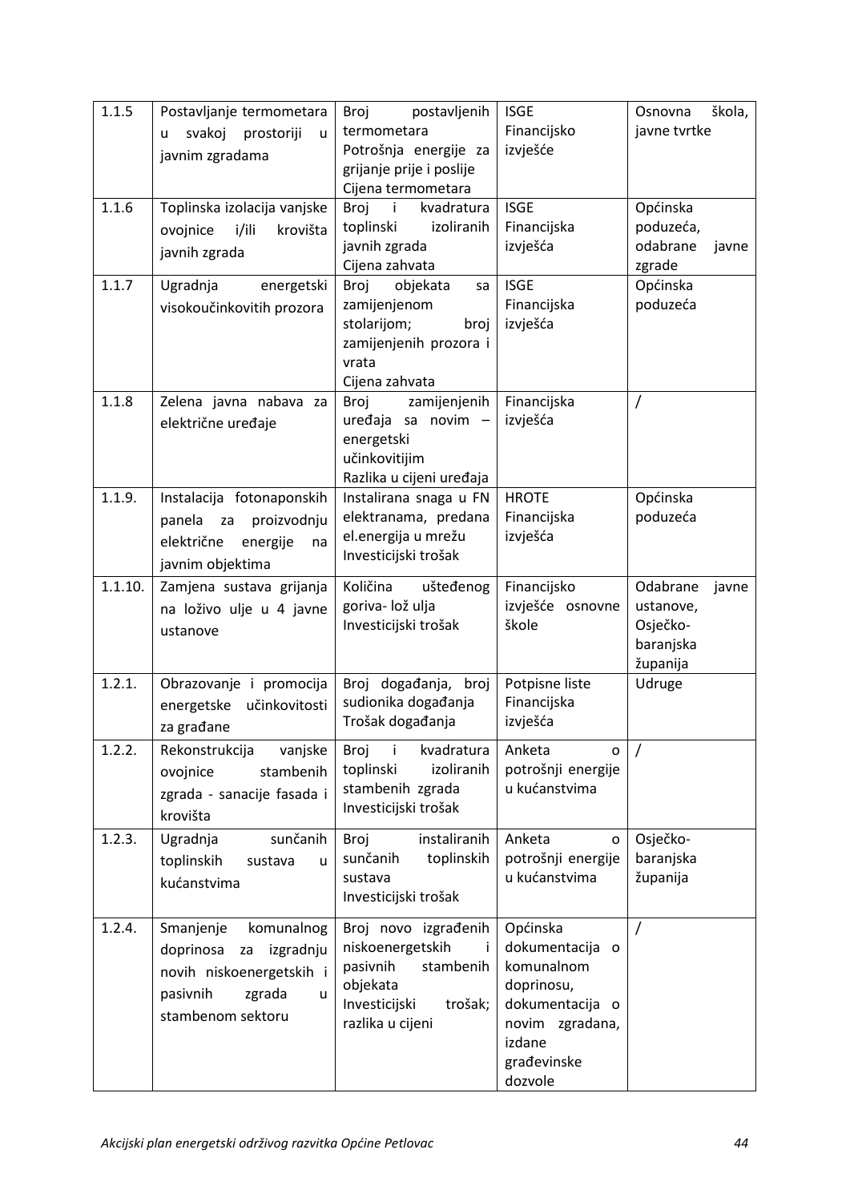| 1.1.5 | Postavljanje termometara u svakoj prostoriji u javnim zgradama | Broj postavljenih termometara<br>Potrošnja energije za grijanje prije i poslije<br>Cijena termometara | ISGE<br>Financijsko izvješće | Osnovna škola, javne tvrtke |
|---|---|---|---|---|
| 1.1.6 | Toplinska izolacija vanjske ovojnice i/ili krovišta javnih zgrada | Broj i kvadratura toplinski izoliranih javnih zgrada<br>Cijena zahvata | ISGE<br>Financijska izvješća | Općinska poduzeća, odabrane javne zgrade |
| 1.1.7 | Ugradnja energetski visokoučinkovitih prozora | Broj objekata sa zamijenjenom stolarijom; broj zamijenjenih prozora i vrata<br>Cijena zahvata | ISGE<br>Financijska izvješća | Općinska poduzeća |
| 1.1.8 | Zelena javna nabava za električne uređaje | Broj zamijenjenih uređaja sa novim – energetski učinkovitijim<br>Razlika u cijeni uređaja | Financijska izvješća | / |
| 1.1.9. | Instalacija fotonaponskih panela za proizvodnju električne energije na javnim objektima | Instalirana snaga u FN elektranama, predana el.energija u mrežu<br>Investicijski trošak | HROTE<br>Financijska izvješća | Općinska poduzeća |
| 1.1.10. | Zamjena sustava grijanja na loživo ulje u 4 javne ustanove | Količina ušteđenog goriva- lož ulja<br>Investicijski trošak | Financijsko izvješće osnovne škole | Odabrane javne ustanove, Osječko-baranjska županija |
| 1.2.1. | Obrazovanje i promocija energetske učinkovitosti za građane | Broj događanja, broj sudionika događanja<br>Trošak događanja | Potpisne liste<br>Financijska izvješća | Udruge |
| 1.2.2. | Rekonstrukcija vanjske ovojnice stambenih zgrada - sanacije fasada i krovišta | Broj i kvadratura toplinski izoliranih stambenih zgrada<br>Investicijski trošak | Anketa o potrošnji energije u kućanstvima | / |
| 1.2.3. | Ugradnja sunčanih toplinskih sustava u kućanstvima | Broj instaliranih sunčanih toplinskih sustava<br>Investicijski trošak | Anketa o potrošnji energije u kućanstvima | Osječko-baranjska županija |
| 1.2.4. | Smanjenje komunalnog doprinosa za izgradnju novih niskoenergetskih i pasivnih zgrada u stambenom sektoru | Broj novo izgrađenih niskoenergetskih i pasivnih stambenih objekata<br>Investicijski trošak; razlika u cijeni | Općinska dokumentacija o komunalnom doprinosu, dokumentacija o novim zgradama, izdane građevinske dozvole | / |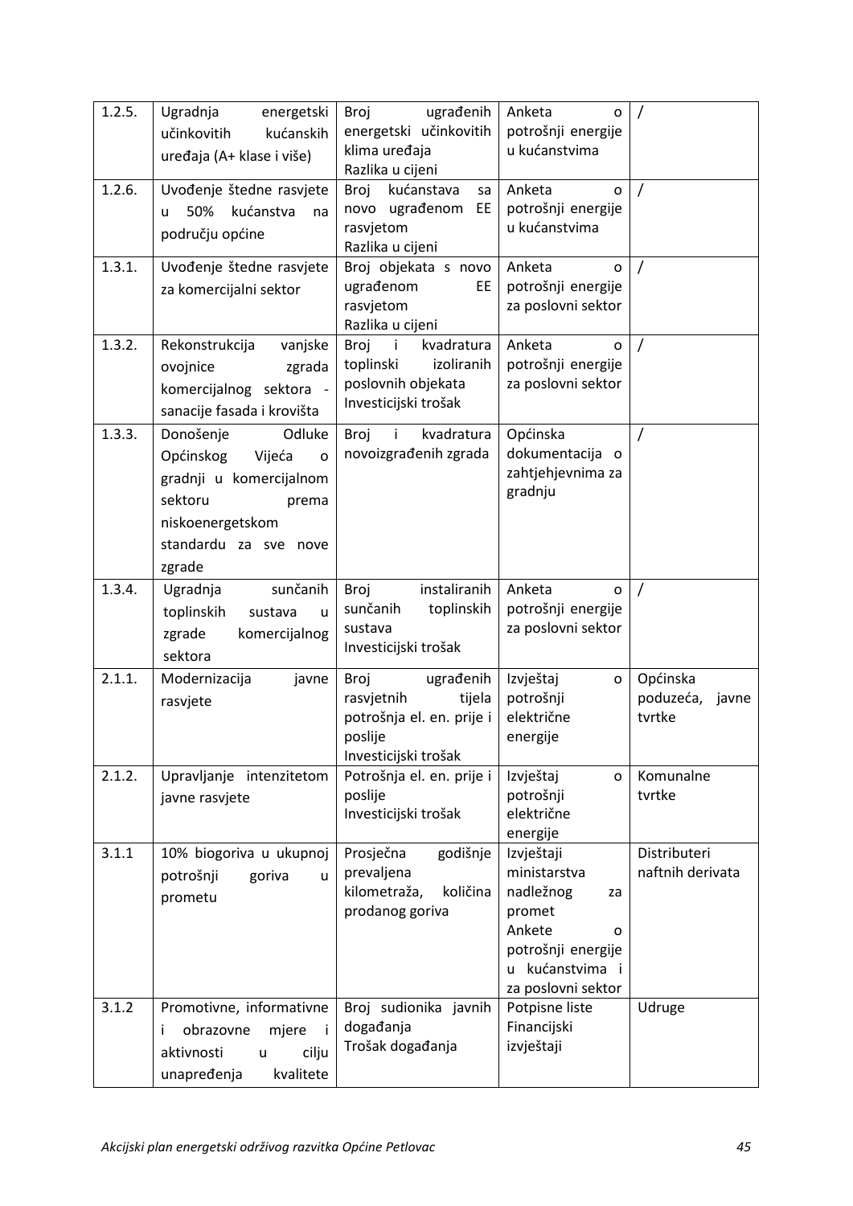| 1.2.5. | Ugradnja energetski učinkovitih kućanskih uređaja (A+ klase i više) | Broj ugrađenih energetski učinkovitih klima uređaja<br>Razlika u cijeni | Anketa o potrošnji energije u kućanstvima | / |
|---|---|---|---|---|
| 1.2.6. | Uvođenje štedne rasvjete u 50% kućanstva na području općine | Broj kućanstava sa novo ugrađenom EE rasvjetom<br>Razlika u cijeni | Anketa o potrošnji energije u kućanstvima | / |
| 1.3.1. | Uvođenje štedne rasvjete za komercijalni sektor | Broj objekata s novo ugrađenom EE rasvjetom<br>Razlika u cijeni | Anketa o potrošnji energije za poslovni sektor | / |
| 1.3.2. | Rekonstrukcija vanjske ovojnice zgrada komercijalnog sektora - sanacije fasada i krovišta | Broj i kvadratura toplinski izoliranih poslovnih objekata<br>Investicijski trošak | Anketa o potrošnji energije za poslovni sektor | / |
| 1.3.3. | Donošenje Odluke Općinskog Vijeća o gradnji u komercijalnom sektoru prema niskoenergetskom standardu za sve nove zgrade | Broj i kvadratura novoizgrađenih zgrada | Općinska dokumentacija o zahtjehjevnima za gradnju | / |
| 1.3.4. | Ugradnja sunčanih toplinskih sustava u zgrade komercijalnog sektora | Broj instaliranih sunčanih toplinskih sustava<br>Investicijski trošak | Anketa o potrošnji energije za poslovni sektor | / |
| 2.1.1. | Modernizacija javne rasvjete | Broj ugrađenih rasvjetnih tijela potrošnja el. en. prije i poslije<br>Investicijski trošak | Izvještaj o potrošnji električne energije | Općinska poduzeća, javne tvrtke |
| 2.1.2. | Upravljanje intenzitetom javne rasvjete | Potrošnja el. en. prije i poslije<br>Investicijski trošak | Izvještaj o potrošnji električne energije | Komunalne tvrtke |
| 3.1.1 | 10% biogoriva u ukupnoj potrošnji goriva u prometu | Prosječna godišnje prevaljena kilometraža, količina prodanog goriva | Izvještaji ministarstva nadležnog za promet<br>Ankete o potrošnji energije u kućanstvima i za poslovni sektor | Distributeri naftnih derivata |
| 3.1.2 | Promotivne, informativne i obrazovne mjere i aktivnosti u cilju unapređenja kvalitete | Broj sudionika javnih događanja<br>Trošak događanja | Potpisne liste<br>Financijski izvještaji | Udruge |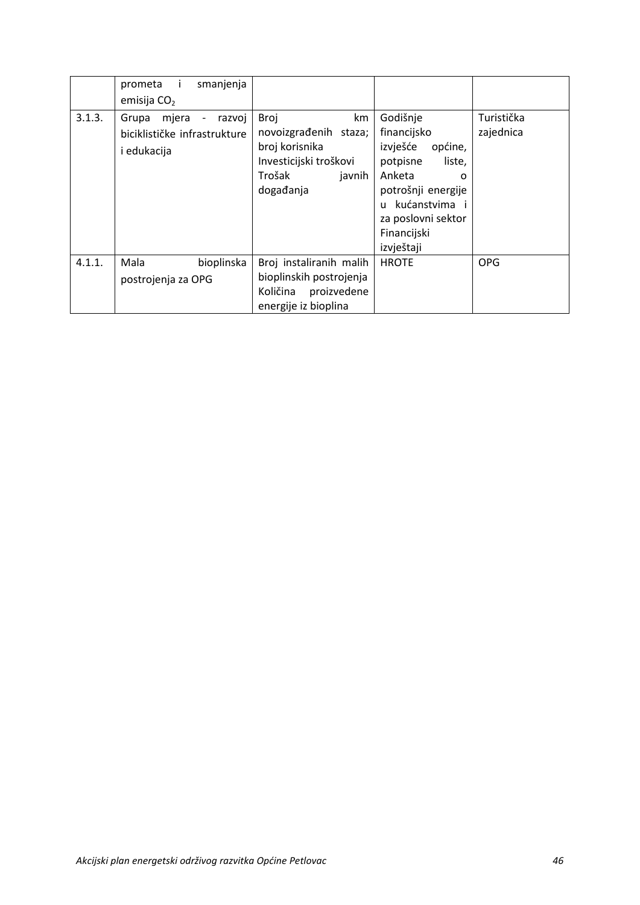| | | | | |
|---|---|---|---|---|
| | prometa i smanjenja emisija $CO_2$ | | | |
| 3.1.3. | Grupa mjera - razvoj biciklističke infrastrukture i edukacija | Broj km novoizgrađenih staza; broj korisnika Investicijski troškovi Trošak javnih događanja | Godišnje financijsko izvješće općine, potpisne liste, Anketa o potrošnji energije u kućanstvima i za poslovni sektor Financijski izvještaji | Turistička zajednica |
| 4.1.1. | Mala bioplinska postrojenja za OPG | Broj instaliranih malih bioplinskih postrojenja Količina proizvedene energije iz bioplina | HROTE | OPG |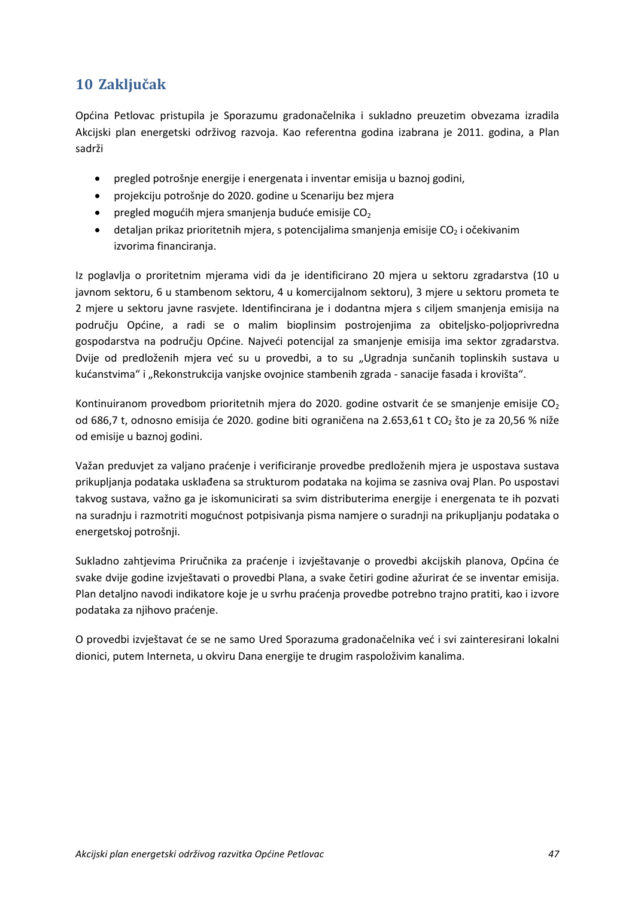# 10 Zaključak

Općina Petlovac pristupila je Sporazumu gradonačelnika i sukladno preuzetim obvezama izradila Akcijski plan energetski održivog razvoja. Kao referentna godina izabrana je 2011. godina, a Plan sadrži

- pregled potrošnje energije i energenata i inventar emisija u baznoj godini,
- projekciju potrošnje do 2020. godine u Scenariju bez mjera
- pregled mogućih mjera smanjenja buduće emisije $CO_2$
- detaljan prikaz prioritetnih mjera, s potencijalima smanjenja emisije $CO_2$ i očekivanim izvorima financiranja.

Iz poglavlja o proritetnim mjerama vidi da je identificirano 20 mjera u sektoru zgradarstva (10 u javnom sektoru, 6 u stambenom sektoru, 4 u komercijalnom sektoru), 3 mjere u sektoru prometa te 2 mjere u sektoru javne rasvjete. Identifincirana je i dodantna mjera s ciljem smanjenja emisija na području Općine, a radi se o malim bioplinsim postrojenjima za obiteljsko-poljoprivredna gospodarstva na području Općine. Najveći potencijal za smanjenje emisija ima sektor zgradarstva. Dvije od predloženih mjera već su u provedbi, a to su „Ugradnja sunčanih toplinskih sustava u kućanstvima“ i „Rekonstrukcija vanjske ovojnice stambenih zgrada - sanacije fasada i krovišta“.

Kontinuiranom provedbom prioritetnih mjera do 2020. godine ostvarit će se smanjenje emisije $CO_2$ od 686,7 t, odnosno emisija će 2020. godine biti ograničena na 2.653,61 t $CO_2$ što je za 20,56 % niže od emisije u baznoj godini.

Važan preduvjet za valjano praćenje i verificiranje provedbe predloženih mjera je uspostava sustava prikupljanja podataka usklađena sa strukturom podataka na kojima se zasniva ovaj Plan. Po uspostavi takvog sustava, važno ga je iskomunicirati sa svim distributerima energije i energenata te ih pozvati na suradnju i razmotriti mogućnost potpisivanja pisma namjere o suradnji na prikupljanju podataka o energetskoj potrošnji.

Sukladno zahtjevima Priručnika za praćenje i izvještavanje o provedbi akcijskih planova, Općina će svake dvije godine izvještavati o provedbi Plana, a svake četiri godine ažurirat će se inventar emisija. Plan detaljno navodi indikatore koje je u svrhu praćenja provedbe potrebno trajno pratiti, kao i izvore podataka za njihovo praćenje.

O provedbi izvještavat će se ne samo Ured Sporazuma gradonačelnika već i svi zainteresirani lokalni dionici, putem Interneta, u okviru Dana energije te drugim raspoloživim kanalima.